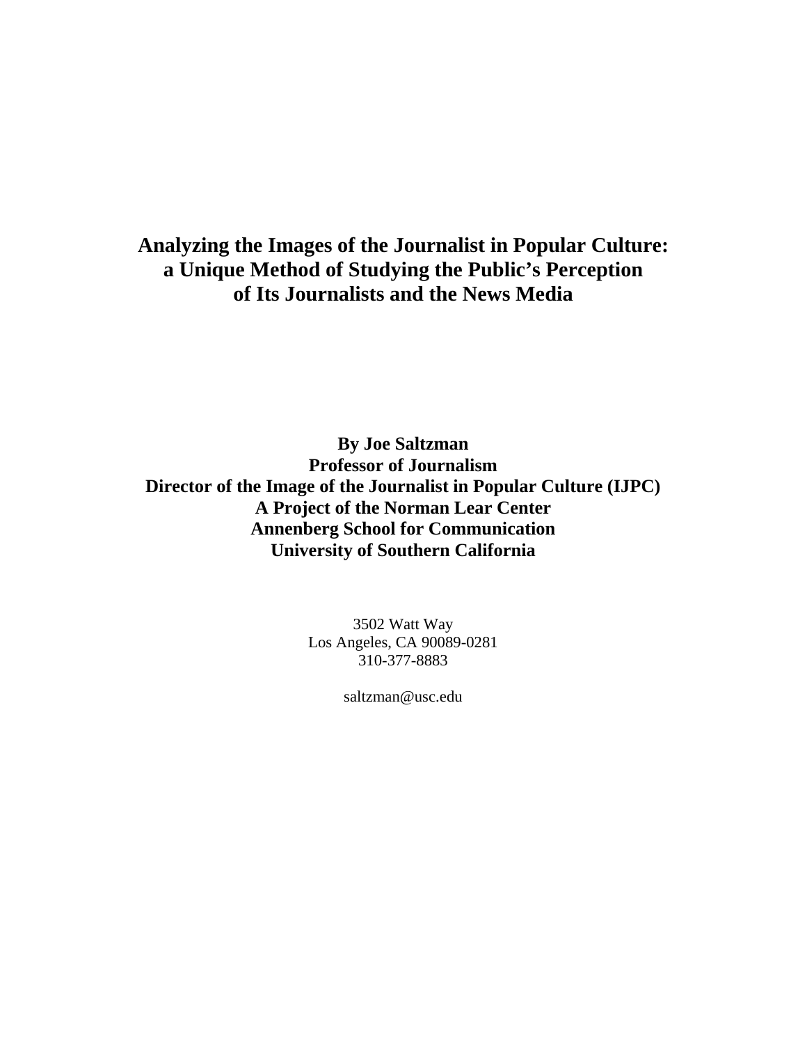# Analyzing the Images of the Journalist in Popular Culture: a Unique Method of Studying the Public's Perception of Its Journalists and the News Media

**By Joe Saltzman**
**Professor of Journalism**
**Director of the Image of the Journalist in Popular Culture (IJPC)**
**A Project of the Norman Lear Center**
**Annenberg School for Communication**
**University of Southern California**

3502 Watt Way
Los Angeles, CA 90089-0281
310-377-8883

saltzman@usc.edu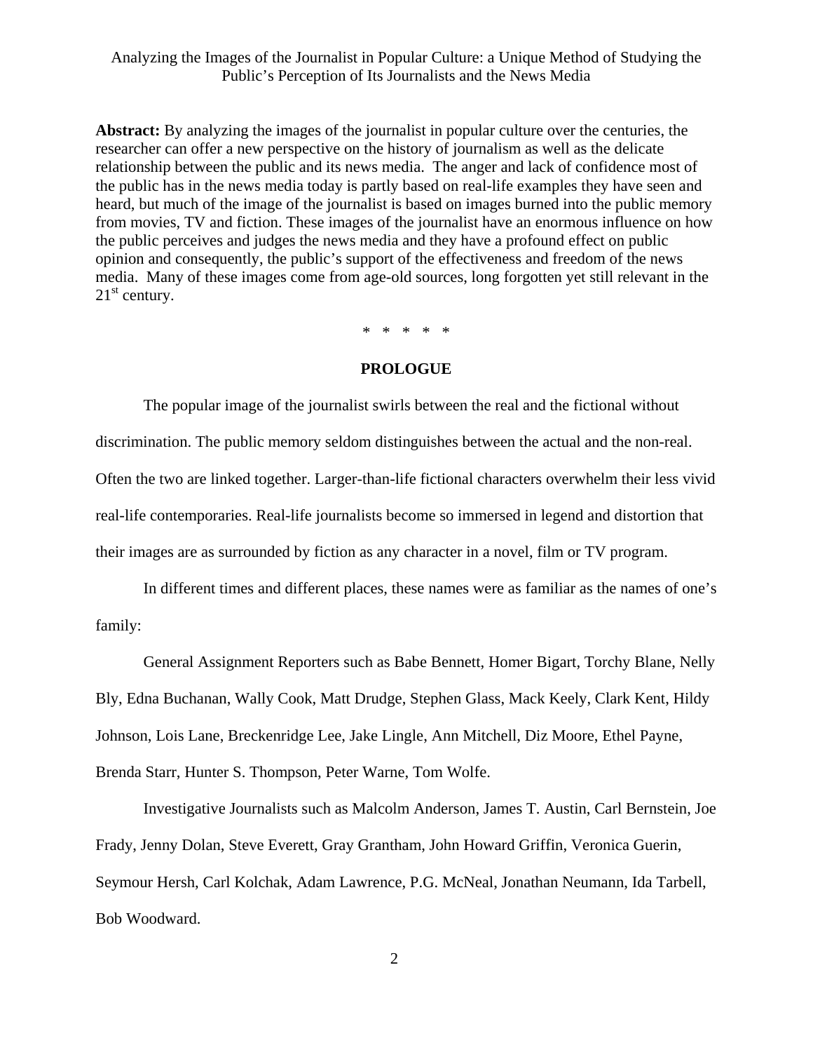Analyzing the Images of the Journalist in Popular Culture: a Unique Method of Studying the Public's Perception of Its Journalists and the News Media

**Abstract:** By analyzing the images of the journalist in popular culture over the centuries, the researcher can offer a new perspective on the history of journalism as well as the delicate relationship between the public and its news media. The anger and lack of confidence most of the public has in the news media today is partly based on real-life examples they have seen and heard, but much of the image of the journalist is based on images burned into the public memory from movies, TV and fiction. These images of the journalist have an enormous influence on how the public perceives and judges the news media and they have a profound effect on public opinion and consequently, the public's support of the effectiveness and freedom of the news media. Many of these images come from age-old sources, long forgotten yet still relevant in the 21st century.

\* \* \* \* \*

## PROLOGUE

The popular image of the journalist swirls between the real and the fictional without discrimination. The public memory seldom distinguishes between the actual and the non-real. Often the two are linked together. Larger-than-life fictional characters overwhelm their less vivid real-life contemporaries. Real-life journalists become so immersed in legend and distortion that their images are as surrounded by fiction as any character in a novel, film or TV program.

In different times and different places, these names were as familiar as the names of one's family:

General Assignment Reporters such as Babe Bennett, Homer Bigart, Torchy Blane, Nelly Bly, Edna Buchanan, Wally Cook, Matt Drudge, Stephen Glass, Mack Keely, Clark Kent, Hildy Johnson, Lois Lane, Breckenridge Lee, Jake Lingle, Ann Mitchell, Diz Moore, Ethel Payne, Brenda Starr, Hunter S. Thompson, Peter Warne, Tom Wolfe.

Investigative Journalists such as Malcolm Anderson, James T. Austin, Carl Bernstein, Joe Frady, Jenny Dolan, Steve Everett, Gray Grantham, John Howard Griffin, Veronica Guerin, Seymour Hersh, Carl Kolchak, Adam Lawrence, P.G. McNeal, Jonathan Neumann, Ida Tarbell, Bob Woodward.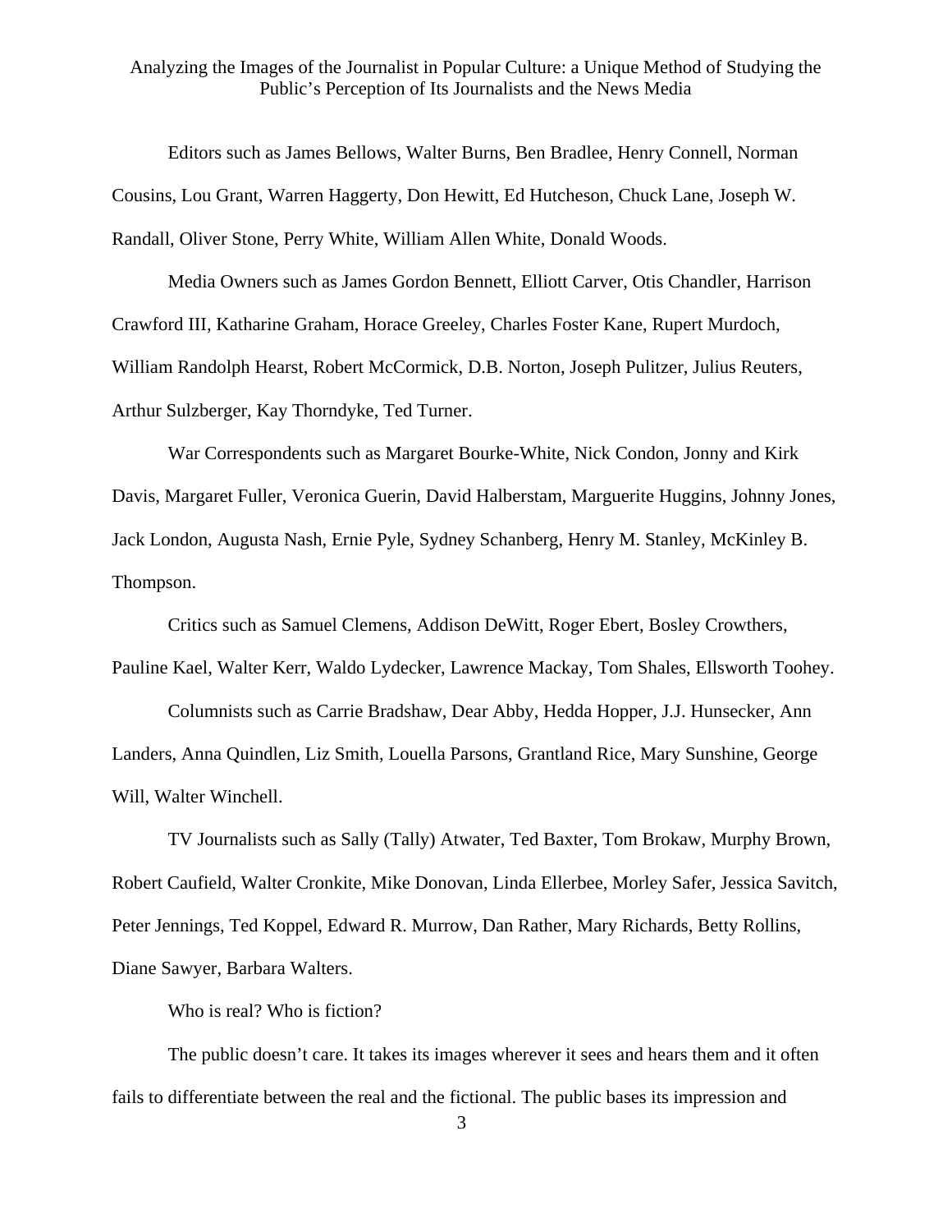Editors such as James Bellows, Walter Burns, Ben Bradlee, Henry Connell, Norman Cousins, Lou Grant, Warren Haggerty, Don Hewitt, Ed Hutcheson, Chuck Lane, Joseph W. Randall, Oliver Stone, Perry White, William Allen White, Donald Woods.

Media Owners such as James Gordon Bennett, Elliott Carver, Otis Chandler, Harrison Crawford III, Katharine Graham, Horace Greeley, Charles Foster Kane, Rupert Murdoch, William Randolph Hearst, Robert McCormick, D.B. Norton, Joseph Pulitzer, Julius Reuters, Arthur Sulzberger, Kay Thorndyke, Ted Turner.

War Correspondents such as Margaret Bourke-White, Nick Condon, Jonny and Kirk Davis, Margaret Fuller, Veronica Guerin, David Halberstam, Marguerite Huggins, Johnny Jones, Jack London, Augusta Nash, Ernie Pyle, Sydney Schanberg, Henry M. Stanley, McKinley B. Thompson.

Critics such as Samuel Clemens, Addison DeWitt, Roger Ebert, Bosley Crowthers, Pauline Kael, Walter Kerr, Waldo Lydecker, Lawrence Mackay, Tom Shales, Ellsworth Toohey.

Columnists such as Carrie Bradshaw, Dear Abby, Hedda Hopper, J.J. Hunsecker, Ann Landers, Anna Quindlen, Liz Smith, Louella Parsons, Grantland Rice, Mary Sunshine, George Will, Walter Winchell.

TV Journalists such as Sally (Tally) Atwater, Ted Baxter, Tom Brokaw, Murphy Brown, Robert Caufield, Walter Cronkite, Mike Donovan, Linda Ellerbee, Morley Safer, Jessica Savitch, Peter Jennings, Ted Koppel, Edward R. Murrow, Dan Rather, Mary Richards, Betty Rollins, Diane Sawyer, Barbara Walters.

Who is real? Who is fiction?

The public doesn't care. It takes its images wherever it sees and hears them and it often fails to differentiate between the real and the fictional. The public bases its impression and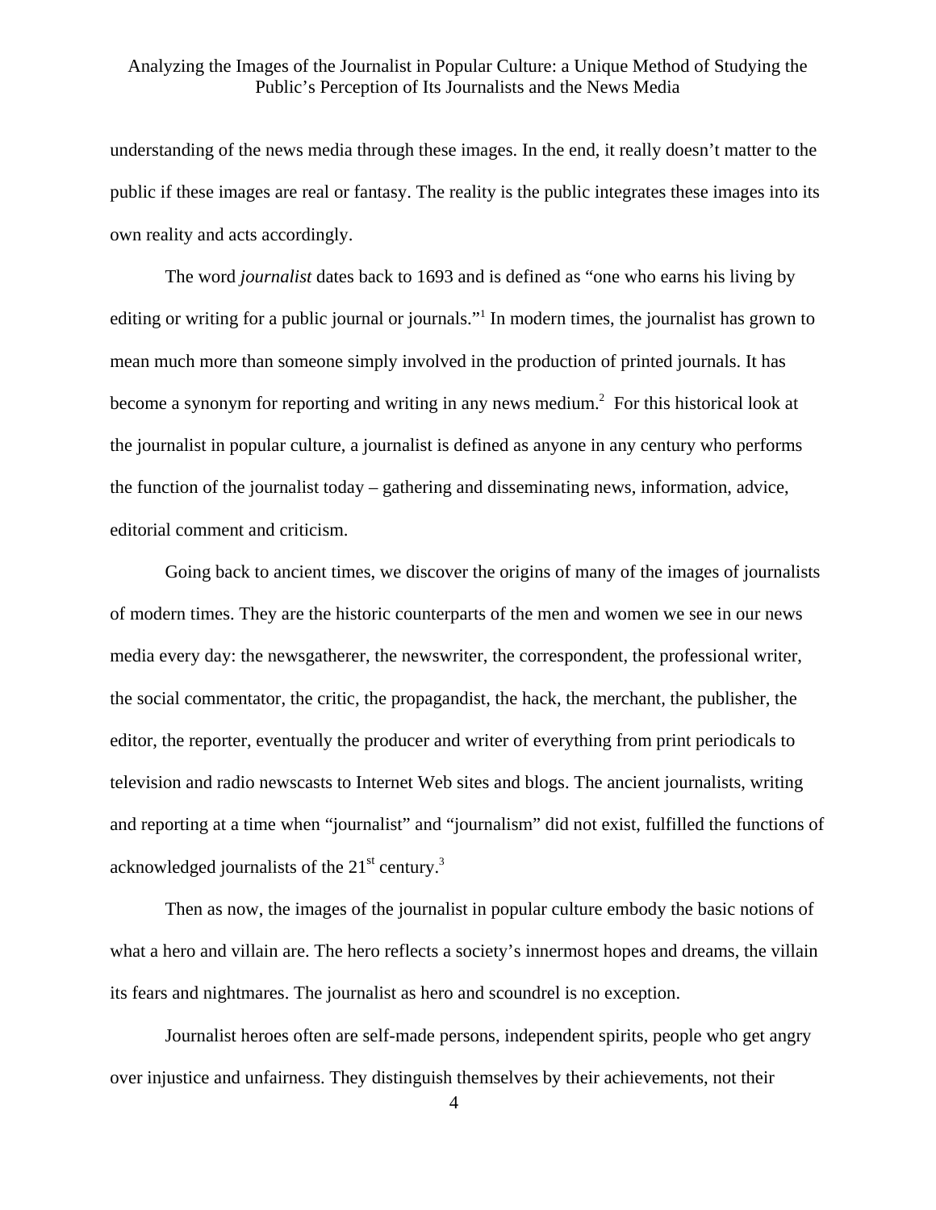understanding of the news media through these images. In the end, it really doesn't matter to the public if these images are real or fantasy. The reality is the public integrates these images into its own reality and acts accordingly.

The word *journalist* dates back to 1693 and is defined as "one who earns his living by editing or writing for a public journal or journals."[1] In modern times, the journalist has grown to mean much more than someone simply involved in the production of printed journals. It has become a synonym for reporting and writing in any news medium.[2] For this historical look at the journalist in popular culture, a journalist is defined as anyone in any century who performs the function of the journalist today – gathering and disseminating news, information, advice, editorial comment and criticism.

Going back to ancient times, we discover the origins of many of the images of journalists of modern times. They are the historic counterparts of the men and women we see in our news media every day: the newsgatherer, the newswriter, the correspondent, the professional writer, the social commentator, the critic, the propagandist, the hack, the merchant, the publisher, the editor, the reporter, eventually the producer and writer of everything from print periodicals to television and radio newscasts to Internet Web sites and blogs. The ancient journalists, writing and reporting at a time when "journalist" and "journalism" did not exist, fulfilled the functions of acknowledged journalists of the 21st century.[3]

Then as now, the images of the journalist in popular culture embody the basic notions of what a hero and villain are. The hero reflects a society's innermost hopes and dreams, the villain its fears and nightmares. The journalist as hero and scoundrel is no exception.

Journalist heroes often are self-made persons, independent spirits, people who get angry over injustice and unfairness. They distinguish themselves by their achievements, not their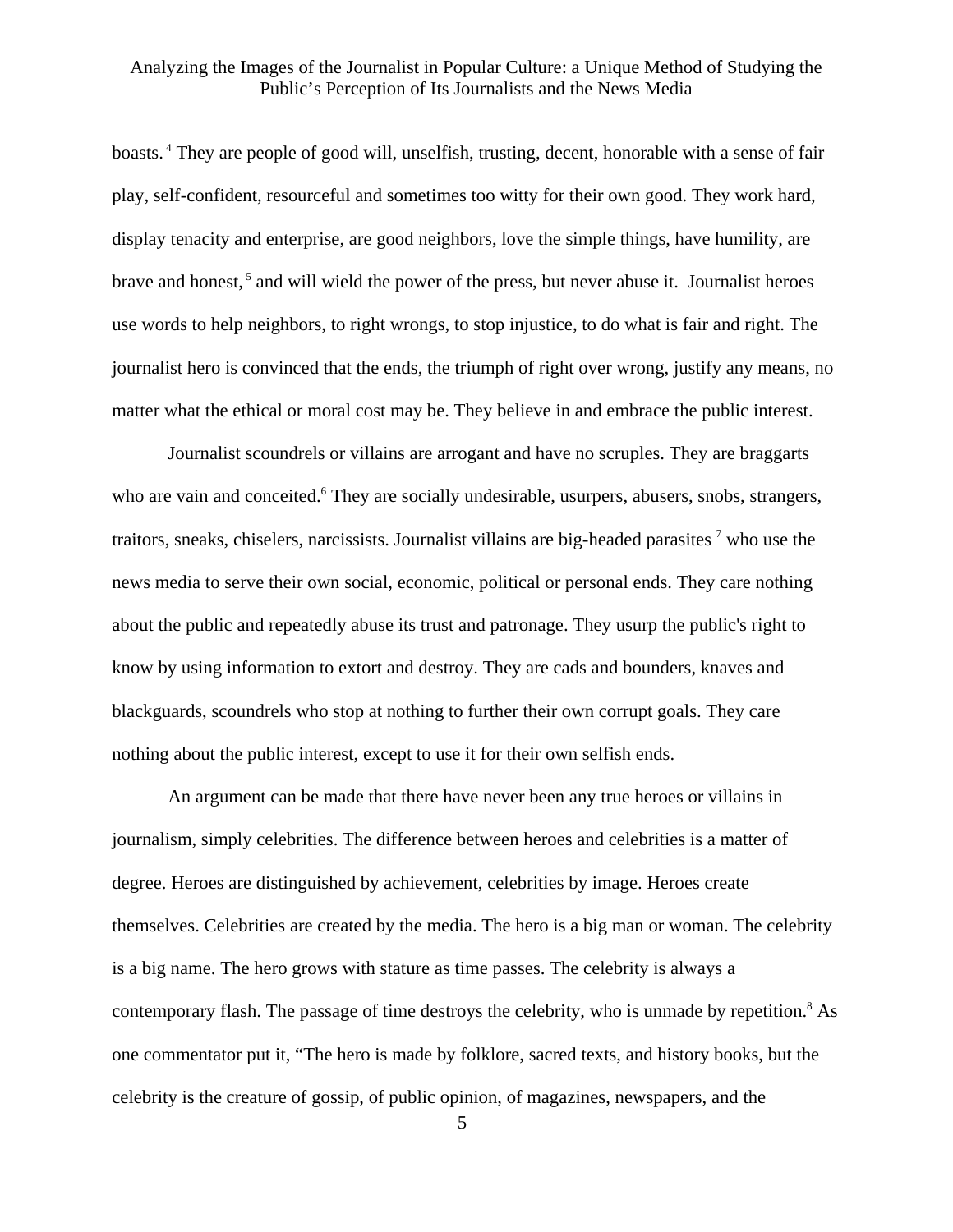boasts.[4] They are people of good will, unselfish, trusting, decent, honorable with a sense of fair play, self-confident, resourceful and sometimes too witty for their own good. They work hard, display tenacity and enterprise, are good neighbors, love the simple things, have humility, are brave and honest,[5] and will wield the power of the press, but never abuse it. Journalist heroes use words to help neighbors, to right wrongs, to stop injustice, to do what is fair and right. The journalist hero is convinced that the ends, the triumph of right over wrong, justify any means, no matter what the ethical or moral cost may be. They believe in and embrace the public interest.

Journalist scoundrels or villains are arrogant and have no scruples. They are braggarts who are vain and conceited.[6] They are socially undesirable, usurpers, abusers, snobs, strangers, traitors, sneaks, chiselers, narcissists. Journalist villains are big-headed parasites[7] who use the news media to serve their own social, economic, political or personal ends. They care nothing about the public and repeatedly abuse its trust and patronage. They usurp the public's right to know by using information to extort and destroy. They are cads and bounders, knaves and blackguards, scoundrels who stop at nothing to further their own corrupt goals. They care nothing about the public interest, except to use it for their own selfish ends.

An argument can be made that there have never been any true heroes or villains in journalism, simply celebrities. The difference between heroes and celebrities is a matter of degree. Heroes are distinguished by achievement, celebrities by image. Heroes create themselves. Celebrities are created by the media. The hero is a big man or woman. The celebrity is a big name. The hero grows with stature as time passes. The celebrity is always a contemporary flash. The passage of time destroys the celebrity, who is unmade by repetition.[8] As one commentator put it, "The hero is made by folklore, sacred texts, and history books, but the celebrity is the creature of gossip, of public opinion, of magazines, newspapers, and the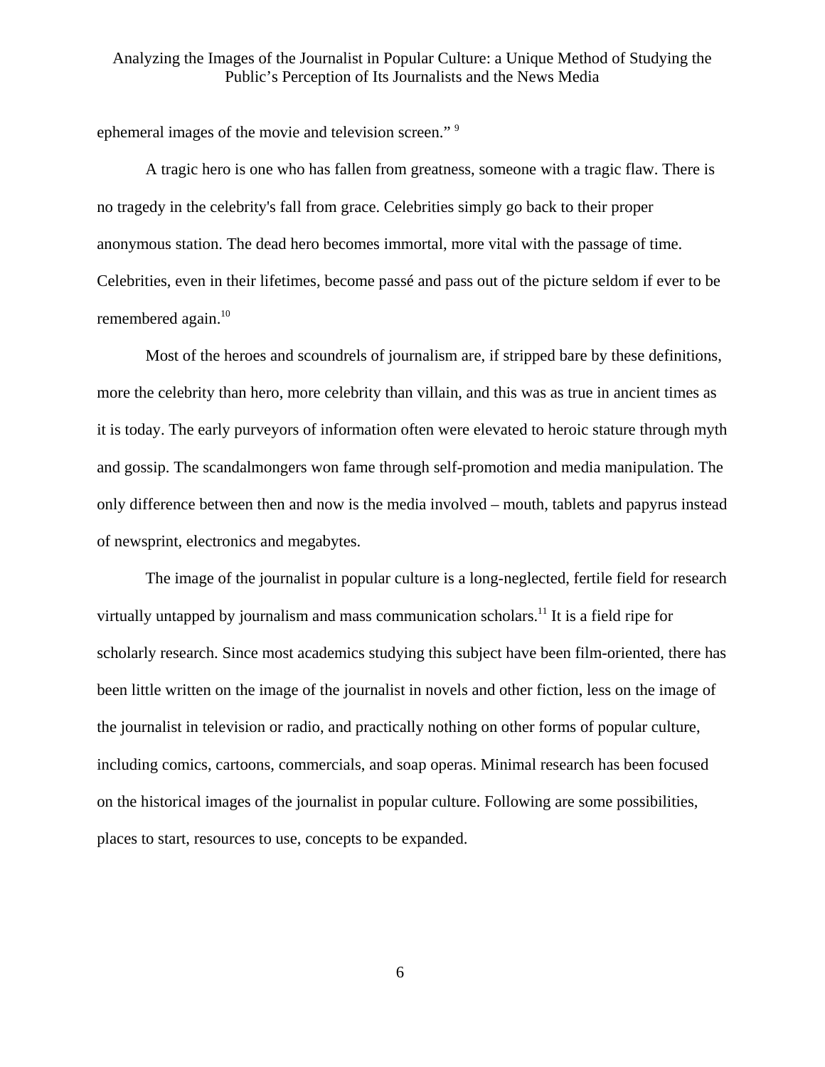ephemeral images of the movie and television screen." [9]

A tragic hero is one who has fallen from greatness, someone with a tragic flaw. There is no tragedy in the celebrity's fall from grace. Celebrities simply go back to their proper anonymous station. The dead hero becomes immortal, more vital with the passage of time. Celebrities, even in their lifetimes, become passé and pass out of the picture seldom if ever to be remembered again.[10]

Most of the heroes and scoundrels of journalism are, if stripped bare by these definitions, more the celebrity than hero, more celebrity than villain, and this was as true in ancient times as it is today. The early purveyors of information often were elevated to heroic stature through myth and gossip. The scandalmongers won fame through self-promotion and media manipulation. The only difference between then and now is the media involved – mouth, tablets and papyrus instead of newsprint, electronics and megabytes.

The image of the journalist in popular culture is a long-neglected, fertile field for research virtually untapped by journalism and mass communication scholars.[11] It is a field ripe for scholarly research. Since most academics studying this subject have been film-oriented, there has been little written on the image of the journalist in novels and other fiction, less on the image of the journalist in television or radio, and practically nothing on other forms of popular culture, including comics, cartoons, commercials, and soap operas. Minimal research has been focused on the historical images of the journalist in popular culture. Following are some possibilities, places to start, resources to use, concepts to be expanded.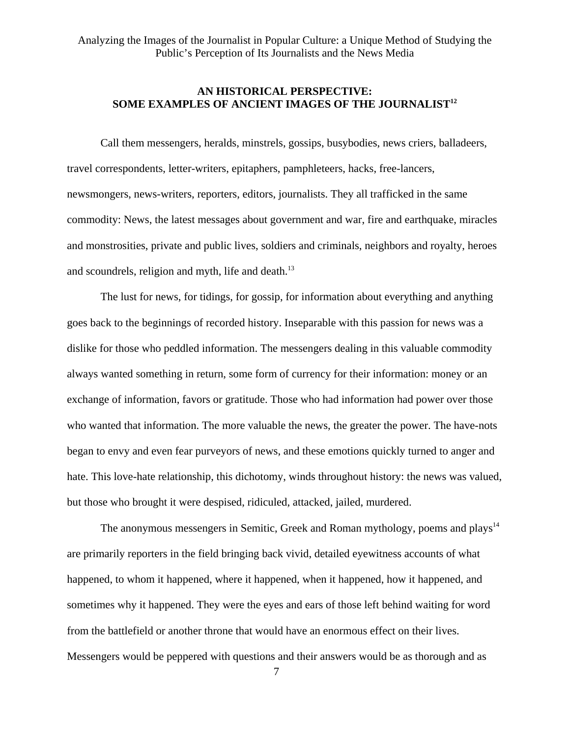## AN HISTORICAL PERSPECTIVE: SOME EXAMPLES OF ANCIENT IMAGES OF THE JOURNALIST[12]

Call them messengers, heralds, minstrels, gossips, busybodies, news criers, balladeers, travel correspondents, letter-writers, epitaphers, pamphleteers, hacks, free-lancers, newsmongers, news-writers, reporters, editors, journalists. They all trafficked in the same commodity: News, the latest messages about government and war, fire and earthquake, miracles and monstrosities, private and public lives, soldiers and criminals, neighbors and royalty, heroes and scoundrels, religion and myth, life and death.[13]

The lust for news, for tidings, for gossip, for information about everything and anything goes back to the beginnings of recorded history. Inseparable with this passion for news was a dislike for those who peddled information. The messengers dealing in this valuable commodity always wanted something in return, some form of currency for their information: money or an exchange of information, favors or gratitude. Those who had information had power over those who wanted that information. The more valuable the news, the greater the power. The have-nots began to envy and even fear purveyors of news, and these emotions quickly turned to anger and hate. This love-hate relationship, this dichotomy, winds throughout history: the news was valued, but those who brought it were despised, ridiculed, attacked, jailed, murdered.

The anonymous messengers in Semitic, Greek and Roman mythology, poems and plays[14] are primarily reporters in the field bringing back vivid, detailed eyewitness accounts of what happened, to whom it happened, where it happened, when it happened, how it happened, and sometimes why it happened. They were the eyes and ears of those left behind waiting for word from the battlefield or another throne that would have an enormous effect on their lives. Messengers would be peppered with questions and their answers would be as thorough and as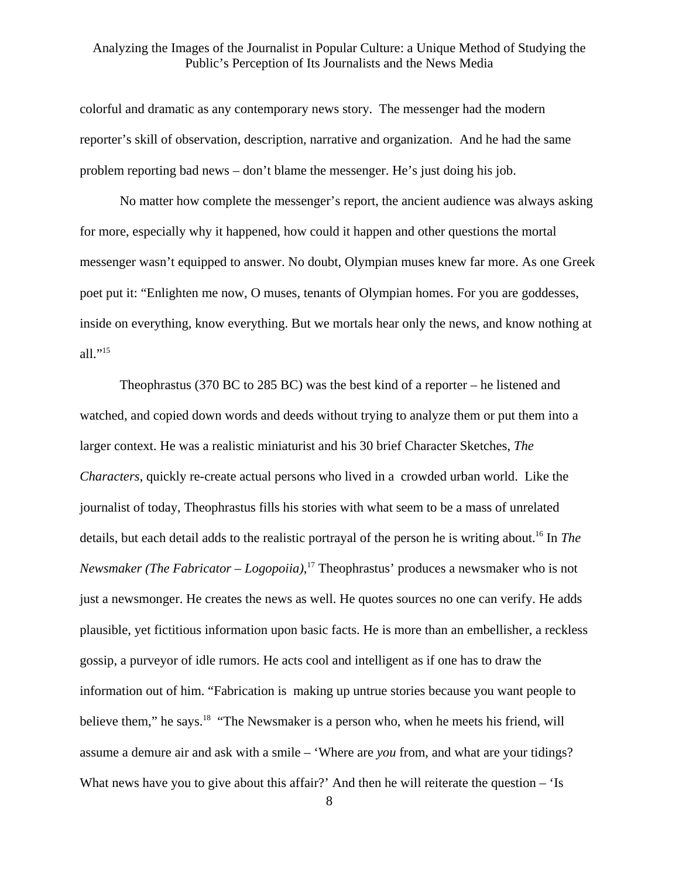colorful and dramatic as any contemporary news story. The messenger had the modern reporter's skill of observation, description, narrative and organization. And he had the same problem reporting bad news – don't blame the messenger. He's just doing his job.

No matter how complete the messenger's report, the ancient audience was always asking for more, especially why it happened, how could it happen and other questions the mortal messenger wasn't equipped to answer. No doubt, Olympian muses knew far more. As one Greek poet put it: "Enlighten me now, O muses, tenants of Olympian homes. For you are goddesses, inside on everything, know everything. But we mortals hear only the news, and know nothing at all."[15]

Theophrastus (370 BC to 285 BC) was the best kind of a reporter – he listened and watched, and copied down words and deeds without trying to analyze them or put them into a larger context. He was a realistic miniaturist and his 30 brief Character Sketches, *The Characters*, quickly re-create actual persons who lived in a crowded urban world. Like the journalist of today, Theophrastus fills his stories with what seem to be a mass of unrelated details, but each detail adds to the realistic portrayal of the person he is writing about.[16] In *The Newsmaker (The Fabricator – Logopoiia)*,[17] Theophrastus' produces a newsmaker who is not just a newsmonger. He creates the news as well. He quotes sources no one can verify. He adds plausible, yet fictitious information upon basic facts. He is more than an embellisher, a reckless gossip, a purveyor of idle rumors. He acts cool and intelligent as if one has to draw the information out of him. "Fabrication is making up untrue stories because you want people to believe them," he says.[18] "The Newsmaker is a person who, when he meets his friend, will assume a demure air and ask with a smile – 'Where are *you* from, and what are your tidings? What news have you to give about this affair?' And then he will reiterate the question – 'Is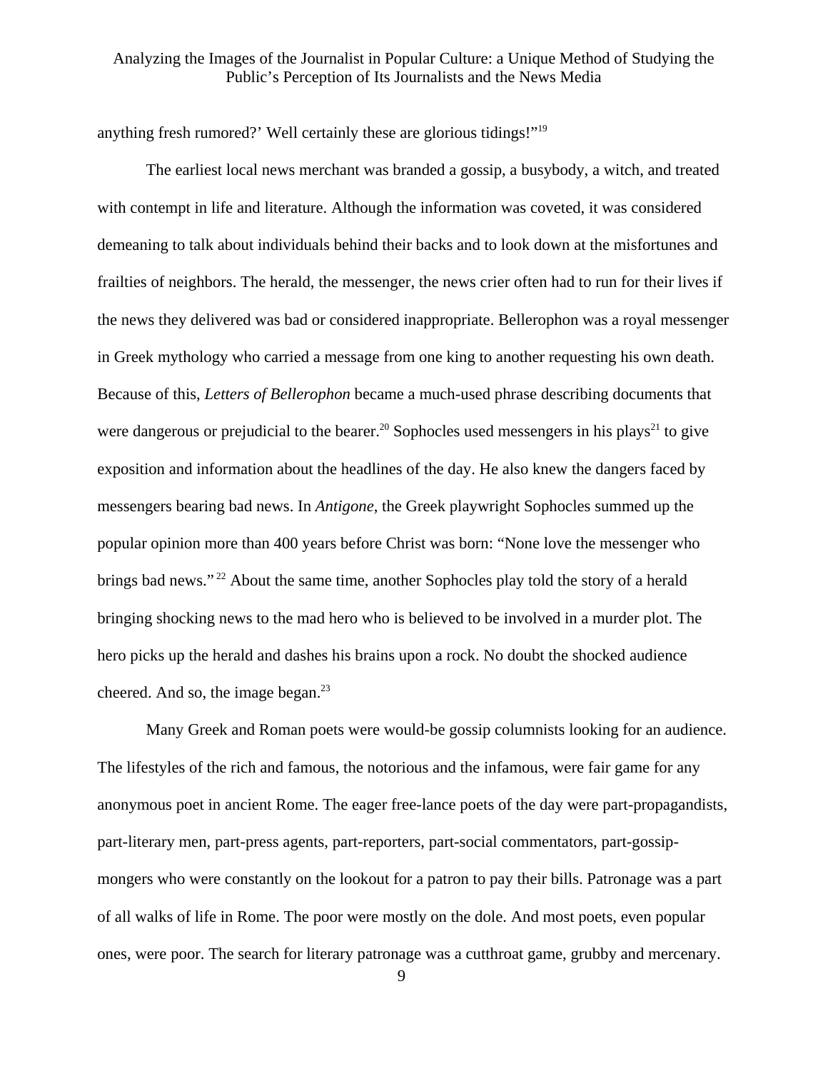anything fresh rumored?' Well certainly these are glorious tidings!"[19]

The earliest local news merchant was branded a gossip, a busybody, a witch, and treated with contempt in life and literature. Although the information was coveted, it was considered demeaning to talk about individuals behind their backs and to look down at the misfortunes and frailties of neighbors. The herald, the messenger, the news crier often had to run for their lives if the news they delivered was bad or considered inappropriate. Bellerophon was a royal messenger in Greek mythology who carried a message from one king to another requesting his own death. Because of this, *Letters of Bellerophon* became a much-used phrase describing documents that were dangerous or prejudicial to the bearer.[20] Sophocles used messengers in his plays[21] to give exposition and information about the headlines of the day. He also knew the dangers faced by messengers bearing bad news. In *Antigone*, the Greek playwright Sophocles summed up the popular opinion more than 400 years before Christ was born: "None love the messenger who brings bad news."[22] About the same time, another Sophocles play told the story of a herald bringing shocking news to the mad hero who is believed to be involved in a murder plot. The hero picks up the herald and dashes his brains upon a rock. No doubt the shocked audience cheered. And so, the image began.[23]

Many Greek and Roman poets were would-be gossip columnists looking for an audience. The lifestyles of the rich and famous, the notorious and the infamous, were fair game for any anonymous poet in ancient Rome. The eager free-lance poets of the day were part-propagandists, part-literary men, part-press agents, part-reporters, part-social commentators, part-gossip-mongers who were constantly on the lookout for a patron to pay their bills. Patronage was a part of all walks of life in Rome. The poor were mostly on the dole. And most poets, even popular ones, were poor. The search for literary patronage was a cutthroat game, grubby and mercenary.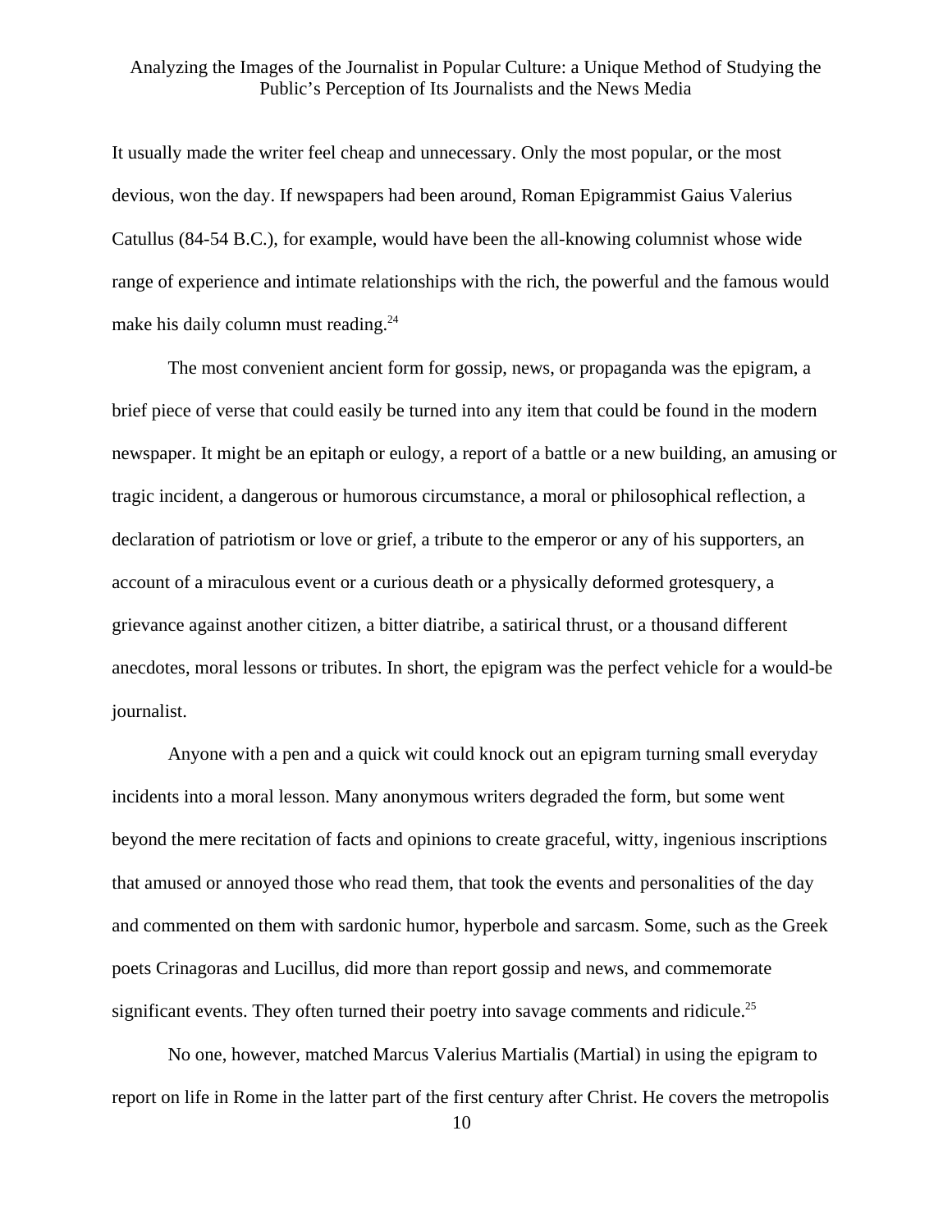It usually made the writer feel cheap and unnecessary. Only the most popular, or the most devious, won the day. If newspapers had been around, Roman Epigrammist Gaius Valerius Catullus (84-54 B.C.), for example, would have been the all-knowing columnist whose wide range of experience and intimate relationships with the rich, the powerful and the famous would make his daily column must reading.[24]

The most convenient ancient form for gossip, news, or propaganda was the epigram, a brief piece of verse that could easily be turned into any item that could be found in the modern newspaper. It might be an epitaph or eulogy, a report of a battle or a new building, an amusing or tragic incident, a dangerous or humorous circumstance, a moral or philosophical reflection, a declaration of patriotism or love or grief, a tribute to the emperor or any of his supporters, an account of a miraculous event or a curious death or a physically deformed grotesquery, a grievance against another citizen, a bitter diatribe, a satirical thrust, or a thousand different anecdotes, moral lessons or tributes. In short, the epigram was the perfect vehicle for a would-be journalist.

Anyone with a pen and a quick wit could knock out an epigram turning small everyday incidents into a moral lesson. Many anonymous writers degraded the form, but some went beyond the mere recitation of facts and opinions to create graceful, witty, ingenious inscriptions that amused or annoyed those who read them, that took the events and personalities of the day and commented on them with sardonic humor, hyperbole and sarcasm. Some, such as the Greek poets Crinagoras and Lucillus, did more than report gossip and news, and commemorate significant events. They often turned their poetry into savage comments and ridicule.[25]

No one, however, matched Marcus Valerius Martialis (Martial) in using the epigram to report on life in Rome in the latter part of the first century after Christ. He covers the metropolis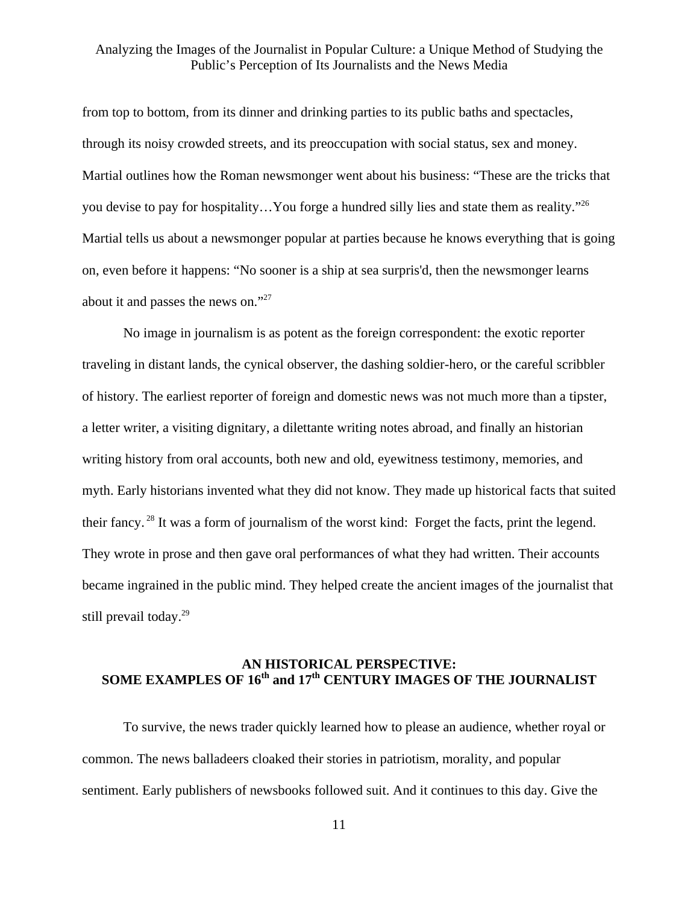from top to bottom, from its dinner and drinking parties to its public baths and spectacles, through its noisy crowded streets, and its preoccupation with social status, sex and money. Martial outlines how the Roman newsmonger went about his business: "These are the tricks that you devise to pay for hospitality…You forge a hundred silly lies and state them as reality."[26] Martial tells us about a newsmonger popular at parties because he knows everything that is going on, even before it happens: "No sooner is a ship at sea surpris'd, then the newsmonger learns about it and passes the news on."[27]

No image in journalism is as potent as the foreign correspondent: the exotic reporter traveling in distant lands, the cynical observer, the dashing soldier-hero, or the careful scribbler of history. The earliest reporter of foreign and domestic news was not much more than a tipster, a letter writer, a visiting dignitary, a dilettante writing notes abroad, and finally an historian writing history from oral accounts, both new and old, eyewitness testimony, memories, and myth. Early historians invented what they did not know. They made up historical facts that suited their fancy.[28] It was a form of journalism of the worst kind: Forget the facts, print the legend. They wrote in prose and then gave oral performances of what they had written. Their accounts became ingrained in the public mind. They helped create the ancient images of the journalist that still prevail today.[29]

## AN HISTORICAL PERSPECTIVE: SOME EXAMPLES OF 16th and 17th CENTURY IMAGES OF THE JOURNALIST

To survive, the news trader quickly learned how to please an audience, whether royal or common. The news balladeers cloaked their stories in patriotism, morality, and popular sentiment. Early publishers of newsbooks followed suit. And it continues to this day. Give the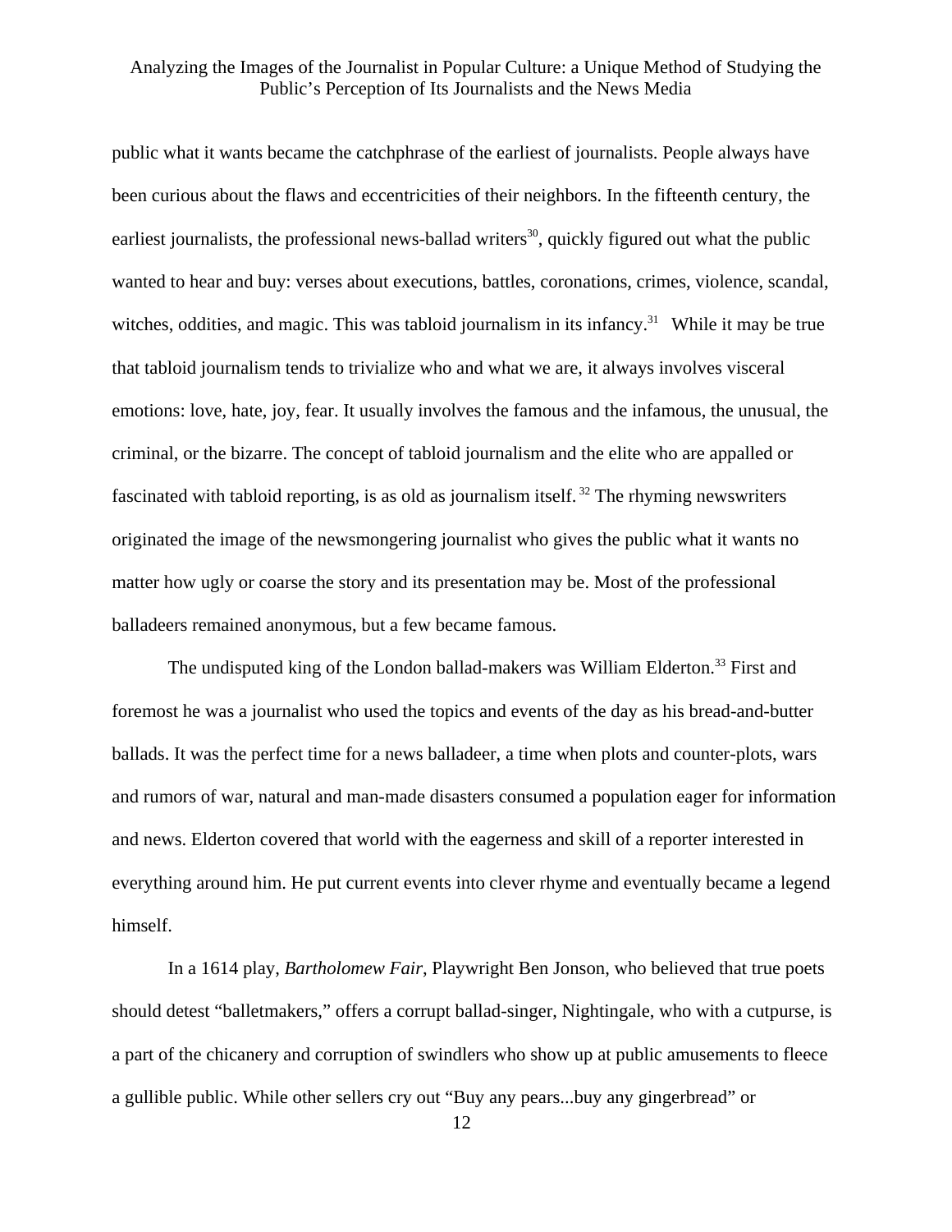public what it wants became the catchphrase of the earliest of journalists. People always have been curious about the flaws and eccentricities of their neighbors. In the fifteenth century, the earliest journalists, the professional news-ballad writers[30], quickly figured out what the public wanted to hear and buy: verses about executions, battles, coronations, crimes, violence, scandal, witches, oddities, and magic. This was tabloid journalism in its infancy.[31] While it may be true that tabloid journalism tends to trivialize who and what we are, it always involves visceral emotions: love, hate, joy, fear. It usually involves the famous and the infamous, the unusual, the criminal, or the bizarre. The concept of tabloid journalism and the elite who are appalled or fascinated with tabloid reporting, is as old as journalism itself.[32] The rhyming newswriters originated the image of the newsmongering journalist who gives the public what it wants no matter how ugly or coarse the story and its presentation may be. Most of the professional balladeers remained anonymous, but a few became famous.

The undisputed king of the London ballad-makers was William Elderton.[33] First and foremost he was a journalist who used the topics and events of the day as his bread-and-butter ballads. It was the perfect time for a news balladeer, a time when plots and counter-plots, wars and rumors of war, natural and man-made disasters consumed a population eager for information and news. Elderton covered that world with the eagerness and skill of a reporter interested in everything around him. He put current events into clever rhyme and eventually became a legend himself.

In a 1614 play, *Bartholomew Fair*, Playwright Ben Jonson, who believed that true poets should detest "balletmakers," offers a corrupt ballad-singer, Nightingale, who with a cutpurse, is a part of the chicanery and corruption of swindlers who show up at public amusements to fleece a gullible public. While other sellers cry out "Buy any pears...buy any gingerbread" or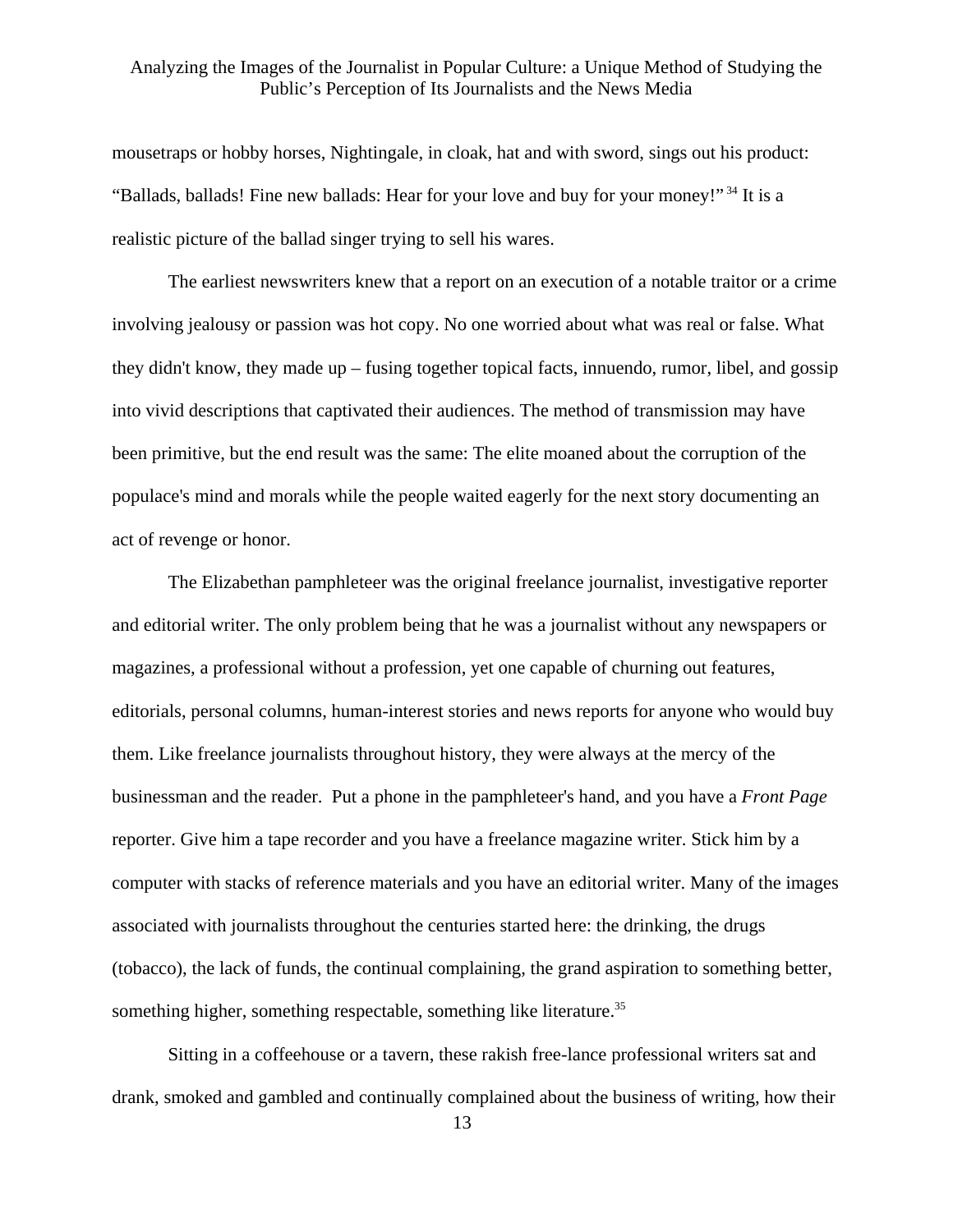mousetraps or hobby horses, Nightingale, in cloak, hat and with sword, sings out his product: "Ballads, ballads! Fine new ballads: Hear for your love and buy for your money!" [34] It is a realistic picture of the ballad singer trying to sell his wares.

The earliest newswriters knew that a report on an execution of a notable traitor or a crime involving jealousy or passion was hot copy. No one worried about what was real or false. What they didn't know, they made up – fusing together topical facts, innuendo, rumor, libel, and gossip into vivid descriptions that captivated their audiences. The method of transmission may have been primitive, but the end result was the same: The elite moaned about the corruption of the populace's mind and morals while the people waited eagerly for the next story documenting an act of revenge or honor.

The Elizabethan pamphleteer was the original freelance journalist, investigative reporter and editorial writer. The only problem being that he was a journalist without any newspapers or magazines, a professional without a profession, yet one capable of churning out features, editorials, personal columns, human-interest stories and news reports for anyone who would buy them. Like freelance journalists throughout history, they were always at the mercy of the businessman and the reader. Put a phone in the pamphleteer's hand, and you have a *Front Page* reporter. Give him a tape recorder and you have a freelance magazine writer. Stick him by a computer with stacks of reference materials and you have an editorial writer. Many of the images associated with journalists throughout the centuries started here: the drinking, the drugs (tobacco), the lack of funds, the continual complaining, the grand aspiration to something better, something higher, something respectable, something like literature.[35]

Sitting in a coffeehouse or a tavern, these rakish free-lance professional writers sat and drank, smoked and gambled and continually complained about the business of writing, how their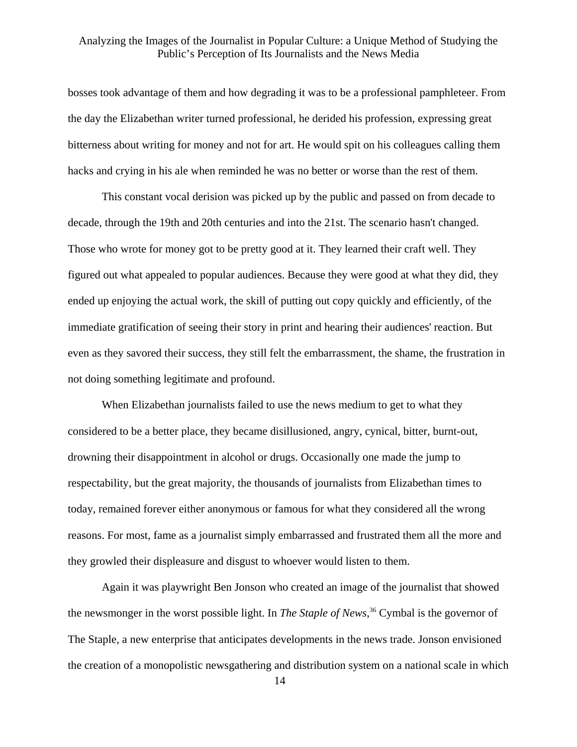bosses took advantage of them and how degrading it was to be a professional pamphleteer. From the day the Elizabethan writer turned professional, he derided his profession, expressing great bitterness about writing for money and not for art. He would spit on his colleagues calling them hacks and crying in his ale when reminded he was no better or worse than the rest of them.

This constant vocal derision was picked up by the public and passed on from decade to decade, through the 19th and 20th centuries and into the 21st. The scenario hasn't changed. Those who wrote for money got to be pretty good at it. They learned their craft well. They figured out what appealed to popular audiences. Because they were good at what they did, they ended up enjoying the actual work, the skill of putting out copy quickly and efficiently, of the immediate gratification of seeing their story in print and hearing their audiences' reaction. But even as they savored their success, they still felt the embarrassment, the shame, the frustration in not doing something legitimate and profound.

When Elizabethan journalists failed to use the news medium to get to what they considered to be a better place, they became disillusioned, angry, cynical, bitter, burnt-out, drowning their disappointment in alcohol or drugs. Occasionally one made the jump to respectability, but the great majority, the thousands of journalists from Elizabethan times to today, remained forever either anonymous or famous for what they considered all the wrong reasons. For most, fame as a journalist simply embarrassed and frustrated them all the more and they growled their displeasure and disgust to whoever would listen to them.

Again it was playwright Ben Jonson who created an image of the journalist that showed the newsmonger in the worst possible light. In *The Staple of News*,[36] Cymbal is the governor of The Staple, a new enterprise that anticipates developments in the news trade. Jonson envisioned the creation of a monopolistic newsgathering and distribution system on a national scale in which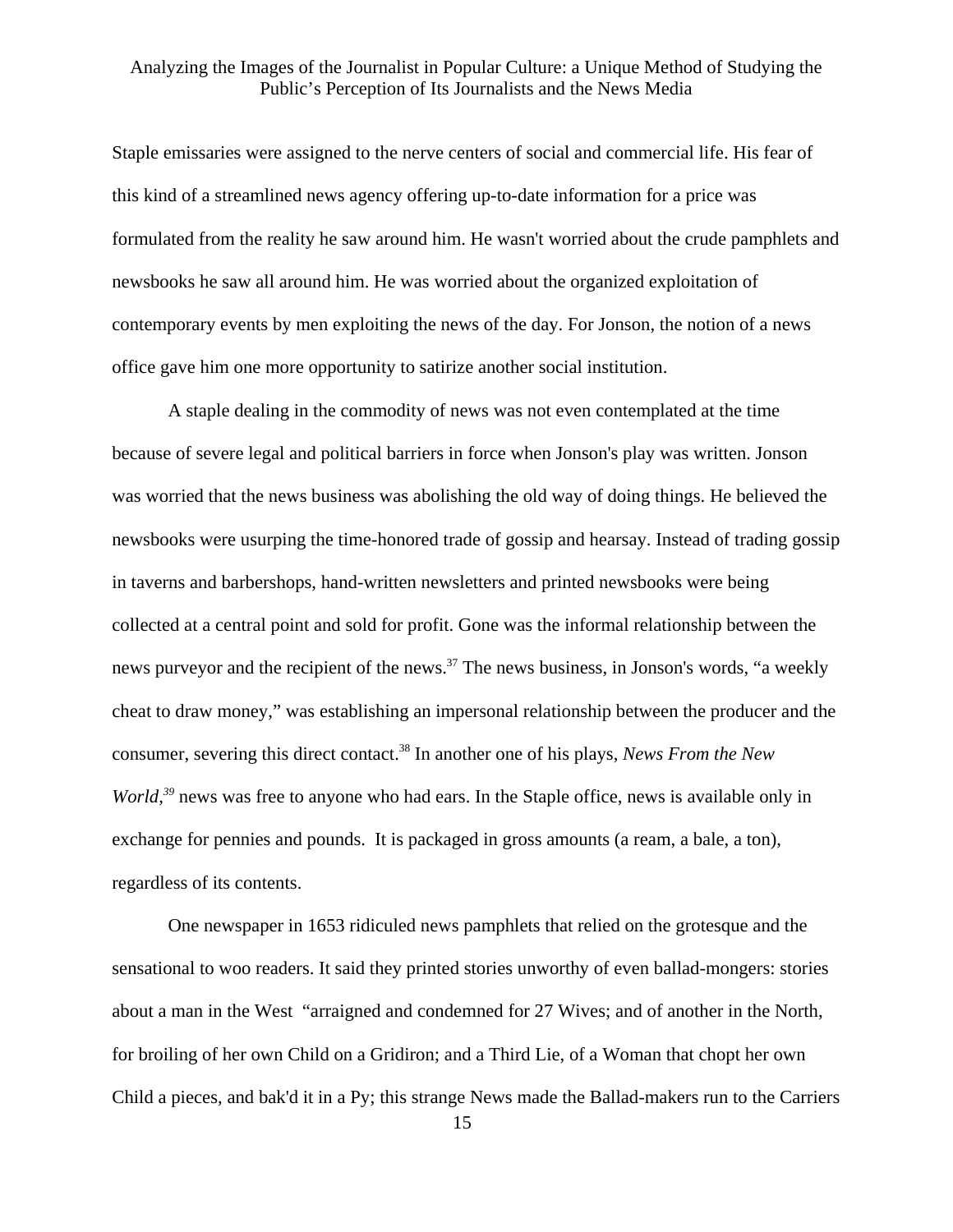Staple emissaries were assigned to the nerve centers of social and commercial life. His fear of this kind of a streamlined news agency offering up-to-date information for a price was formulated from the reality he saw around him. He wasn't worried about the crude pamphlets and newsbooks he saw all around him. He was worried about the organized exploitation of contemporary events by men exploiting the news of the day. For Jonson, the notion of a news office gave him one more opportunity to satirize another social institution.

A staple dealing in the commodity of news was not even contemplated at the time because of severe legal and political barriers in force when Jonson's play was written. Jonson was worried that the news business was abolishing the old way of doing things. He believed the newsbooks were usurping the time-honored trade of gossip and hearsay. Instead of trading gossip in taverns and barbershops, hand-written newsletters and printed newsbooks were being collected at a central point and sold for profit. Gone was the informal relationship between the news purveyor and the recipient of the news.[37] The news business, in Jonson's words, "a weekly cheat to draw money," was establishing an impersonal relationship between the producer and the consumer, severing this direct contact.[38] In another one of his plays, *News From the New World,*[39] news was free to anyone who had ears. In the Staple office, news is available only in exchange for pennies and pounds. It is packaged in gross amounts (a ream, a bale, a ton), regardless of its contents.

One newspaper in 1653 ridiculed news pamphlets that relied on the grotesque and the sensational to woo readers. It said they printed stories unworthy of even ballad-mongers: stories about a man in the West "arraigned and condemned for 27 Wives; and of another in the North, for broiling of her own Child on a Gridiron; and a Third Lie, of a Woman that chopt her own Child a pieces, and bak'd it in a Py; this strange News made the Ballad-makers run to the Carriers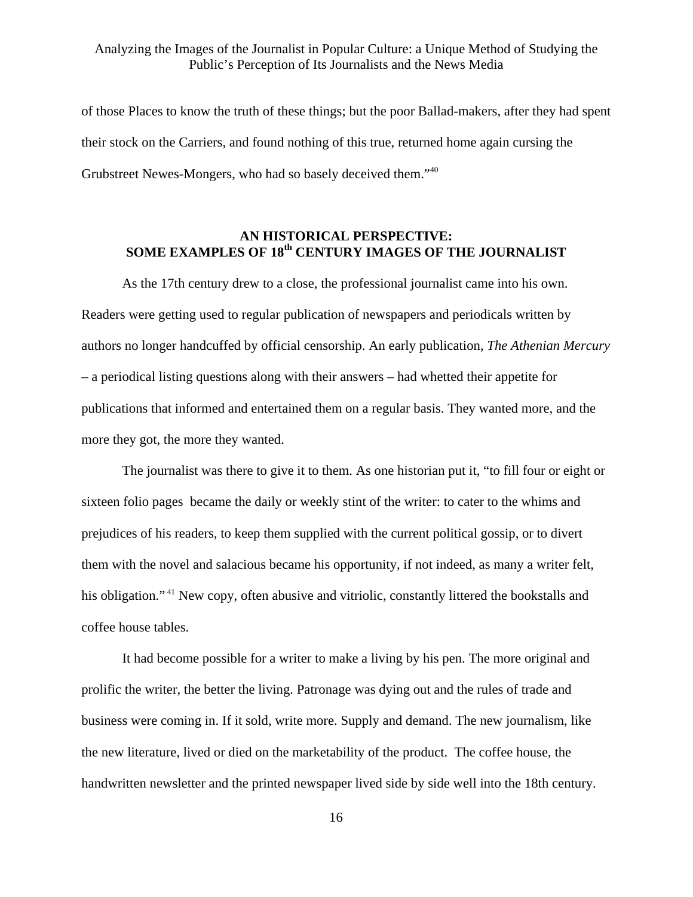of those Places to know the truth of these things; but the poor Ballad-makers, after they had spent their stock on the Carriers, and found nothing of this true, returned home again cursing the Grubstreet Newes-Mongers, who had so basely deceived them."[40]

## AN HISTORICAL PERSPECTIVE: SOME EXAMPLES OF 18th CENTURY IMAGES OF THE JOURNALIST

As the 17th century drew to a close, the professional journalist came into his own. Readers were getting used to regular publication of newspapers and periodicals written by authors no longer handcuffed by official censorship. An early publication, *The Athenian Mercury* – a periodical listing questions along with their answers – had whetted their appetite for publications that informed and entertained them on a regular basis. They wanted more, and the more they got, the more they wanted.

The journalist was there to give it to them. As one historian put it, "to fill four or eight or sixteen folio pages became the daily or weekly stint of the writer: to cater to the whims and prejudices of his readers, to keep them supplied with the current political gossip, or to divert them with the novel and salacious became his opportunity, if not indeed, as many a writer felt, his obligation."[41] New copy, often abusive and vitriolic, constantly littered the bookstalls and coffee house tables.

It had become possible for a writer to make a living by his pen. The more original and prolific the writer, the better the living. Patronage was dying out and the rules of trade and business were coming in. If it sold, write more. Supply and demand. The new journalism, like the new literature, lived or died on the marketability of the product. The coffee house, the handwritten newsletter and the printed newspaper lived side by side well into the 18th century.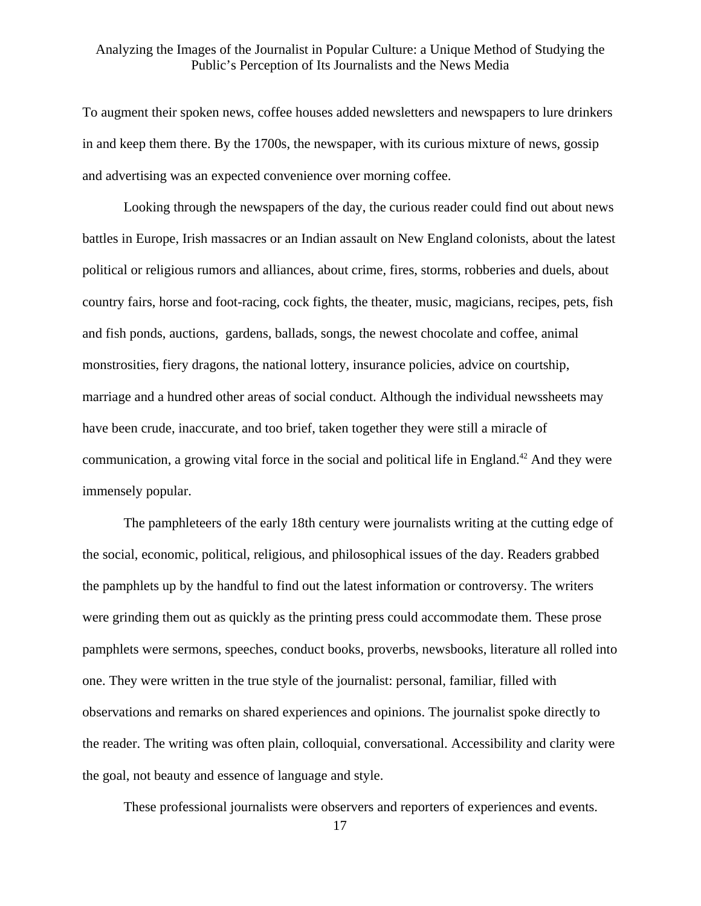To augment their spoken news, coffee houses added newsletters and newspapers to lure drinkers in and keep them there. By the 1700s, the newspaper, with its curious mixture of news, gossip and advertising was an expected convenience over morning coffee.

Looking through the newspapers of the day, the curious reader could find out about news battles in Europe, Irish massacres or an Indian assault on New England colonists, about the latest political or religious rumors and alliances, about crime, fires, storms, robberies and duels, about country fairs, horse and foot-racing, cock fights, the theater, music, magicians, recipes, pets, fish and fish ponds, auctions, gardens, ballads, songs, the newest chocolate and coffee, animal monstrosities, fiery dragons, the national lottery, insurance policies, advice on courtship, marriage and a hundred other areas of social conduct. Although the individual newssheets may have been crude, inaccurate, and too brief, taken together they were still a miracle of communication, a growing vital force in the social and political life in England.[42] And they were immensely popular.

The pamphleteers of the early 18th century were journalists writing at the cutting edge of the social, economic, political, religious, and philosophical issues of the day. Readers grabbed the pamphlets up by the handful to find out the latest information or controversy. The writers were grinding them out as quickly as the printing press could accommodate them. These prose pamphlets were sermons, speeches, conduct books, proverbs, newsbooks, literature all rolled into one. They were written in the true style of the journalist: personal, familiar, filled with observations and remarks on shared experiences and opinions. The journalist spoke directly to the reader. The writing was often plain, colloquial, conversational. Accessibility and clarity were the goal, not beauty and essence of language and style.

These professional journalists were observers and reporters of experiences and events.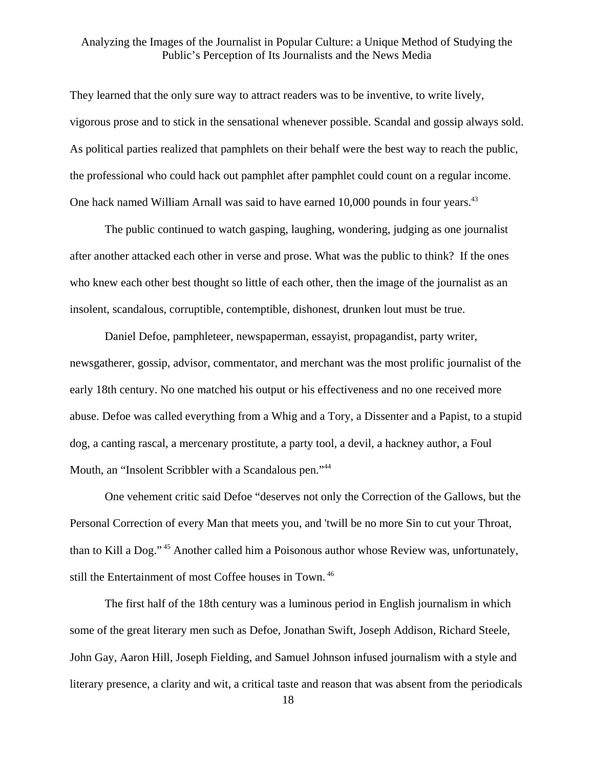They learned that the only sure way to attract readers was to be inventive, to write lively, vigorous prose and to stick in the sensational whenever possible. Scandal and gossip always sold. As political parties realized that pamphlets on their behalf were the best way to reach the public, the professional who could hack out pamphlet after pamphlet could count on a regular income. One hack named William Arnall was said to have earned 10,000 pounds in four years.[43]

The public continued to watch gasping, laughing, wondering, judging as one journalist after another attacked each other in verse and prose. What was the public to think? If the ones who knew each other best thought so little of each other, then the image of the journalist as an insolent, scandalous, corruptible, contemptible, dishonest, drunken lout must be true.

Daniel Defoe, pamphleteer, newspaperman, essayist, propagandist, party writer, newsgatherer, gossip, advisor, commentator, and merchant was the most prolific journalist of the early 18th century. No one matched his output or his effectiveness and no one received more abuse. Defoe was called everything from a Whig and a Tory, a Dissenter and a Papist, to a stupid dog, a canting rascal, a mercenary prostitute, a party tool, a devil, a hackney author, a Foul Mouth, an "Insolent Scribbler with a Scandalous pen."[44]

One vehement critic said Defoe "deserves not only the Correction of the Gallows, but the Personal Correction of every Man that meets you, and 'twill be no more Sin to cut your Throat, than to Kill a Dog."[45] Another called him a Poisonous author whose Review was, unfortunately, still the Entertainment of most Coffee houses in Town.[46]

The first half of the 18th century was a luminous period in English journalism in which some of the great literary men such as Defoe, Jonathan Swift, Joseph Addison, Richard Steele, John Gay, Aaron Hill, Joseph Fielding, and Samuel Johnson infused journalism with a style and literary presence, a clarity and wit, a critical taste and reason that was absent from the periodicals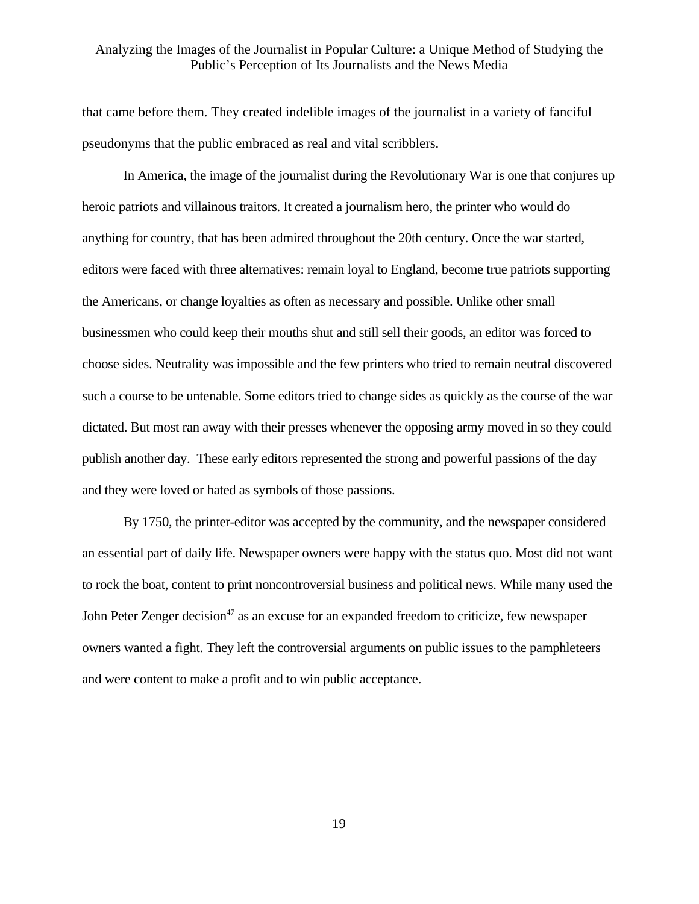that came before them. They created indelible images of the journalist in a variety of fanciful pseudonyms that the public embraced as real and vital scribblers.

In America, the image of the journalist during the Revolutionary War is one that conjures up heroic patriots and villainous traitors. It created a journalism hero, the printer who would do anything for country, that has been admired throughout the 20th century. Once the war started, editors were faced with three alternatives: remain loyal to England, become true patriots supporting the Americans, or change loyalties as often as necessary and possible. Unlike other small businessmen who could keep their mouths shut and still sell their goods, an editor was forced to choose sides. Neutrality was impossible and the few printers who tried to remain neutral discovered such a course to be untenable. Some editors tried to change sides as quickly as the course of the war dictated. But most ran away with their presses whenever the opposing army moved in so they could publish another day. These early editors represented the strong and powerful passions of the day and they were loved or hated as symbols of those passions.

By 1750, the printer-editor was accepted by the community, and the newspaper considered an essential part of daily life. Newspaper owners were happy with the status quo. Most did not want to rock the boat, content to print noncontroversial business and political news. While many used the John Peter Zenger decision[47] as an excuse for an expanded freedom to criticize, few newspaper owners wanted a fight. They left the controversial arguments on public issues to the pamphleteers and were content to make a profit and to win public acceptance.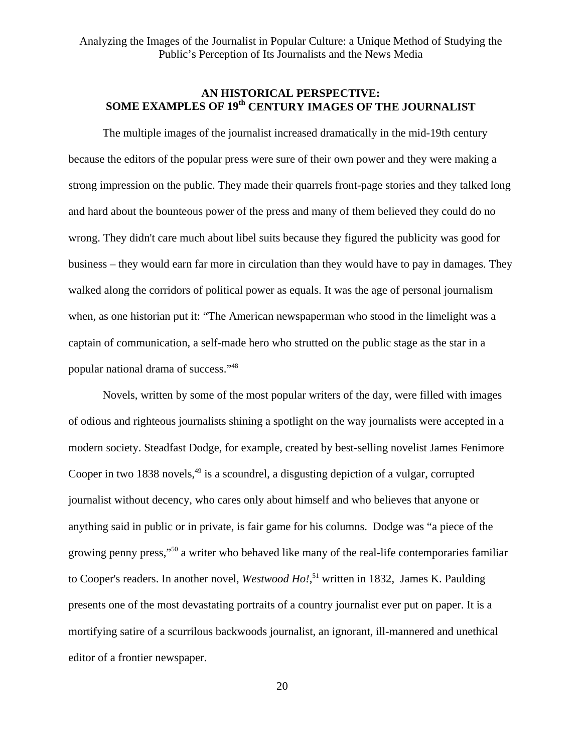## AN HISTORICAL PERSPECTIVE: SOME EXAMPLES OF 19th CENTURY IMAGES OF THE JOURNALIST

The multiple images of the journalist increased dramatically in the mid-19th century because the editors of the popular press were sure of their own power and they were making a strong impression on the public. They made their quarrels front-page stories and they talked long and hard about the bounteous power of the press and many of them believed they could do no wrong. They didn't care much about libel suits because they figured the publicity was good for business – they would earn far more in circulation than they would have to pay in damages. They walked along the corridors of political power as equals. It was the age of personal journalism when, as one historian put it: "The American newspaperman who stood in the limelight was a captain of communication, a self-made hero who strutted on the public stage as the star in a popular national drama of success."[48]

Novels, written by some of the most popular writers of the day, were filled with images of odious and righteous journalists shining a spotlight on the way journalists were accepted in a modern society. Steadfast Dodge, for example, created by best-selling novelist James Fenimore Cooper in two 1838 novels,[49] is a scoundrel, a disgusting depiction of a vulgar, corrupted journalist without decency, who cares only about himself and who believes that anyone or anything said in public or in private, is fair game for his columns. Dodge was "a piece of the growing penny press,"[50] a writer who behaved like many of the real-life contemporaries familiar to Cooper's readers. In another novel, *Westwood Ho!*,[51] written in 1832, James K. Paulding presents one of the most devastating portraits of a country journalist ever put on paper. It is a mortifying satire of a scurrilous backwoods journalist, an ignorant, ill-mannered and unethical editor of a frontier newspaper.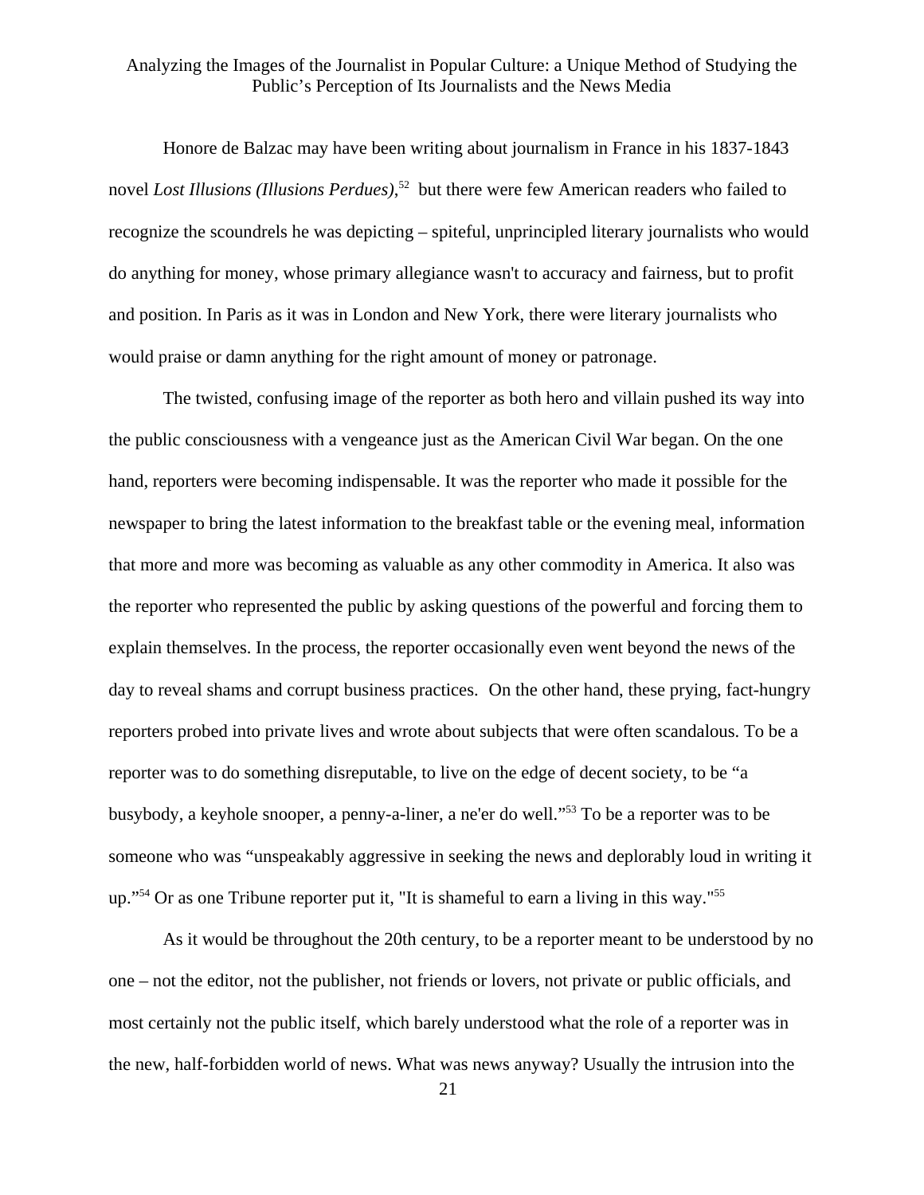Honore de Balzac may have been writing about journalism in France in his 1837-1843 novel *Lost Illusions (Illusions Perdues)*,[52] but there were few American readers who failed to recognize the scoundrels he was depicting – spiteful, unprincipled literary journalists who would do anything for money, whose primary allegiance wasn't to accuracy and fairness, but to profit and position. In Paris as it was in London and New York, there were literary journalists who would praise or damn anything for the right amount of money or patronage.

The twisted, confusing image of the reporter as both hero and villain pushed its way into the public consciousness with a vengeance just as the American Civil War began. On the one hand, reporters were becoming indispensable. It was the reporter who made it possible for the newspaper to bring the latest information to the breakfast table or the evening meal, information that more and more was becoming as valuable as any other commodity in America. It also was the reporter who represented the public by asking questions of the powerful and forcing them to explain themselves. In the process, the reporter occasionally even went beyond the news of the day to reveal shams and corrupt business practices. On the other hand, these prying, fact-hungry reporters probed into private lives and wrote about subjects that were often scandalous. To be a reporter was to do something disreputable, to live on the edge of decent society, to be "a busybody, a keyhole snooper, a penny-a-liner, a ne'er do well."[53] To be a reporter was to be someone who was "unspeakably aggressive in seeking the news and deplorably loud in writing it up."[54] Or as one Tribune reporter put it, "It is shameful to earn a living in this way."[55]

As it would be throughout the 20th century, to be a reporter meant to be understood by no one – not the editor, not the publisher, not friends or lovers, not private or public officials, and most certainly not the public itself, which barely understood what the role of a reporter was in the new, half-forbidden world of news. What was news anyway? Usually the intrusion into the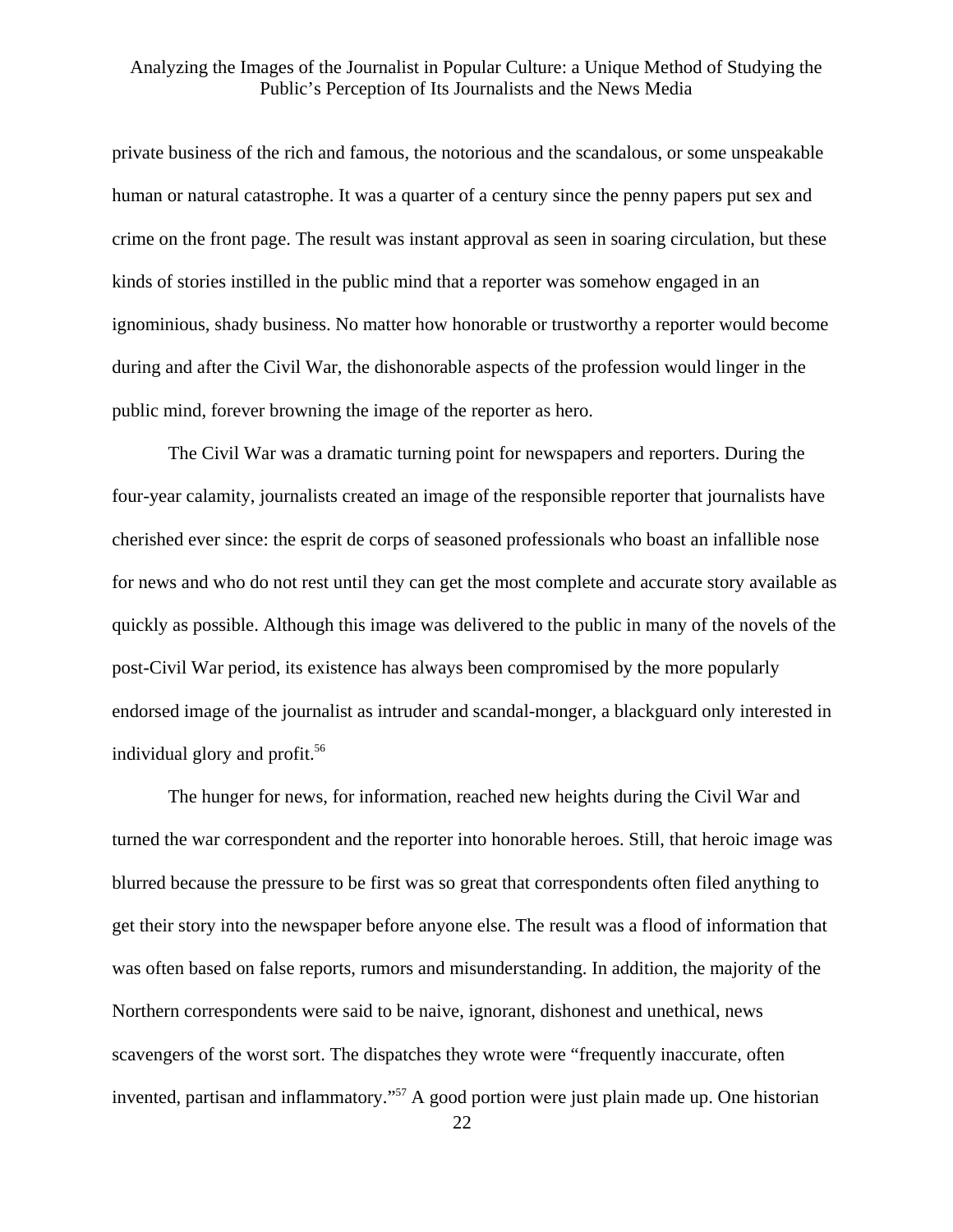private business of the rich and famous, the notorious and the scandalous, or some unspeakable human or natural catastrophe. It was a quarter of a century since the penny papers put sex and crime on the front page. The result was instant approval as seen in soaring circulation, but these kinds of stories instilled in the public mind that a reporter was somehow engaged in an ignominious, shady business. No matter how honorable or trustworthy a reporter would become during and after the Civil War, the dishonorable aspects of the profession would linger in the public mind, forever browning the image of the reporter as hero.

The Civil War was a dramatic turning point for newspapers and reporters. During the four-year calamity, journalists created an image of the responsible reporter that journalists have cherished ever since: the esprit de corps of seasoned professionals who boast an infallible nose for news and who do not rest until they can get the most complete and accurate story available as quickly as possible. Although this image was delivered to the public in many of the novels of the post-Civil War period, its existence has always been compromised by the more popularly endorsed image of the journalist as intruder and scandal-monger, a blackguard only interested in individual glory and profit.[56]

The hunger for news, for information, reached new heights during the Civil War and turned the war correspondent and the reporter into honorable heroes. Still, that heroic image was blurred because the pressure to be first was so great that correspondents often filed anything to get their story into the newspaper before anyone else. The result was a flood of information that was often based on false reports, rumors and misunderstanding. In addition, the majority of the Northern correspondents were said to be naive, ignorant, dishonest and unethical, news scavengers of the worst sort. The dispatches they wrote were "frequently inaccurate, often invented, partisan and inflammatory."[57] A good portion were just plain made up. One historian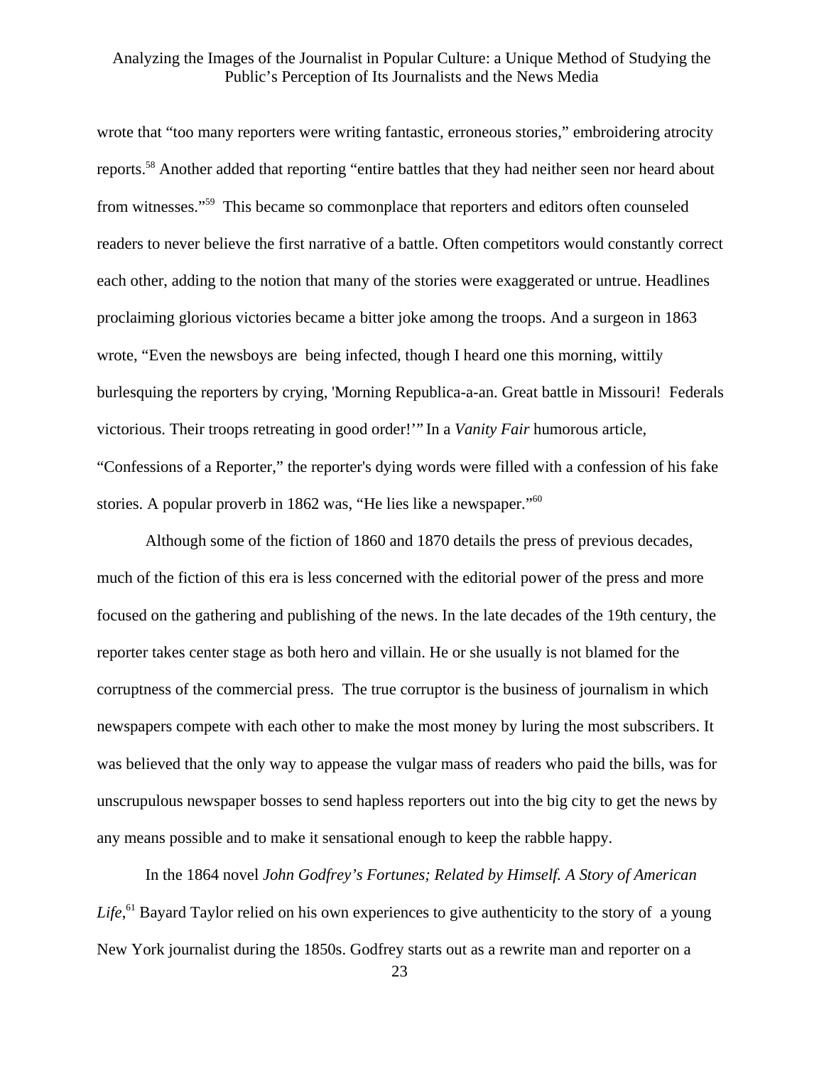wrote that "too many reporters were writing fantastic, erroneous stories," embroidering atrocity reports.[58] Another added that reporting "entire battles that they had neither seen nor heard about from witnesses."[59] This became so commonplace that reporters and editors often counseled readers to never believe the first narrative of a battle. Often competitors would constantly correct each other, adding to the notion that many of the stories were exaggerated or untrue. Headlines proclaiming glorious victories became a bitter joke among the troops. And a surgeon in 1863 wrote, "Even the newsboys are being infected, though I heard one this morning, wittily burlesquing the reporters by crying, 'Morning Republica-a-an. Great battle in Missouri! Federals victorious. Their troops retreating in good order!'" In a *Vanity Fair* humorous article, "Confessions of a Reporter," the reporter's dying words were filled with a confession of his fake stories. A popular proverb in 1862 was, "He lies like a newspaper."[60]

Although some of the fiction of 1860 and 1870 details the press of previous decades, much of the fiction of this era is less concerned with the editorial power of the press and more focused on the gathering and publishing of the news. In the late decades of the 19th century, the reporter takes center stage as both hero and villain. He or she usually is not blamed for the corruptness of the commercial press. The true corruptor is the business of journalism in which newspapers compete with each other to make the most money by luring the most subscribers. It was believed that the only way to appease the vulgar mass of readers who paid the bills, was for unscrupulous newspaper bosses to send hapless reporters out into the big city to get the news by any means possible and to make it sensational enough to keep the rabble happy.

In the 1864 novel *John Godfrey's Fortunes; Related by Himself. A Story of American Life*,[61] Bayard Taylor relied on his own experiences to give authenticity to the story of a young New York journalist during the 1850s. Godfrey starts out as a rewrite man and reporter on a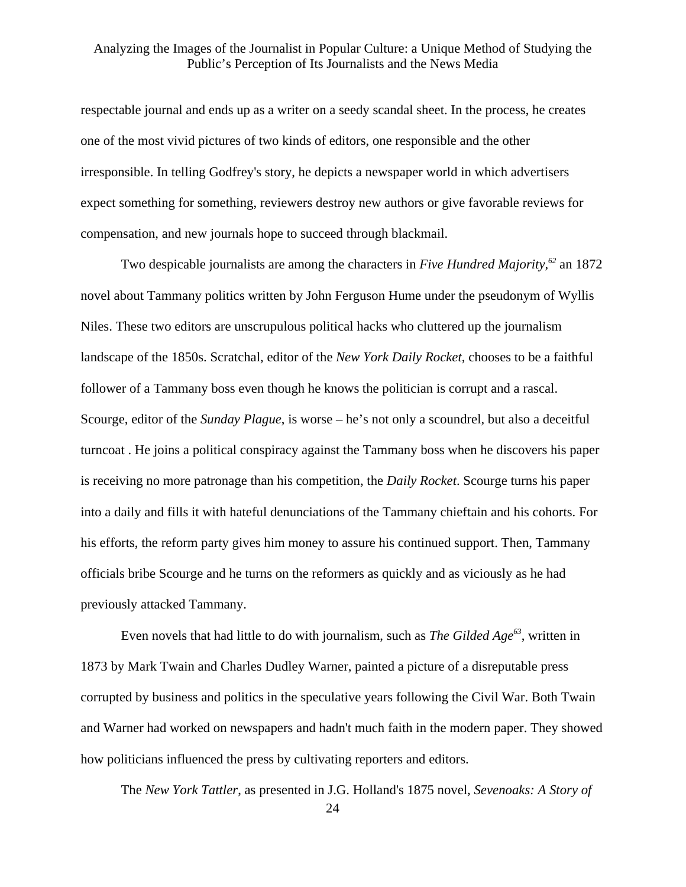respectable journal and ends up as a writer on a seedy scandal sheet. In the process, he creates one of the most vivid pictures of two kinds of editors, one responsible and the other irresponsible. In telling Godfrey's story, he depicts a newspaper world in which advertisers expect something for something, reviewers destroy new authors or give favorable reviews for compensation, and new journals hope to succeed through blackmail.

Two despicable journalists are among the characters in *Five Hundred Majority*,[62] an 1872 novel about Tammany politics written by John Ferguson Hume under the pseudonym of Wyllis Niles. These two editors are unscrupulous political hacks who cluttered up the journalism landscape of the 1850s. Scratchal, editor of the *New York Daily Rocket*, chooses to be a faithful follower of a Tammany boss even though he knows the politician is corrupt and a rascal. Scourge, editor of the *Sunday Plague*, is worse – he's not only a scoundrel, but also a deceitful turncoat . He joins a political conspiracy against the Tammany boss when he discovers his paper is receiving no more patronage than his competition, the *Daily Rocket*. Scourge turns his paper into a daily and fills it with hateful denunciations of the Tammany chieftain and his cohorts. For his efforts, the reform party gives him money to assure his continued support. Then, Tammany officials bribe Scourge and he turns on the reformers as quickly and as viciously as he had previously attacked Tammany.

Even novels that had little to do with journalism, such as *The Gilded Age*[63], written in 1873 by Mark Twain and Charles Dudley Warner, painted a picture of a disreputable press corrupted by business and politics in the speculative years following the Civil War. Both Twain and Warner had worked on newspapers and hadn't much faith in the modern paper. They showed how politicians influenced the press by cultivating reporters and editors.

The *New York Tattler*, as presented in J.G. Holland's 1875 novel, *Sevenoaks: A Story of*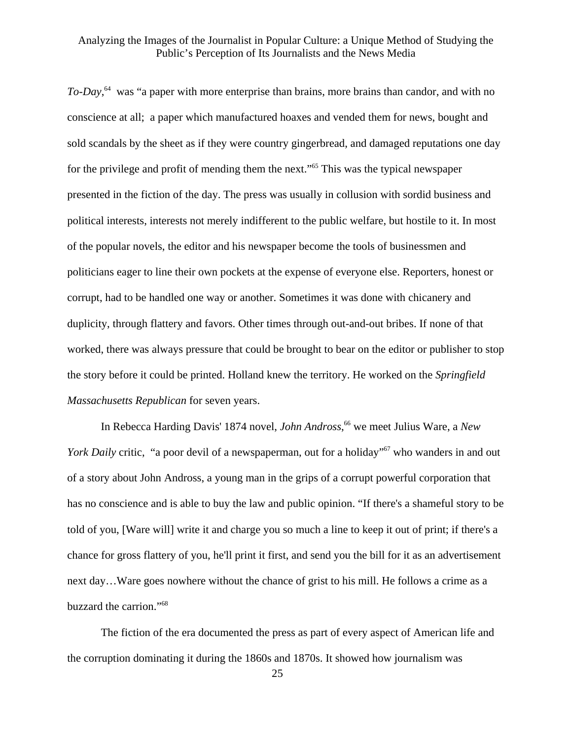*To-Day*,[64] was "a paper with more enterprise than brains, more brains than candor, and with no conscience at all; a paper which manufactured hoaxes and vended them for news, bought and sold scandals by the sheet as if they were country gingerbread, and damaged reputations one day for the privilege and profit of mending them the next."[65] This was the typical newspaper presented in the fiction of the day. The press was usually in collusion with sordid business and political interests, interests not merely indifferent to the public welfare, but hostile to it. In most of the popular novels, the editor and his newspaper become the tools of businessmen and politicians eager to line their own pockets at the expense of everyone else. Reporters, honest or corrupt, had to be handled one way or another. Sometimes it was done with chicanery and duplicity, through flattery and favors. Other times through out-and-out bribes. If none of that worked, there was always pressure that could be brought to bear on the editor or publisher to stop the story before it could be printed. Holland knew the territory. He worked on the *Springfield Massachusetts Republican* for seven years.

In Rebecca Harding Davis' 1874 novel, *John Andross*,[66] we meet Julius Ware, a *New York Daily* critic, "a poor devil of a newspaperman, out for a holiday"[67] who wanders in and out of a story about John Andross, a young man in the grips of a corrupt powerful corporation that has no conscience and is able to buy the law and public opinion. "If there's a shameful story to be told of you, [Ware will] write it and charge you so much a line to keep it out of print; if there's a chance for gross flattery of you, he'll print it first, and send you the bill for it as an advertisement next day…Ware goes nowhere without the chance of grist to his mill. He follows a crime as a buzzard the carrion."[68]

The fiction of the era documented the press as part of every aspect of American life and the corruption dominating it during the 1860s and 1870s. It showed how journalism was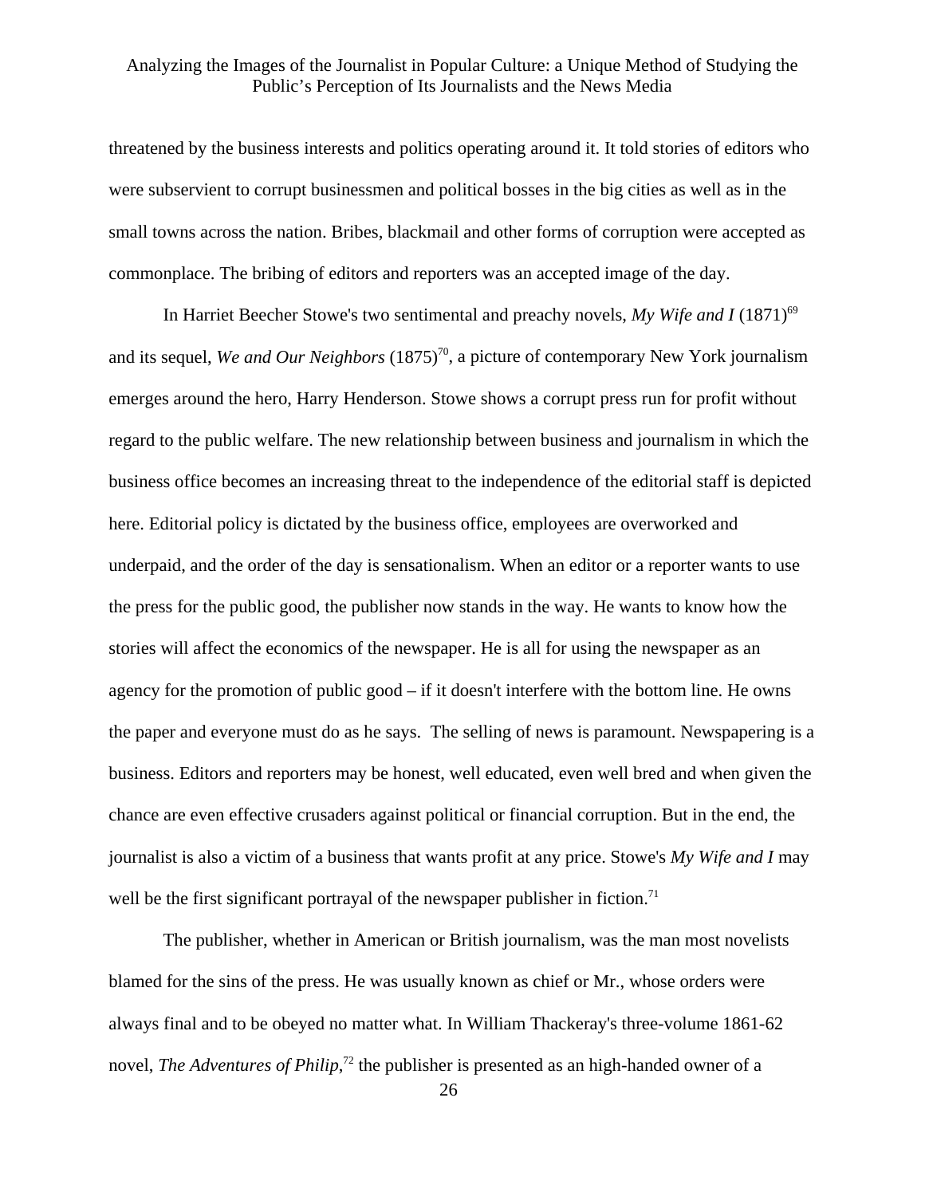threatened by the business interests and politics operating around it. It told stories of editors who were subservient to corrupt businessmen and political bosses in the big cities as well as in the small towns across the nation. Bribes, blackmail and other forms of corruption were accepted as commonplace. The bribing of editors and reporters was an accepted image of the day.

In Harriet Beecher Stowe's two sentimental and preachy novels, *My Wife and I* (1871)[69] and its sequel, *We and Our Neighbors* (1875)[70], a picture of contemporary New York journalism emerges around the hero, Harry Henderson. Stowe shows a corrupt press run for profit without regard to the public welfare. The new relationship between business and journalism in which the business office becomes an increasing threat to the independence of the editorial staff is depicted here. Editorial policy is dictated by the business office, employees are overworked and underpaid, and the order of the day is sensationalism. When an editor or a reporter wants to use the press for the public good, the publisher now stands in the way. He wants to know how the stories will affect the economics of the newspaper. He is all for using the newspaper as an agency for the promotion of public good – if it doesn't interfere with the bottom line. He owns the paper and everyone must do as he says. The selling of news is paramount. Newspapering is a business. Editors and reporters may be honest, well educated, even well bred and when given the chance are even effective crusaders against political or financial corruption. But in the end, the journalist is also a victim of a business that wants profit at any price. Stowe's *My Wife and I* may well be the first significant portrayal of the newspaper publisher in fiction.[71]

The publisher, whether in American or British journalism, was the man most novelists blamed for the sins of the press. He was usually known as chief or Mr., whose orders were always final and to be obeyed no matter what. In William Thackeray's three-volume 1861-62 novel, *The Adventures of Philip*,[72] the publisher is presented as an high-handed owner of a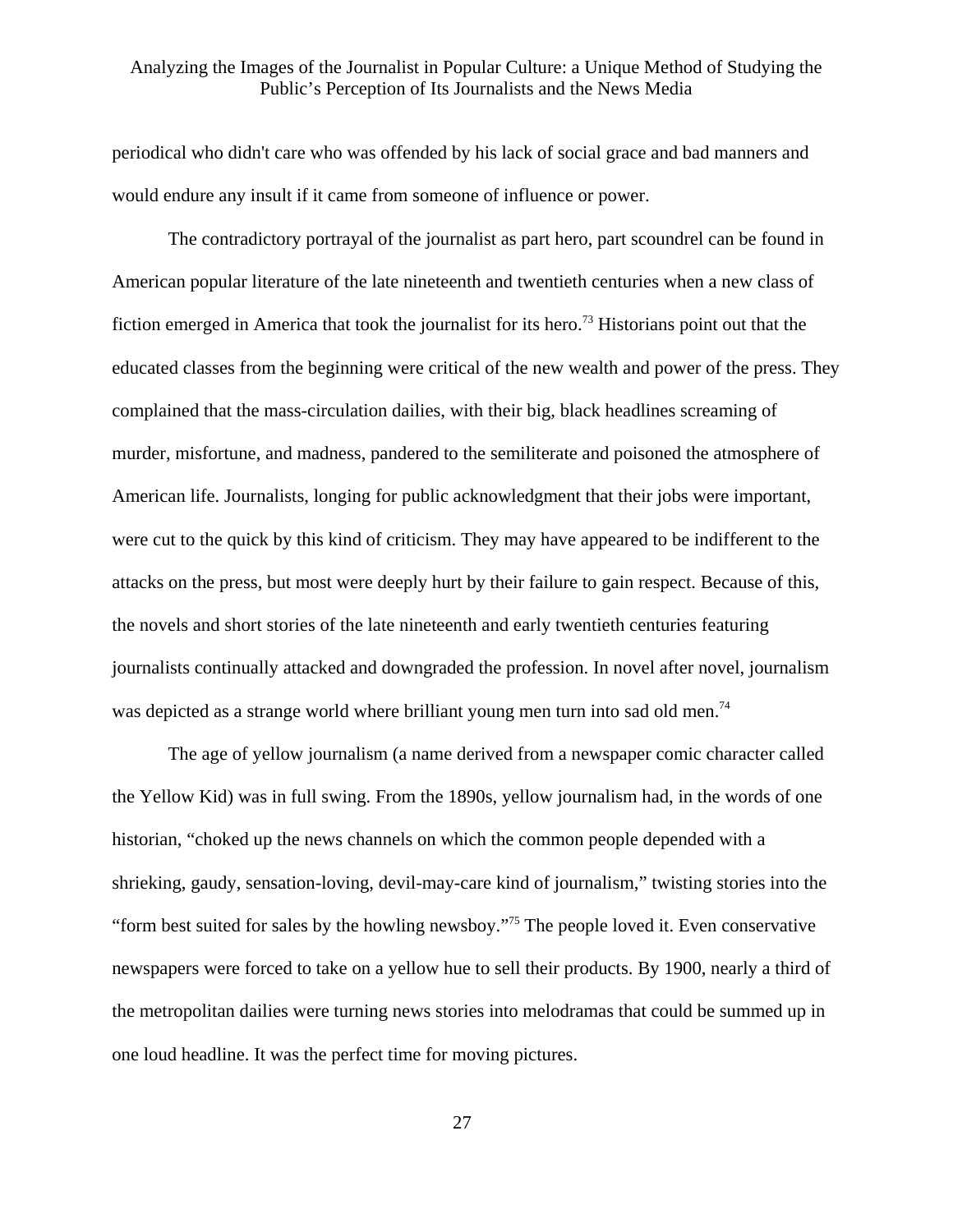periodical who didn't care who was offended by his lack of social grace and bad manners and would endure any insult if it came from someone of influence or power.

The contradictory portrayal of the journalist as part hero, part scoundrel can be found in American popular literature of the late nineteenth and twentieth centuries when a new class of fiction emerged in America that took the journalist for its hero.[73] Historians point out that the educated classes from the beginning were critical of the new wealth and power of the press. They complained that the mass-circulation dailies, with their big, black headlines screaming of murder, misfortune, and madness, pandered to the semiliterate and poisoned the atmosphere of American life. Journalists, longing for public acknowledgment that their jobs were important, were cut to the quick by this kind of criticism. They may have appeared to be indifferent to the attacks on the press, but most were deeply hurt by their failure to gain respect. Because of this, the novels and short stories of the late nineteenth and early twentieth centuries featuring journalists continually attacked and downgraded the profession. In novel after novel, journalism was depicted as a strange world where brilliant young men turn into sad old men.[74]

The age of yellow journalism (a name derived from a newspaper comic character called the Yellow Kid) was in full swing. From the 1890s, yellow journalism had, in the words of one historian, "choked up the news channels on which the common people depended with a shrieking, gaudy, sensation-loving, devil-may-care kind of journalism," twisting stories into the "form best suited for sales by the howling newsboy."[75] The people loved it. Even conservative newspapers were forced to take on a yellow hue to sell their products. By 1900, nearly a third of the metropolitan dailies were turning news stories into melodramas that could be summed up in one loud headline. It was the perfect time for moving pictures.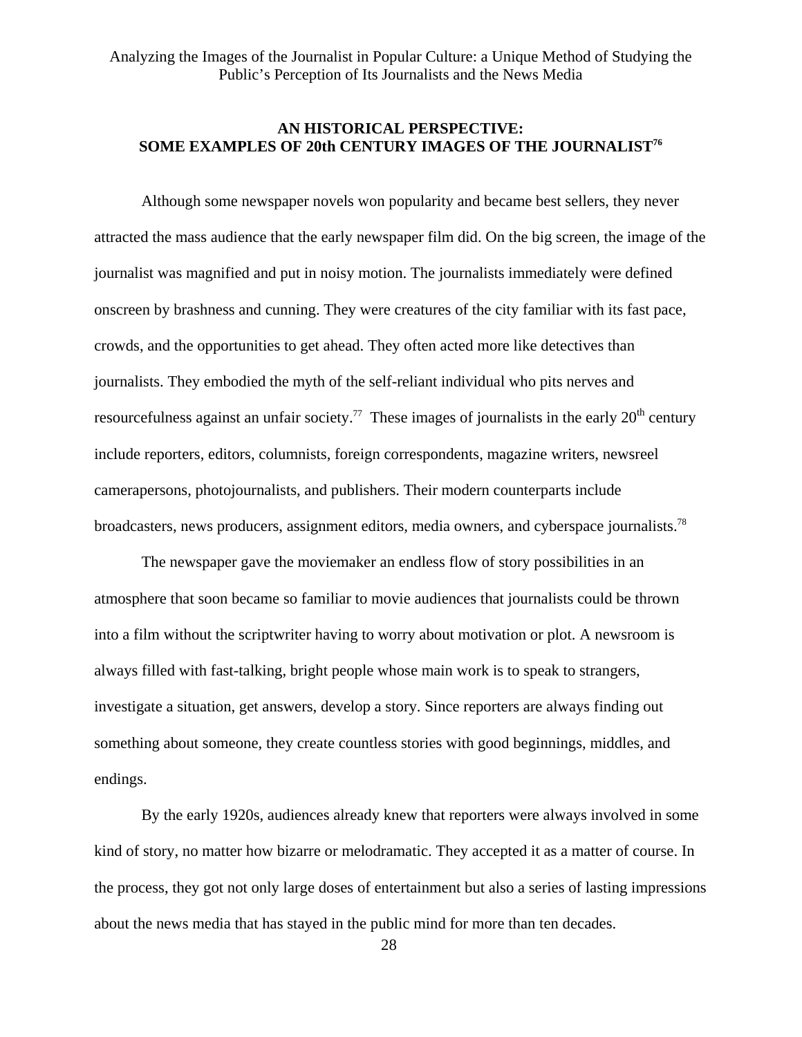## AN HISTORICAL PERSPECTIVE: SOME EXAMPLES OF 20th CENTURY IMAGES OF THE JOURNALIST[76]

Although some newspaper novels won popularity and became best sellers, they never attracted the mass audience that the early newspaper film did. On the big screen, the image of the journalist was magnified and put in noisy motion. The journalists immediately were defined onscreen by brashness and cunning. They were creatures of the city familiar with its fast pace, crowds, and the opportunities to get ahead. They often acted more like detectives than journalists. They embodied the myth of the self-reliant individual who pits nerves and resourcefulness against an unfair society.[77] These images of journalists in the early 20th century include reporters, editors, columnists, foreign correspondents, magazine writers, newsreel camerapersons, photojournalists, and publishers. Their modern counterparts include broadcasters, news producers, assignment editors, media owners, and cyberspace journalists.[78]

The newspaper gave the moviemaker an endless flow of story possibilities in an atmosphere that soon became so familiar to movie audiences that journalists could be thrown into a film without the scriptwriter having to worry about motivation or plot. A newsroom is always filled with fast-talking, bright people whose main work is to speak to strangers, investigate a situation, get answers, develop a story. Since reporters are always finding out something about someone, they create countless stories with good beginnings, middles, and endings.

By the early 1920s, audiences already knew that reporters were always involved in some kind of story, no matter how bizarre or melodramatic. They accepted it as a matter of course. In the process, they got not only large doses of entertainment but also a series of lasting impressions about the news media that has stayed in the public mind for more than ten decades.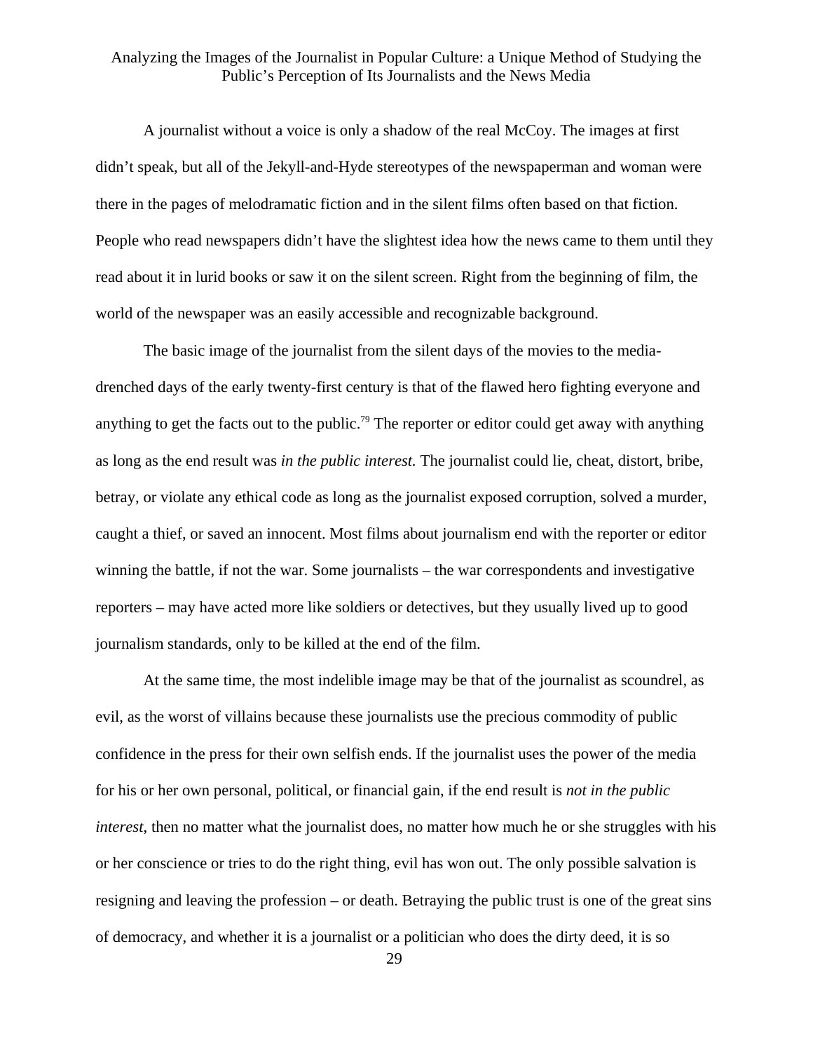A journalist without a voice is only a shadow of the real McCoy. The images at first didn't speak, but all of the Jekyll-and-Hyde stereotypes of the newspaperman and woman were there in the pages of melodramatic fiction and in the silent films often based on that fiction. People who read newspapers didn't have the slightest idea how the news came to them until they read about it in lurid books or saw it on the silent screen. Right from the beginning of film, the world of the newspaper was an easily accessible and recognizable background.

The basic image of the journalist from the silent days of the movies to the media-drenched days of the early twenty-first century is that of the flawed hero fighting everyone and anything to get the facts out to the public.[79] The reporter or editor could get away with anything as long as the end result was *in the public interest.* The journalist could lie, cheat, distort, bribe, betray, or violate any ethical code as long as the journalist exposed corruption, solved a murder, caught a thief, or saved an innocent. Most films about journalism end with the reporter or editor winning the battle, if not the war. Some journalists – the war correspondents and investigative reporters – may have acted more like soldiers or detectives, but they usually lived up to good journalism standards, only to be killed at the end of the film.

At the same time, the most indelible image may be that of the journalist as scoundrel, as evil, as the worst of villains because these journalists use the precious commodity of public confidence in the press for their own selfish ends. If the journalist uses the power of the media for his or her own personal, political, or financial gain, if the end result is *not in the public interest*, then no matter what the journalist does, no matter how much he or she struggles with his or her conscience or tries to do the right thing, evil has won out. The only possible salvation is resigning and leaving the profession – or death. Betraying the public trust is one of the great sins of democracy, and whether it is a journalist or a politician who does the dirty deed, it is so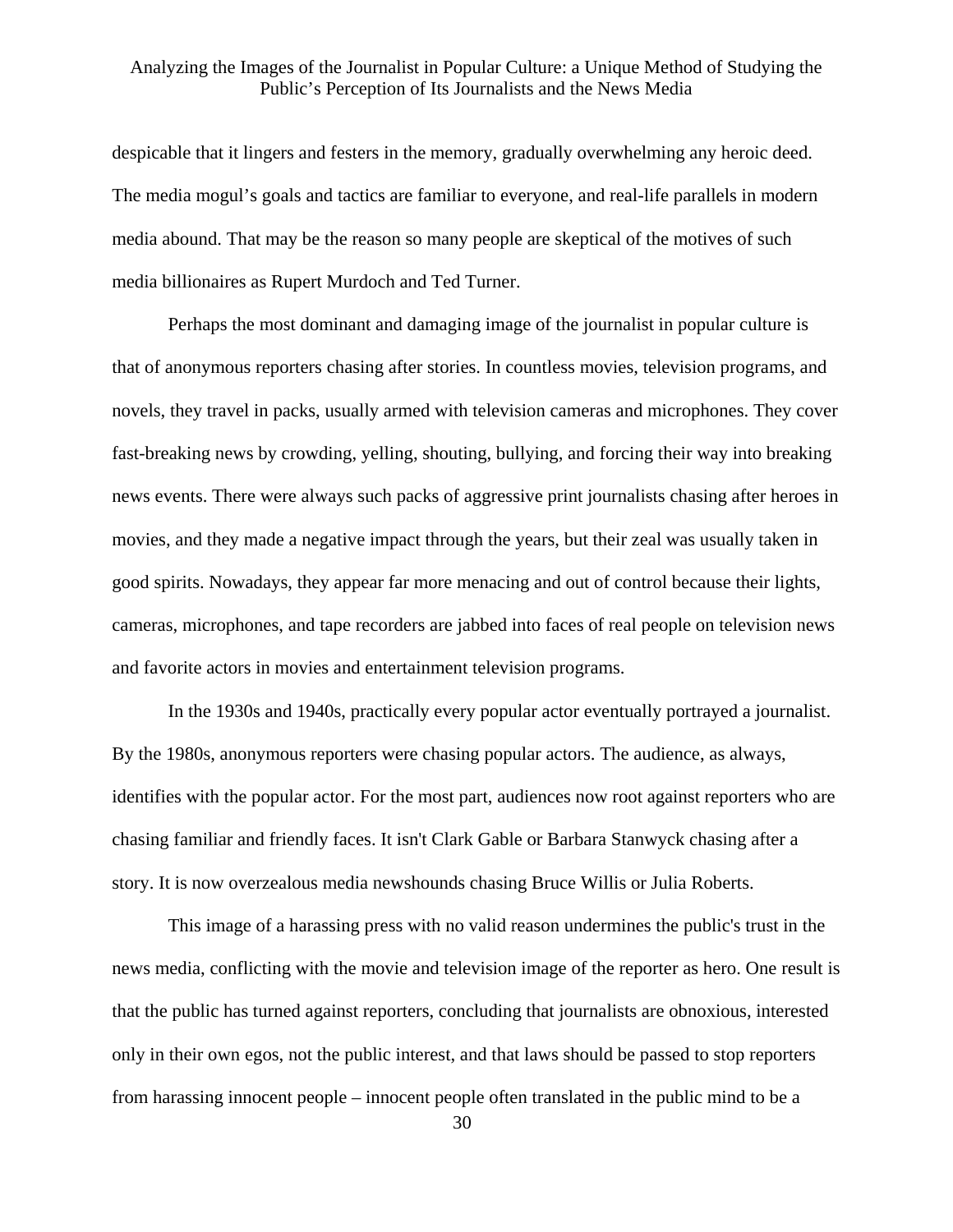despicable that it lingers and festers in the memory, gradually overwhelming any heroic deed. The media mogul's goals and tactics are familiar to everyone, and real-life parallels in modern media abound. That may be the reason so many people are skeptical of the motives of such media billionaires as Rupert Murdoch and Ted Turner.

Perhaps the most dominant and damaging image of the journalist in popular culture is that of anonymous reporters chasing after stories. In countless movies, television programs, and novels, they travel in packs, usually armed with television cameras and microphones. They cover fast-breaking news by crowding, yelling, shouting, bullying, and forcing their way into breaking news events. There were always such packs of aggressive print journalists chasing after heroes in movies, and they made a negative impact through the years, but their zeal was usually taken in good spirits. Nowadays, they appear far more menacing and out of control because their lights, cameras, microphones, and tape recorders are jabbed into faces of real people on television news and favorite actors in movies and entertainment television programs.

In the 1930s and 1940s, practically every popular actor eventually portrayed a journalist. By the 1980s, anonymous reporters were chasing popular actors. The audience, as always, identifies with the popular actor. For the most part, audiences now root against reporters who are chasing familiar and friendly faces. It isn't Clark Gable or Barbara Stanwyck chasing after a story. It is now overzealous media newshounds chasing Bruce Willis or Julia Roberts.

This image of a harassing press with no valid reason undermines the public's trust in the news media, conflicting with the movie and television image of the reporter as hero. One result is that the public has turned against reporters, concluding that journalists are obnoxious, interested only in their own egos, not the public interest, and that laws should be passed to stop reporters from harassing innocent people – innocent people often translated in the public mind to be a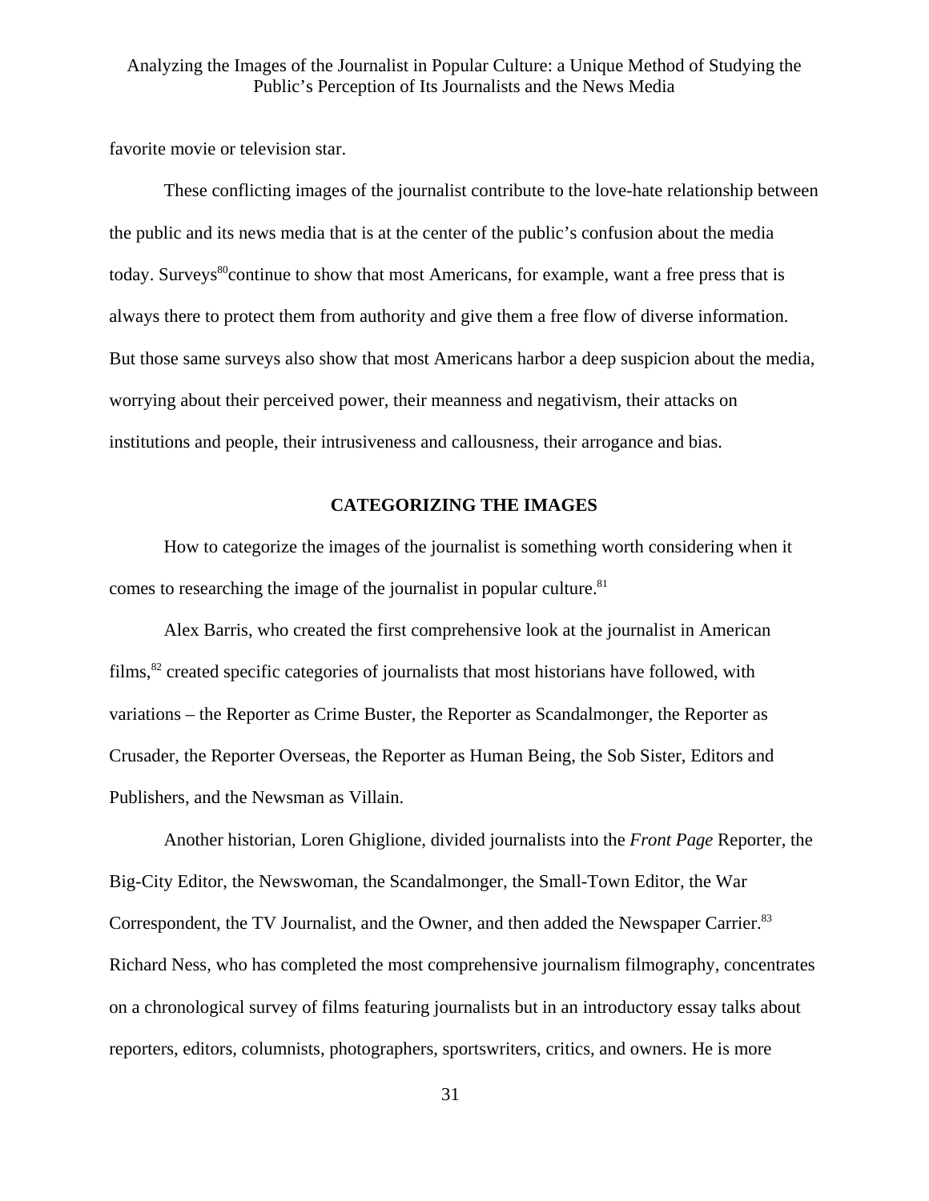favorite movie or television star.

These conflicting images of the journalist contribute to the love-hate relationship between the public and its news media that is at the center of the public's confusion about the media today. Surveys[80]continue to show that most Americans, for example, want a free press that is always there to protect them from authority and give them a free flow of diverse information. But those same surveys also show that most Americans harbor a deep suspicion about the media, worrying about their perceived power, their meanness and negativism, their attacks on institutions and people, their intrusiveness and callousness, their arrogance and bias.

## CATEGORIZING THE IMAGES

How to categorize the images of the journalist is something worth considering when it comes to researching the image of the journalist in popular culture.[81]

Alex Barris, who created the first comprehensive look at the journalist in American films,[82] created specific categories of journalists that most historians have followed, with variations – the Reporter as Crime Buster, the Reporter as Scandalmonger, the Reporter as Crusader, the Reporter Overseas, the Reporter as Human Being, the Sob Sister, Editors and Publishers, and the Newsman as Villain.

Another historian, Loren Ghiglione, divided journalists into the *Front Page* Reporter, the Big-City Editor, the Newswoman, the Scandalmonger, the Small-Town Editor, the War Correspondent, the TV Journalist, and the Owner, and then added the Newspaper Carrier.[83] Richard Ness, who has completed the most comprehensive journalism filmography, concentrates on a chronological survey of films featuring journalists but in an introductory essay talks about reporters, editors, columnists, photographers, sportswriters, critics, and owners. He is more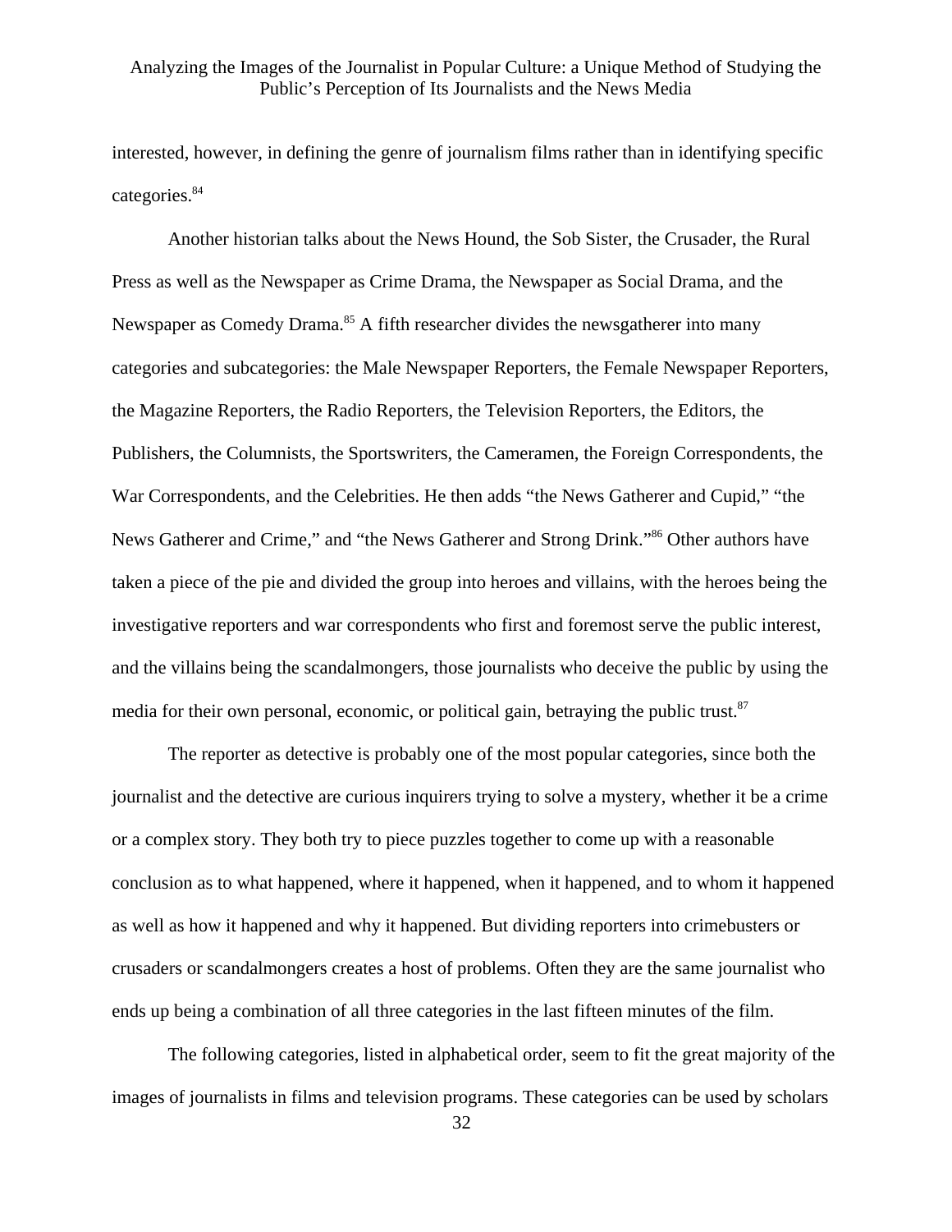interested, however, in defining the genre of journalism films rather than in identifying specific categories.[84]

Another historian talks about the News Hound, the Sob Sister, the Crusader, the Rural Press as well as the Newspaper as Crime Drama, the Newspaper as Social Drama, and the Newspaper as Comedy Drama.[85] A fifth researcher divides the newsgatherer into many categories and subcategories: the Male Newspaper Reporters, the Female Newspaper Reporters, the Magazine Reporters, the Radio Reporters, the Television Reporters, the Editors, the Publishers, the Columnists, the Sportswriters, the Cameramen, the Foreign Correspondents, the War Correspondents, and the Celebrities. He then adds "the News Gatherer and Cupid," "the News Gatherer and Crime," and "the News Gatherer and Strong Drink."[86] Other authors have taken a piece of the pie and divided the group into heroes and villains, with the heroes being the investigative reporters and war correspondents who first and foremost serve the public interest, and the villains being the scandalmongers, those journalists who deceive the public by using the media for their own personal, economic, or political gain, betraying the public trust.[87]

The reporter as detective is probably one of the most popular categories, since both the journalist and the detective are curious inquirers trying to solve a mystery, whether it be a crime or a complex story. They both try to piece puzzles together to come up with a reasonable conclusion as to what happened, where it happened, when it happened, and to whom it happened as well as how it happened and why it happened. But dividing reporters into crimebusters or crusaders or scandalmongers creates a host of problems. Often they are the same journalist who ends up being a combination of all three categories in the last fifteen minutes of the film.

The following categories, listed in alphabetical order, seem to fit the great majority of the images of journalists in films and television programs. These categories can be used by scholars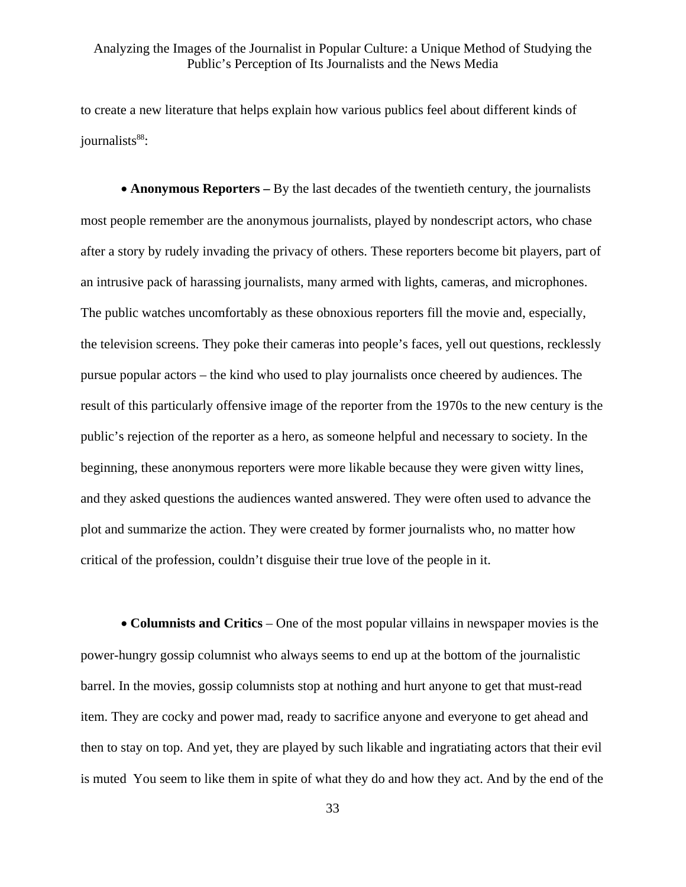to create a new literature that helps explain how various publics feel about different kinds of journalists[88]:

• **Anonymous Reporters –** By the last decades of the twentieth century, the journalists most people remember are the anonymous journalists, played by nondescript actors, who chase after a story by rudely invading the privacy of others. These reporters become bit players, part of an intrusive pack of harassing journalists, many armed with lights, cameras, and microphones. The public watches uncomfortably as these obnoxious reporters fill the movie and, especially, the television screens. They poke their cameras into people's faces, yell out questions, recklessly pursue popular actors – the kind who used to play journalists once cheered by audiences. The result of this particularly offensive image of the reporter from the 1970s to the new century is the public's rejection of the reporter as a hero, as someone helpful and necessary to society. In the beginning, these anonymous reporters were more likable because they were given witty lines, and they asked questions the audiences wanted answered. They were often used to advance the plot and summarize the action. They were created by former journalists who, no matter how critical of the profession, couldn't disguise their true love of the people in it.

• **Columnists and Critics** – One of the most popular villains in newspaper movies is the power-hungry gossip columnist who always seems to end up at the bottom of the journalistic barrel. In the movies, gossip columnists stop at nothing and hurt anyone to get that must-read item. They are cocky and power mad, ready to sacrifice anyone and everyone to get ahead and then to stay on top. And yet, they are played by such likable and ingratiating actors that their evil is muted  You seem to like them in spite of what they do and how they act. And by the end of the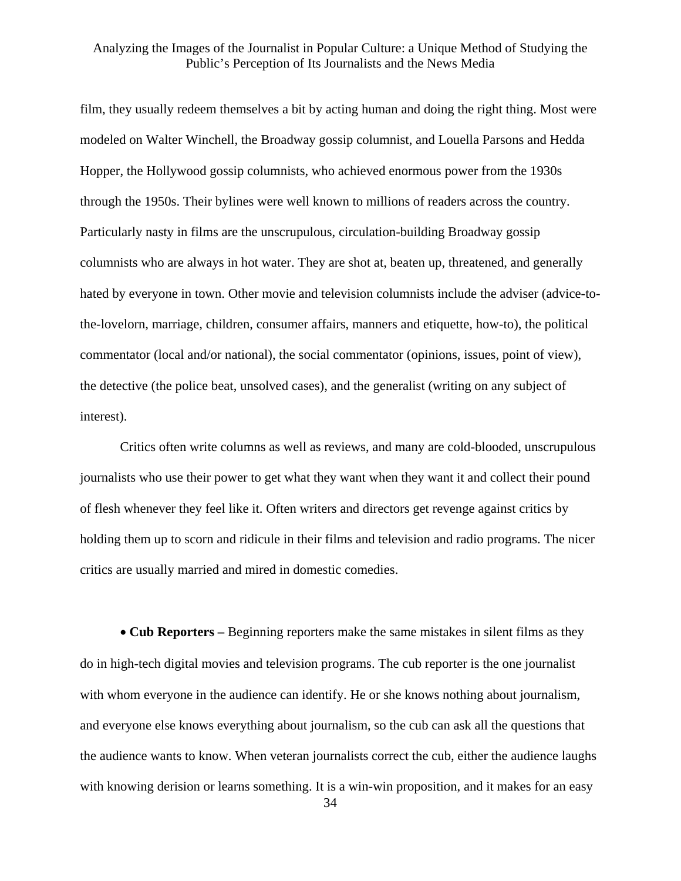film, they usually redeem themselves a bit by acting human and doing the right thing. Most were modeled on Walter Winchell, the Broadway gossip columnist, and Louella Parsons and Hedda Hopper, the Hollywood gossip columnists, who achieved enormous power from the 1930s through the 1950s. Their bylines were well known to millions of readers across the country. Particularly nasty in films are the unscrupulous, circulation-building Broadway gossip columnists who are always in hot water. They are shot at, beaten up, threatened, and generally hated by everyone in town. Other movie and television columnists include the adviser (advice-to-the-lovelorn, marriage, children, consumer affairs, manners and etiquette, how-to), the political commentator (local and/or national), the social commentator (opinions, issues, point of view), the detective (the police beat, unsolved cases), and the generalist (writing on any subject of interest).

Critics often write columns as well as reviews, and many are cold-blooded, unscrupulous journalists who use their power to get what they want when they want it and collect their pound of flesh whenever they feel like it. Often writers and directors get revenge against critics by holding them up to scorn and ridicule in their films and television and radio programs. The nicer critics are usually married and mired in domestic comedies.

- **Cub Reporters –** Beginning reporters make the same mistakes in silent films as they do in high-tech digital movies and television programs. The cub reporter is the one journalist with whom everyone in the audience can identify. He or she knows nothing about journalism, and everyone else knows everything about journalism, so the cub can ask all the questions that the audience wants to know. When veteran journalists correct the cub, either the audience laughs with knowing derision or learns something. It is a win-win proposition, and it makes for an easy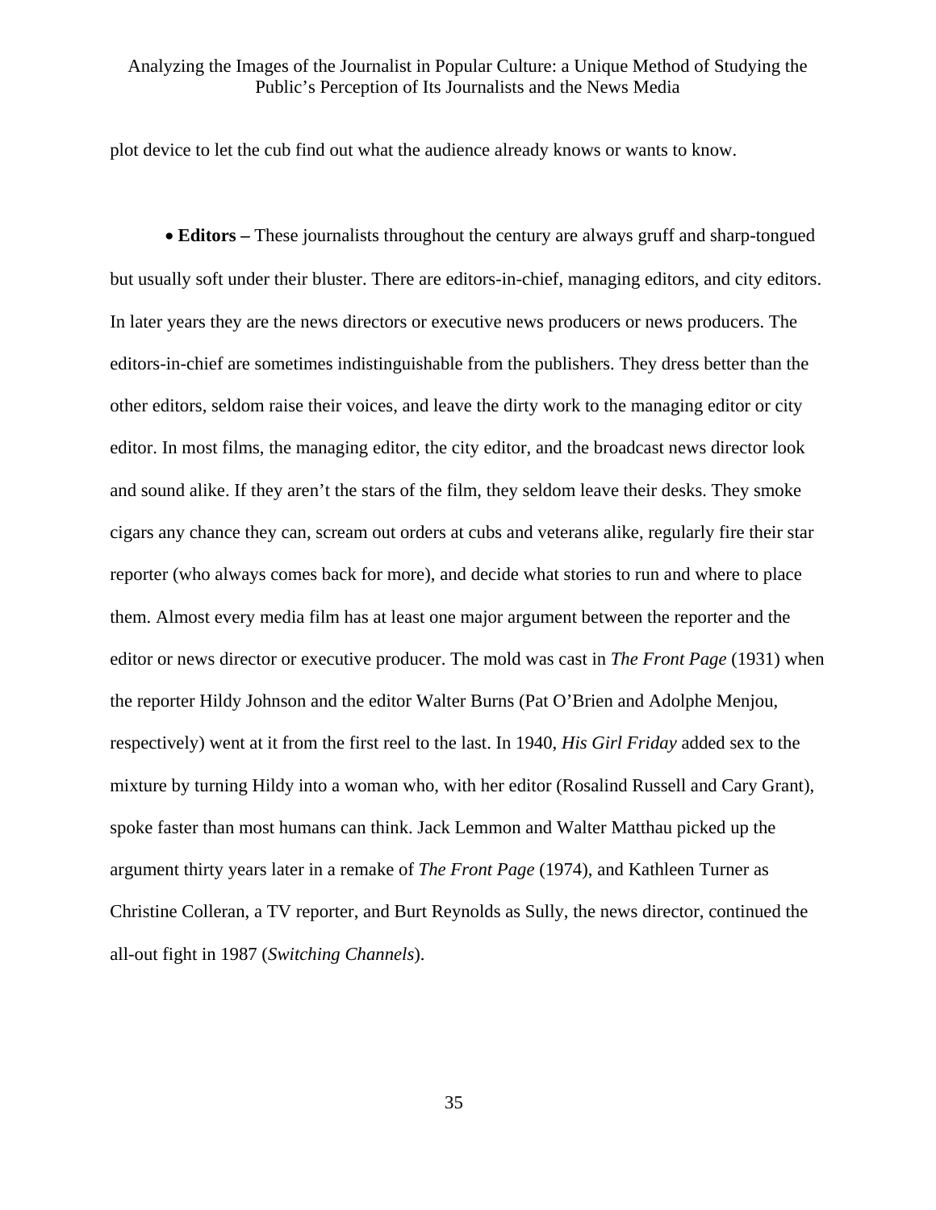plot device to let the cub find out what the audience already knows or wants to know.

- **Editors –** These journalists throughout the century are always gruff and sharp-tongued but usually soft under their bluster. There are editors-in-chief, managing editors, and city editors. In later years they are the news directors or executive news producers or news producers. The editors-in-chief are sometimes indistinguishable from the publishers. They dress better than the other editors, seldom raise their voices, and leave the dirty work to the managing editor or city editor. In most films, the managing editor, the city editor, and the broadcast news director look and sound alike. If they aren't the stars of the film, they seldom leave their desks. They smoke cigars any chance they can, scream out orders at cubs and veterans alike, regularly fire their star reporter (who always comes back for more), and decide what stories to run and where to place them. Almost every media film has at least one major argument between the reporter and the editor or news director or executive producer. The mold was cast in *The Front Page* (1931) when the reporter Hildy Johnson and the editor Walter Burns (Pat O'Brien and Adolphe Menjou, respectively) went at it from the first reel to the last. In 1940, *His Girl Friday* added sex to the mixture by turning Hildy into a woman who, with her editor (Rosalind Russell and Cary Grant), spoke faster than most humans can think. Jack Lemmon and Walter Matthau picked up the argument thirty years later in a remake of *The Front Page* (1974), and Kathleen Turner as Christine Colleran, a TV reporter, and Burt Reynolds as Sully, the news director, continued the all-out fight in 1987 (*Switching Channels*).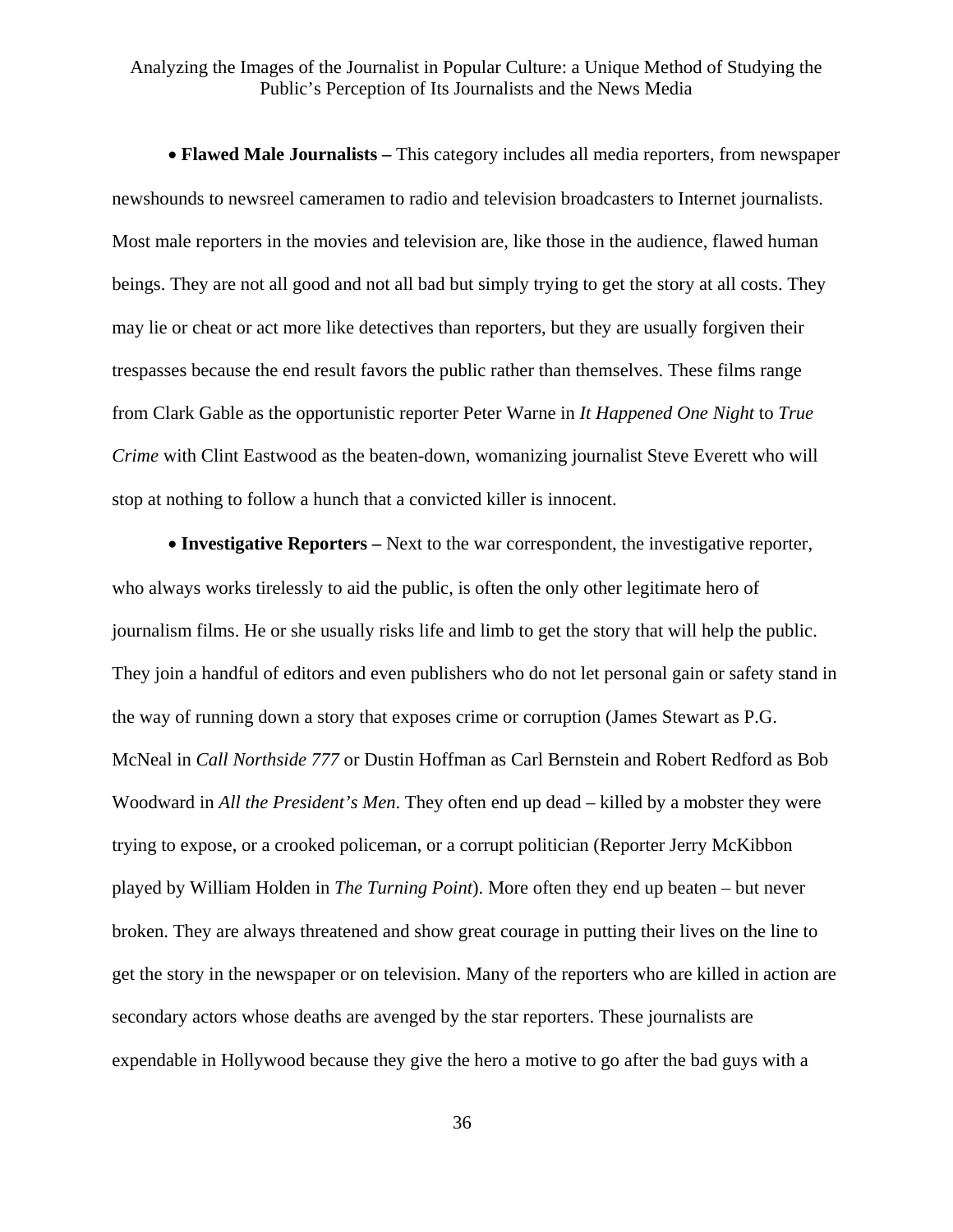- **Flawed Male Journalists –** This category includes all media reporters, from newspaper newshounds to newsreel cameramen to radio and television broadcasters to Internet journalists. Most male reporters in the movies and television are, like those in the audience, flawed human beings. They are not all good and not all bad but simply trying to get the story at all costs. They may lie or cheat or act more like detectives than reporters, but they are usually forgiven their trespasses because the end result favors the public rather than themselves. These films range from Clark Gable as the opportunistic reporter Peter Warne in *It Happened One Night* to *True Crime* with Clint Eastwood as the beaten-down, womanizing journalist Steve Everett who will stop at nothing to follow a hunch that a convicted killer is innocent.

- **Investigative Reporters –** Next to the war correspondent, the investigative reporter, who always works tirelessly to aid the public, is often the only other legitimate hero of journalism films. He or she usually risks life and limb to get the story that will help the public. They join a handful of editors and even publishers who do not let personal gain or safety stand in the way of running down a story that exposes crime or corruption (James Stewart as P.G. McNeal in *Call Northside 777* or Dustin Hoffman as Carl Bernstein and Robert Redford as Bob Woodward in *All the President's Men*. They often end up dead – killed by a mobster they were trying to expose, or a crooked policeman, or a corrupt politician (Reporter Jerry McKibbon played by William Holden in *The Turning Point*). More often they end up beaten – but never broken. They are always threatened and show great courage in putting their lives on the line to get the story in the newspaper or on television. Many of the reporters who are killed in action are secondary actors whose deaths are avenged by the star reporters. These journalists are expendable in Hollywood because they give the hero a motive to go after the bad guys with a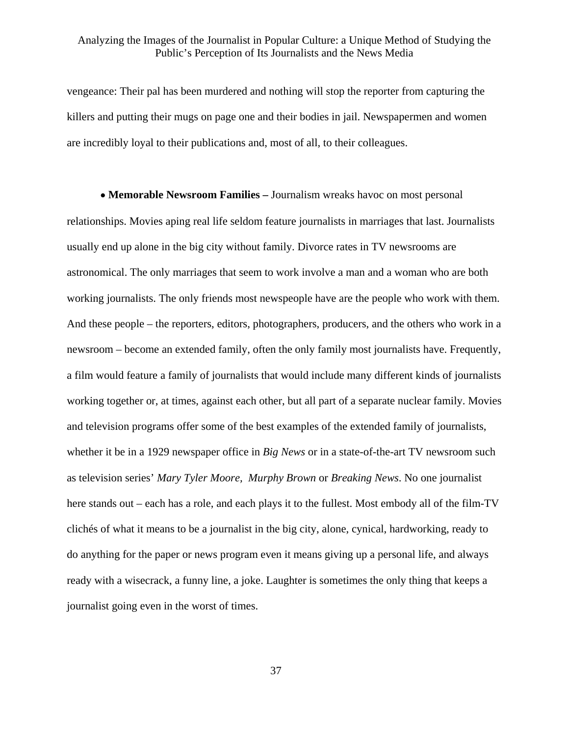vengeance: Their pal has been murdered and nothing will stop the reporter from capturing the killers and putting their mugs on page one and their bodies in jail. Newspapermen and women are incredibly loyal to their publications and, most of all, to their colleagues.

- **Memorable Newsroom Families –** Journalism wreaks havoc on most personal relationships. Movies aping real life seldom feature journalists in marriages that last. Journalists usually end up alone in the big city without family. Divorce rates in TV newsrooms are astronomical. The only marriages that seem to work involve a man and a woman who are both working journalists. The only friends most newspeople have are the people who work with them. And these people – the reporters, editors, photographers, producers, and the others who work in a newsroom – become an extended family, often the only family most journalists have. Frequently, a film would feature a family of journalists that would include many different kinds of journalists working together or, at times, against each other, but all part of a separate nuclear family. Movies and television programs offer some of the best examples of the extended family of journalists, whether it be in a 1929 newspaper office in *Big News* or in a state-of-the-art TV newsroom such as television series' *Mary Tyler Moore, Murphy Brown* or *Breaking News*. No one journalist here stands out – each has a role, and each plays it to the fullest. Most embody all of the film-TV clichés of what it means to be a journalist in the big city, alone, cynical, hardworking, ready to do anything for the paper or news program even it means giving up a personal life, and always ready with a wisecrack, a funny line, a joke. Laughter is sometimes the only thing that keeps a journalist going even in the worst of times.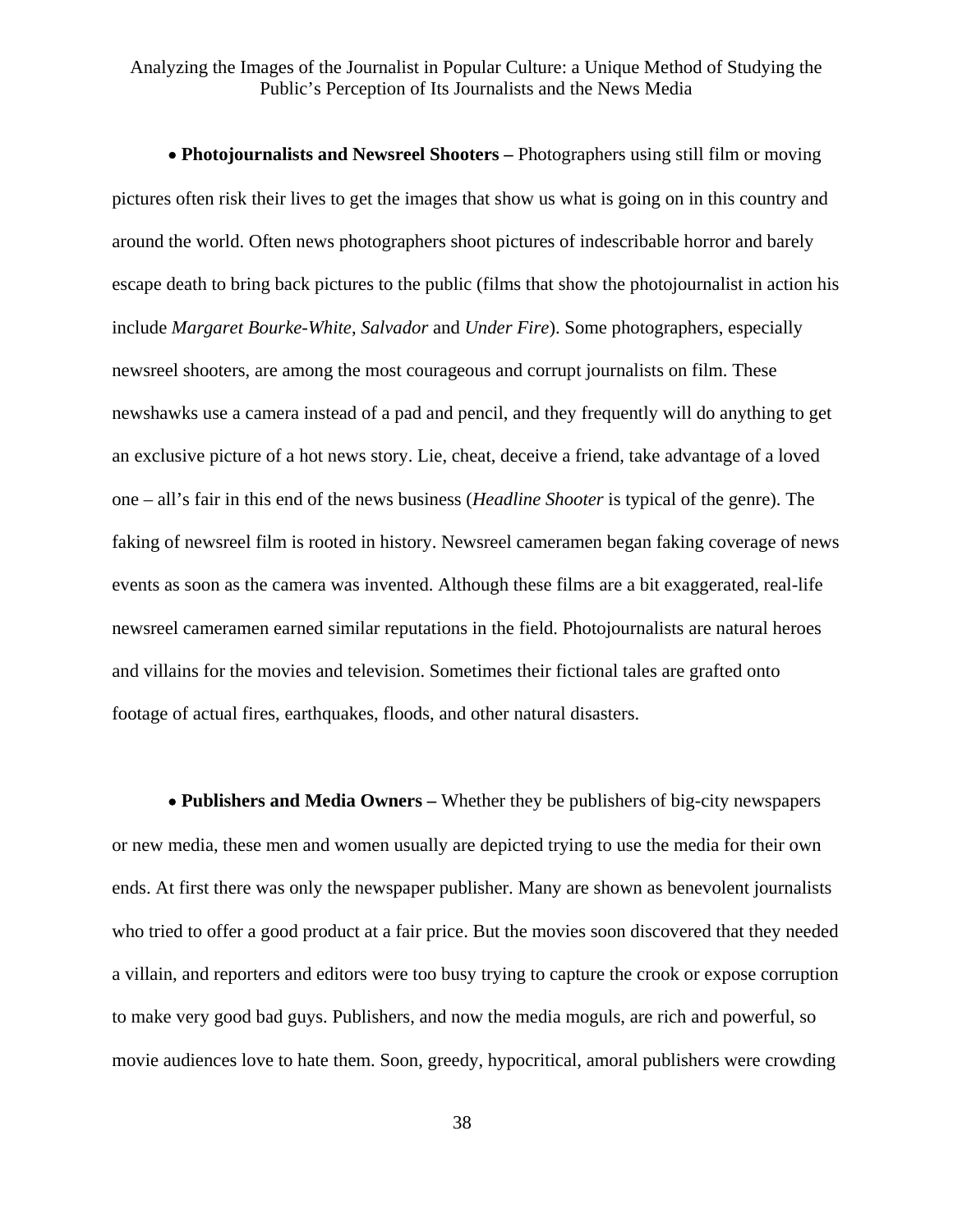• **Photojournalists and Newsreel Shooters –** Photographers using still film or moving pictures often risk their lives to get the images that show us what is going on in this country and around the world. Often news photographers shoot pictures of indescribable horror and barely escape death to bring back pictures to the public (films that show the photojournalist in action his include *Margaret Bourke-White*, *Salvador* and *Under Fire*). Some photographers, especially newsreel shooters, are among the most courageous and corrupt journalists on film. These newshawks use a camera instead of a pad and pencil, and they frequently will do anything to get an exclusive picture of a hot news story. Lie, cheat, deceive a friend, take advantage of a loved one – all's fair in this end of the news business (*Headline Shooter* is typical of the genre). The faking of newsreel film is rooted in history. Newsreel cameramen began faking coverage of news events as soon as the camera was invented. Although these films are a bit exaggerated, real-life newsreel cameramen earned similar reputations in the field. Photojournalists are natural heroes and villains for the movies and television. Sometimes their fictional tales are grafted onto footage of actual fires, earthquakes, floods, and other natural disasters.

• **Publishers and Media Owners –** Whether they be publishers of big-city newspapers or new media, these men and women usually are depicted trying to use the media for their own ends. At first there was only the newspaper publisher. Many are shown as benevolent journalists who tried to offer a good product at a fair price. But the movies soon discovered that they needed a villain, and reporters and editors were too busy trying to capture the crook or expose corruption to make very good bad guys. Publishers, and now the media moguls, are rich and powerful, so movie audiences love to hate them. Soon, greedy, hypocritical, amoral publishers were crowding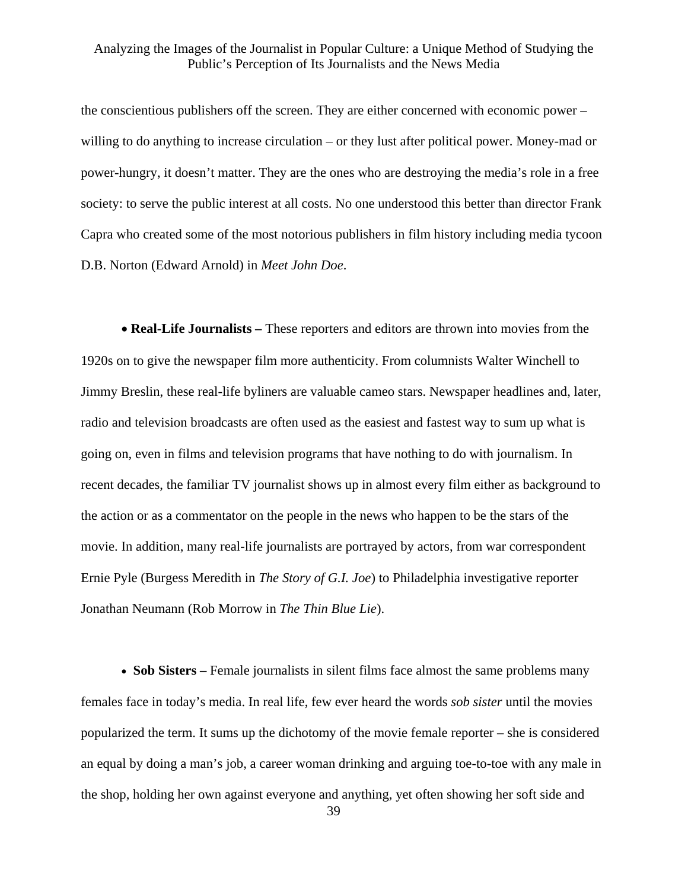the conscientious publishers off the screen. They are either concerned with economic power – willing to do anything to increase circulation – or they lust after political power. Money-mad or power-hungry, it doesn't matter. They are the ones who are destroying the media's role in a free society: to serve the public interest at all costs. No one understood this better than director Frank Capra who created some of the most notorious publishers in film history including media tycoon D.B. Norton (Edward Arnold) in *Meet John Doe*.

- **Real-Life Journalists –** These reporters and editors are thrown into movies from the 1920s on to give the newspaper film more authenticity. From columnists Walter Winchell to Jimmy Breslin, these real-life byliners are valuable cameo stars. Newspaper headlines and, later, radio and television broadcasts are often used as the easiest and fastest way to sum up what is going on, even in films and television programs that have nothing to do with journalism. In recent decades, the familiar TV journalist shows up in almost every film either as background to the action or as a commentator on the people in the news who happen to be the stars of the movie. In addition, many real-life journalists are portrayed by actors, from war correspondent Ernie Pyle (Burgess Meredith in *The Story of G.I. Joe*) to Philadelphia investigative reporter Jonathan Neumann (Rob Morrow in *The Thin Blue Lie*).

- **Sob Sisters –** Female journalists in silent films face almost the same problems many females face in today's media. In real life, few ever heard the words *sob sister* until the movies popularized the term. It sums up the dichotomy of the movie female reporter – she is considered an equal by doing a man's job, a career woman drinking and arguing toe-to-toe with any male in the shop, holding her own against everyone and anything, yet often showing her soft side and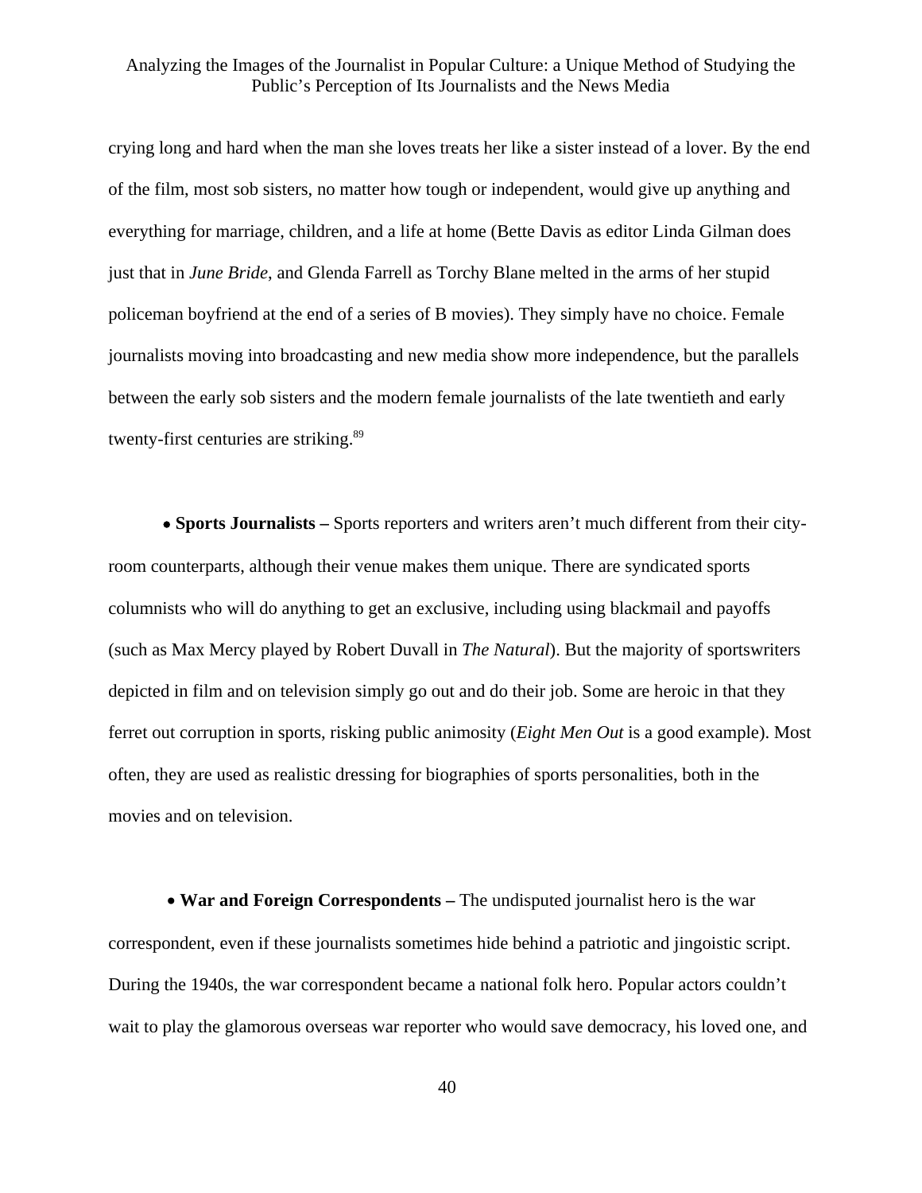crying long and hard when the man she loves treats her like a sister instead of a lover. By the end of the film, most sob sisters, no matter how tough or independent, would give up anything and everything for marriage, children, and a life at home (Bette Davis as editor Linda Gilman does just that in *June Bride*, and Glenda Farrell as Torchy Blane melted in the arms of her stupid policeman boyfriend at the end of a series of B movies). They simply have no choice. Female journalists moving into broadcasting and new media show more independence, but the parallels between the early sob sisters and the modern female journalists of the late twentieth and early twenty-first centuries are striking.[89]

- **Sports Journalists –** Sports reporters and writers aren't much different from their city-room counterparts, although their venue makes them unique. There are syndicated sports columnists who will do anything to get an exclusive, including using blackmail and payoffs (such as Max Mercy played by Robert Duvall in *The Natural*). But the majority of sportswriters depicted in film and on television simply go out and do their job. Some are heroic in that they ferret out corruption in sports, risking public animosity (*Eight Men Out* is a good example). Most often, they are used as realistic dressing for biographies of sports personalities, both in the movies and on television.

- **War and Foreign Correspondents –** The undisputed journalist hero is the war correspondent, even if these journalists sometimes hide behind a patriotic and jingoistic script. During the 1940s, the war correspondent became a national folk hero. Popular actors couldn't wait to play the glamorous overseas war reporter who would save democracy, his loved one, and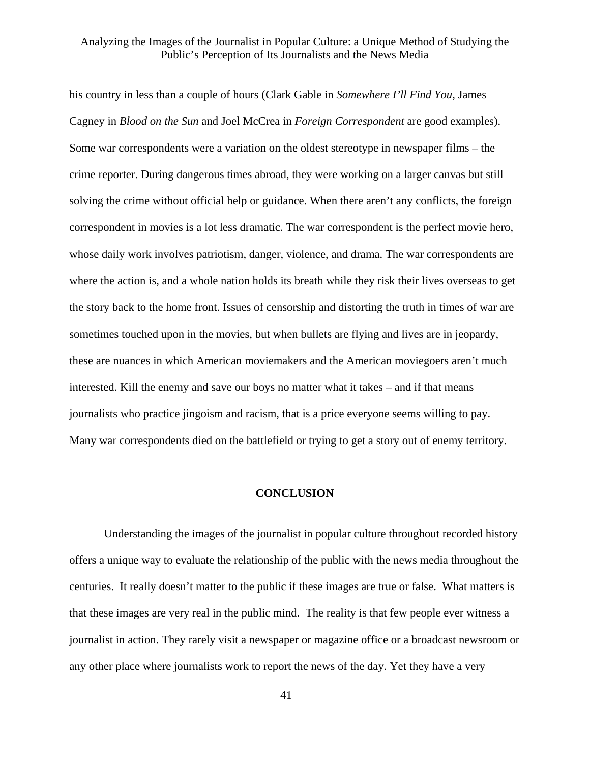his country in less than a couple of hours (Clark Gable in *Somewhere I'll Find You*, James Cagney in *Blood on the Sun* and Joel McCrea in *Foreign Correspondent* are good examples). Some war correspondents were a variation on the oldest stereotype in newspaper films – the crime reporter. During dangerous times abroad, they were working on a larger canvas but still solving the crime without official help or guidance. When there aren't any conflicts, the foreign correspondent in movies is a lot less dramatic. The war correspondent is the perfect movie hero, whose daily work involves patriotism, danger, violence, and drama. The war correspondents are where the action is, and a whole nation holds its breath while they risk their lives overseas to get the story back to the home front. Issues of censorship and distorting the truth in times of war are sometimes touched upon in the movies, but when bullets are flying and lives are in jeopardy, these are nuances in which American moviemakers and the American moviegoers aren't much interested. Kill the enemy and save our boys no matter what it takes – and if that means journalists who practice jingoism and racism, that is a price everyone seems willing to pay. Many war correspondents died on the battlefield or trying to get a story out of enemy territory.

## CONCLUSION

Understanding the images of the journalist in popular culture throughout recorded history offers a unique way to evaluate the relationship of the public with the news media throughout the centuries. It really doesn't matter to the public if these images are true or false. What matters is that these images are very real in the public mind. The reality is that few people ever witness a journalist in action. They rarely visit a newspaper or magazine office or a broadcast newsroom or any other place where journalists work to report the news of the day. Yet they have a very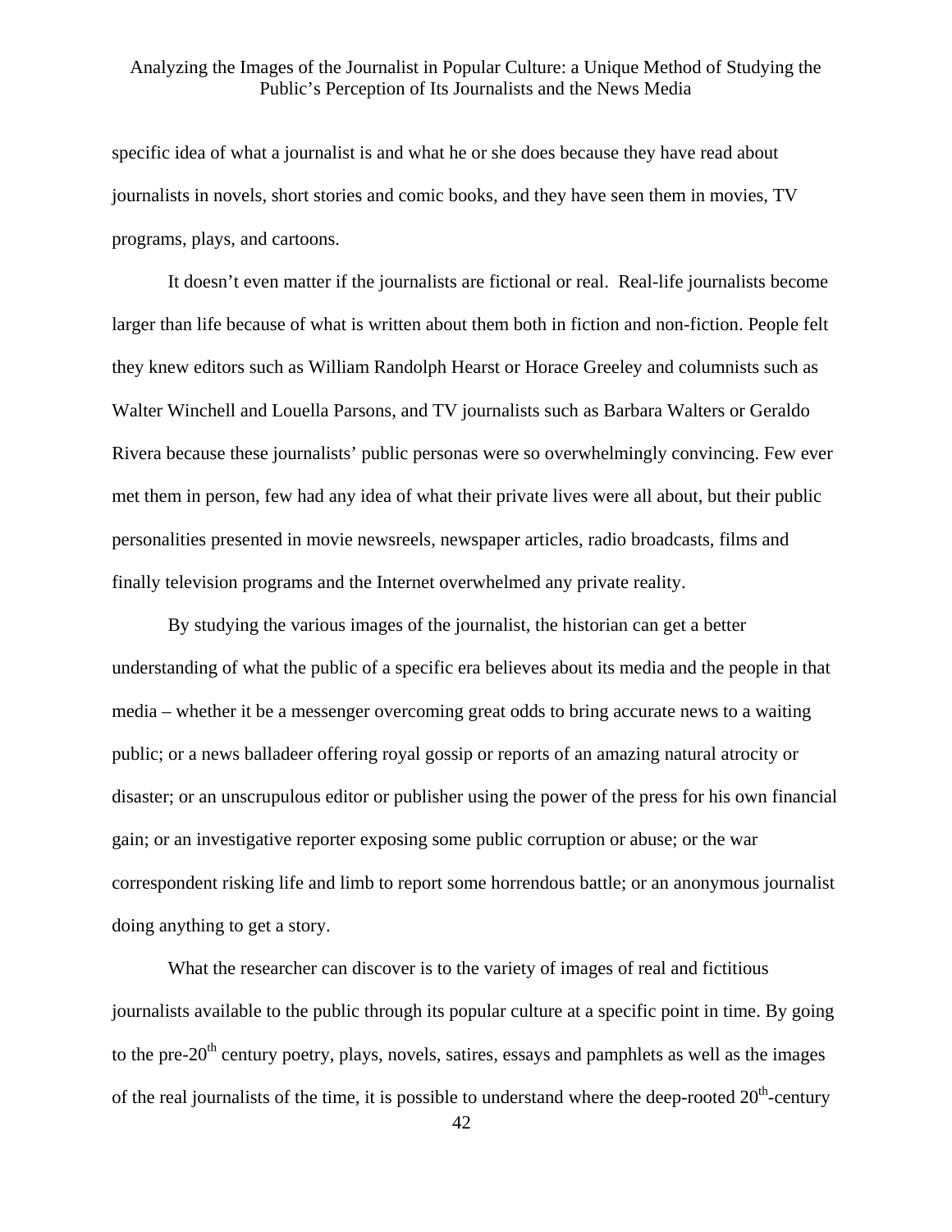specific idea of what a journalist is and what he or she does because they have read about journalists in novels, short stories and comic books, and they have seen them in movies, TV programs, plays, and cartoons.

It doesn't even matter if the journalists are fictional or real. Real-life journalists become larger than life because of what is written about them both in fiction and non-fiction. People felt they knew editors such as William Randolph Hearst or Horace Greeley and columnists such as Walter Winchell and Louella Parsons, and TV journalists such as Barbara Walters or Geraldo Rivera because these journalists' public personas were so overwhelmingly convincing. Few ever met them in person, few had any idea of what their private lives were all about, but their public personalities presented in movie newsreels, newspaper articles, radio broadcasts, films and finally television programs and the Internet overwhelmed any private reality.

By studying the various images of the journalist, the historian can get a better understanding of what the public of a specific era believes about its media and the people in that media – whether it be a messenger overcoming great odds to bring accurate news to a waiting public; or a news balladeer offering royal gossip or reports of an amazing natural atrocity or disaster; or an unscrupulous editor or publisher using the power of the press for his own financial gain; or an investigative reporter exposing some public corruption or abuse; or the war correspondent risking life and limb to report some horrendous battle; or an anonymous journalist doing anything to get a story.

What the researcher can discover is to the variety of images of real and fictitious journalists available to the public through its popular culture at a specific point in time. By going to the pre-20th century poetry, plays, novels, satires, essays and pamphlets as well as the images of the real journalists of the time, it is possible to understand where the deep-rooted 20th-century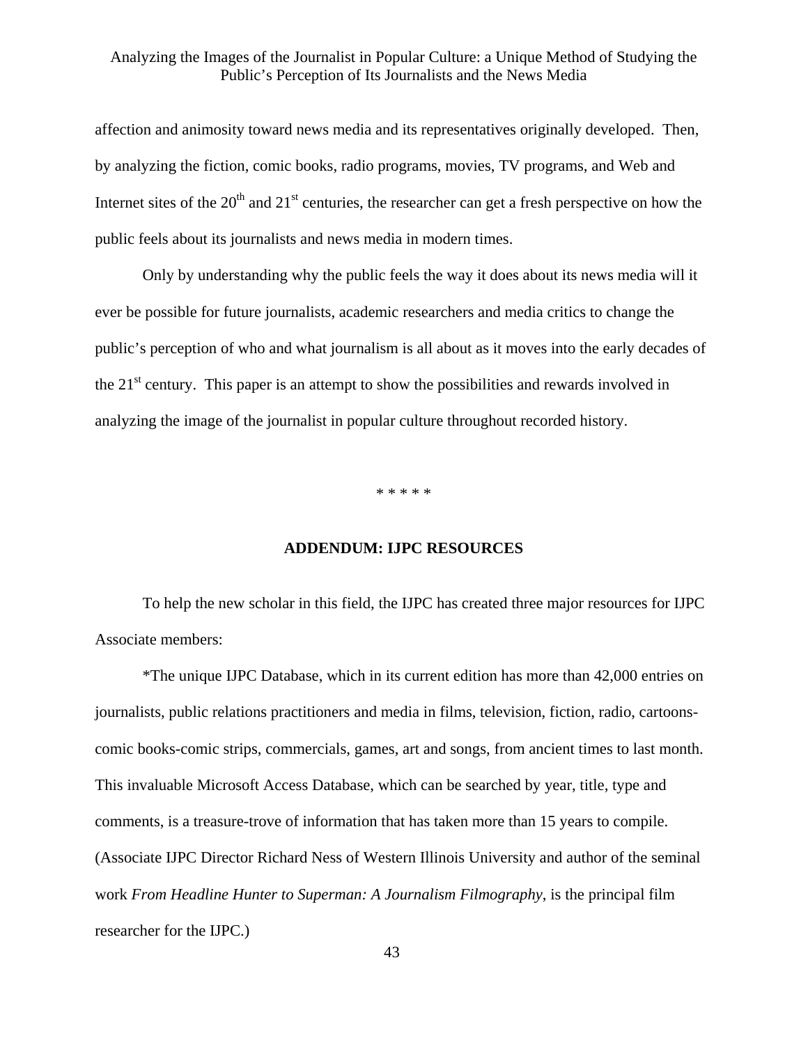affection and animosity toward news media and its representatives originally developed. Then, by analyzing the fiction, comic books, radio programs, movies, TV programs, and Web and Internet sites of the 20th and 21st centuries, the researcher can get a fresh perspective on how the public feels about its journalists and news media in modern times.

Only by understanding why the public feels the way it does about its news media will it ever be possible for future journalists, academic researchers and media critics to change the public's perception of who and what journalism is all about as it moves into the early decades of the 21st century. This paper is an attempt to show the possibilities and rewards involved in analyzing the image of the journalist in popular culture throughout recorded history.

\* \* \* \* \*

## ADDENDUM: IJPC RESOURCES

To help the new scholar in this field, the IJPC has created three major resources for IJPC Associate members:

*The unique IJPC Database, which in its current edition has more than 42,000 entries on journalists, public relations practitioners and media in films, television, fiction, radio, cartoons-comic books-comic strips, commercials, games, art and songs, from ancient times to last month. This invaluable Microsoft Access Database, which can be searched by year, title, type and comments, is a treasure-trove of information that has taken more than 15 years to compile. (Associate IJPC Director Richard Ness of Western Illinois University and author of the seminal work *From Headline Hunter to Superman: A Journalism Filmography*, is the principal film researcher for the IJPC.)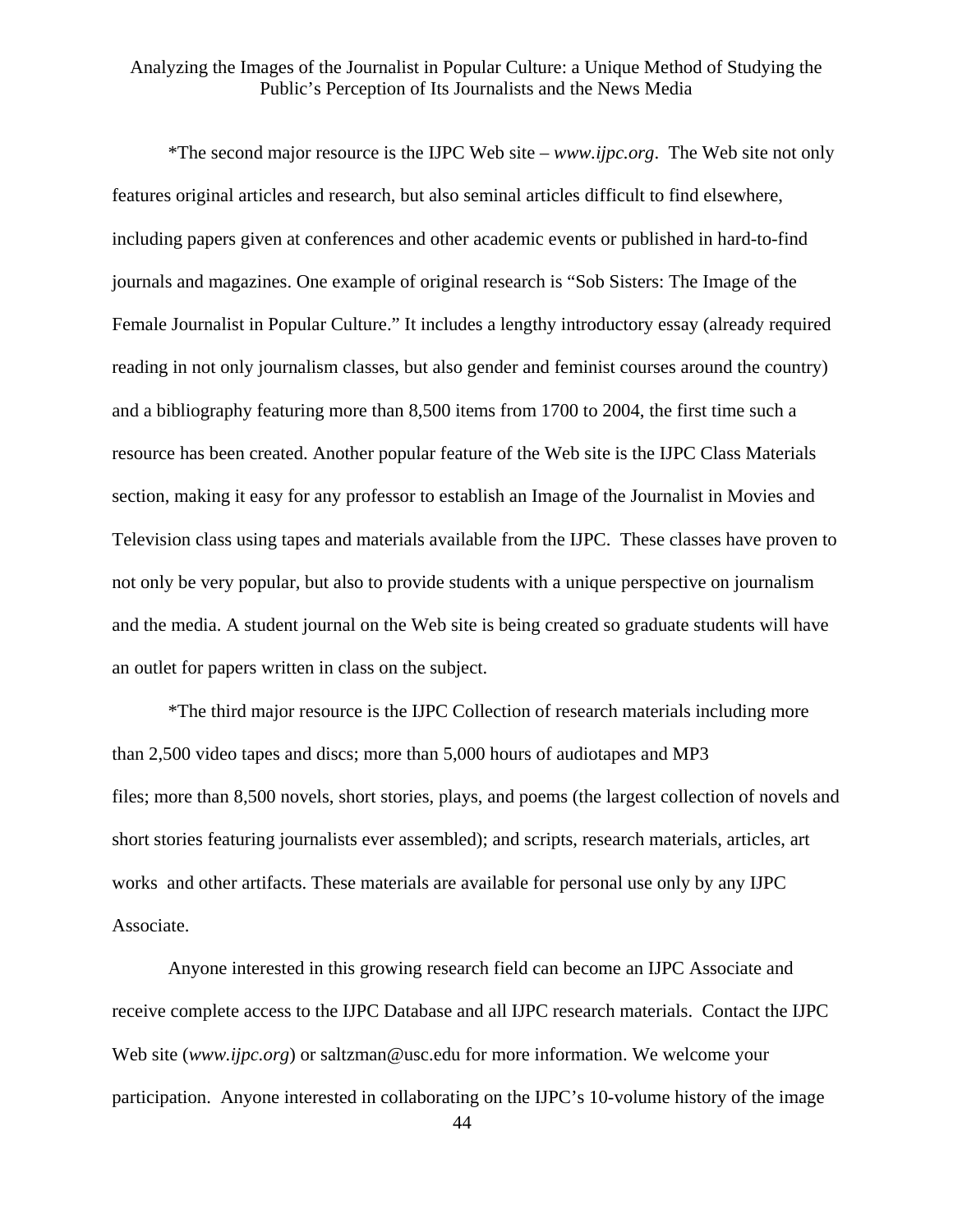*The second major resource is the IJPC Web site – *www.ijpc.org*. The Web site not only features original articles and research, but also seminal articles difficult to find elsewhere, including papers given at conferences and other academic events or published in hard-to-find journals and magazines. One example of original research is “Sob Sisters: The Image of the Female Journalist in Popular Culture.” It includes a lengthy introductory essay (already required reading in not only journalism classes, but also gender and feminist courses around the country) and a bibliography featuring more than 8,500 items from 1700 to 2004, the first time such a resource has been created. Another popular feature of the Web site is the IJPC Class Materials section, making it easy for any professor to establish an Image of the Journalist in Movies and Television class using tapes and materials available from the IJPC. These classes have proven to not only be very popular, but also to provide students with a unique perspective on journalism and the media. A student journal on the Web site is being created so graduate students will have an outlet for papers written in class on the subject.

*The third major resource is the IJPC Collection of research materials including more than 2,500 video tapes and discs; more than 5,000 hours of audiotapes and MP3 files; more than 8,500 novels, short stories, plays, and poems (the largest collection of novels and short stories featuring journalists ever assembled); and scripts, research materials, articles, art works and other artifacts. These materials are available for personal use only by any IJPC Associate.

Anyone interested in this growing research field can become an IJPC Associate and receive complete access to the IJPC Database and all IJPC research materials. Contact the IJPC Web site (*www.ijpc.org*) or saltzman@usc.edu for more information. We welcome your participation. Anyone interested in collaborating on the IJPC’s 10-volume history of the image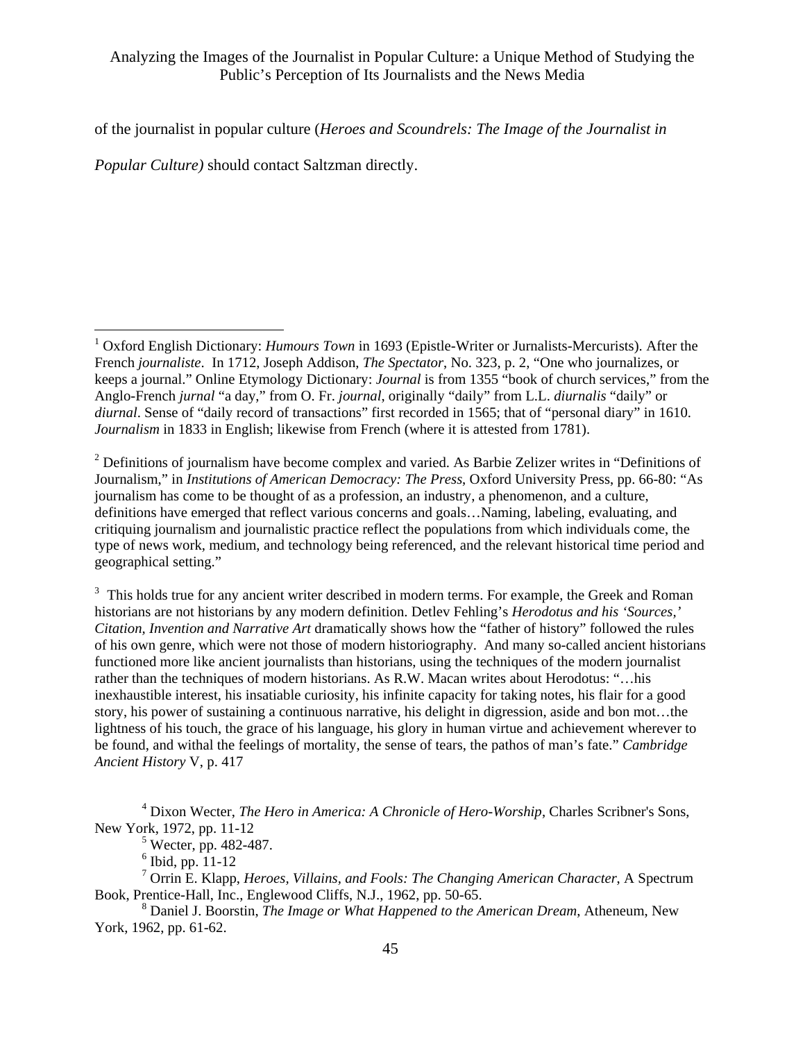of the journalist in popular culture (*Heroes and Scoundrels: The Image of the Journalist in Popular Culture)* should contact Saltzman directly.

---

[1] Oxford English Dictionary: *Humours Town* in 1693 (Epistle-Writer or Jurnalists-Mercurists). After the French *journaliste*. In 1712, Joseph Addison, *The Spectator*, No. 323, p. 2, "One who journalizes, or keeps a journal." Online Etymology Dictionary: *Journal* is from 1355 "book of church services," from the Anglo-French *jurnal* "a day," from O. Fr. *journal*, originally "daily" from L.L. *diurnalis* "daily" or *diurnal*. Sense of "daily record of transactions" first recorded in 1565; that of "personal diary" in 1610. *Journalism* in 1833 in English; likewise from French (where it is attested from 1781).

[2] Definitions of journalism have become complex and varied. As Barbie Zelizer writes in "Definitions of Journalism," in *Institutions of American Democracy: The Press*, Oxford University Press, pp. 66-80: "As journalism has come to be thought of as a profession, an industry, a phenomenon, and a culture, definitions have emerged that reflect various concerns and goals…Naming, labeling, evaluating, and critiquing journalism and journalistic practice reflect the populations from which individuals come, the type of news work, medium, and technology being referenced, and the relevant historical time period and geographical setting."

[3] This holds true for any ancient writer described in modern terms. For example, the Greek and Roman historians are not historians by any modern definition. Detlev Fehling's *Herodotus and his 'Sources,' Citation, Invention and Narrative Art* dramatically shows how the "father of history" followed the rules of his own genre, which were not those of modern historiography. And many so-called ancient historians functioned more like ancient journalists than historians, using the techniques of the modern journalist rather than the techniques of modern historians. As R.W. Macan writes about Herodotus: "…his inexhaustible interest, his insatiable curiosity, his infinite capacity for taking notes, his flair for a good story, his power of sustaining a continuous narrative, his delight in digression, aside and bon mot…the lightness of his touch, the grace of his language, his glory in human virtue and achievement wherever to be found, and withal the feelings of mortality, the sense of tears, the pathos of man's fate." *Cambridge Ancient History* V, p. 417

[4] Dixon Wecter, *The Hero in America: A Chronicle of Hero-Worship*, Charles Scribner's Sons, New York, 1972, pp. 11-12

[5] Wecter, pp. 482-487.

[6] Ibid, pp. 11-12

[7] Orrin E. Klapp, *Heroes, Villains, and Fools: The Changing American Character*, A Spectrum Book, Prentice-Hall, Inc., Englewood Cliffs, N.J., 1962, pp. 50-65.

[8] Daniel J. Boorstin, *The Image or What Happened to the American Dream*, Atheneum, New York, 1962, pp. 61-62.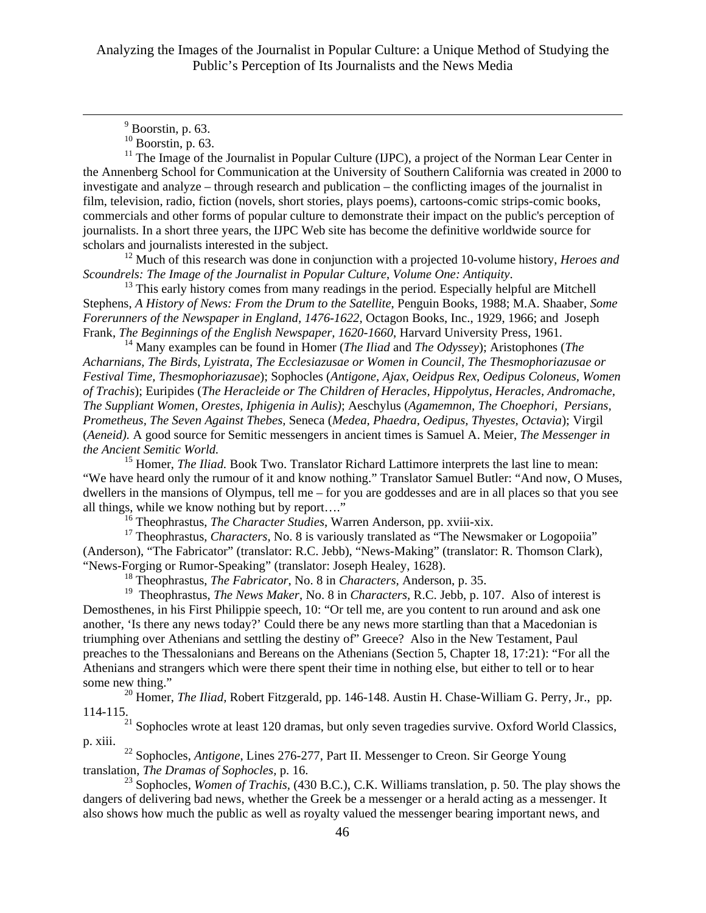[9] Boorstin, p. 63.

[10] Boorstin, p. 63.

[11] The Image of the Journalist in Popular Culture (IJPC), a project of the Norman Lear Center in the Annenberg School for Communication at the University of Southern California was created in 2000 to investigate and analyze – through research and publication – the conflicting images of the journalist in film, television, radio, fiction (novels, short stories, plays poems), cartoons-comic strips-comic books, commercials and other forms of popular culture to demonstrate their impact on the public's perception of journalists. In a short three years, the IJPC Web site has become the definitive worldwide source for scholars and journalists interested in the subject.

[12] Much of this research was done in conjunction with a projected 10-volume history, *Heroes and Scoundrels: The Image of the Journalist in Popular Culture*, *Volume One: Antiquity*.

[13] This early history comes from many readings in the period. Especially helpful are Mitchell Stephens, *A History of News: From the Drum to the Satellite*, Penguin Books, 1988; M.A. Shaaber, *Some Forerunners of the Newspaper in England, 1476-1622*, Octagon Books, Inc., 1929, 1966; and Joseph Frank, *The Beginnings of the English Newspaper, 1620-1660*, Harvard University Press, 1961.

[14] Many examples can be found in Homer (*The Iliad* and *The Odyssey*); Aristophones (*The Acharnians, The Birds, Lyistrata, The Ecclesiazusae or Women in Council, The Thesmophoriazusae or Festival Time, Thesmophoriazusae*); Sophocles (*Antigone, Ajax, Oeidpus Rex, Oedipus Coloneus, Women of Trachis*); Euripides (*The Heracleide or The Children of Heracles, Hippolytus, Heracles, Andromache, The Suppliant Women, Orestes, Iphigenia in Aulis)*; Aeschylus (*Agamemnon, The Choephori, Persians, Prometheus, The Seven Against Thebes*, Seneca (*Medea, Phaedra, Oedipus, Thyestes, Octavia*); Virgil (*Aeneid).* A good source for Semitic messengers in ancient times is Samuel A. Meier, *The Messenger in the Ancient Semitic World.*

[15] Homer, *The Iliad.* Book Two. Translator Richard Lattimore interprets the last line to mean: "We have heard only the rumour of it and know nothing." Translator Samuel Butler: "And now, O Muses, dwellers in the mansions of Olympus, tell me – for you are goddesses and are in all places so that you see all things, while we know nothing but by report…."

[16] Theophrastus, *The Character Studies*, Warren Anderson, pp. xviii-xix.

[17] Theophrastus, *Characters,* No. 8 is variously translated as "The Newsmaker or Logopoiia" (Anderson), "The Fabricator" (translator: R.C. Jebb), "News-Making" (translator: R. Thomson Clark), "News-Forging or Rumor-Speaking" (translator: Joseph Healey, 1628).

[18] Theophrastus, *The Fabricator*, No. 8 in *Characters,* Anderson, p. 35.

[19] Theophrastus, *The News Maker*, No. 8 in *Characters,* R.C. Jebb, p. 107. Also of interest is Demosthenes, in his First Philippie speech, 10: "Or tell me, are you content to run around and ask one another, 'Is there any news today?' Could there be any news more startling than that a Macedonian is triumphing over Athenians and settling the destiny of" Greece? Also in the New Testament, Paul preaches to the Thessalonians and Bereans on the Athenians (Section 5, Chapter 18, 17:21): "For all the Athenians and strangers which were there spent their time in nothing else, but either to tell or to hear some new thing."

[20] Homer, *The Iliad,* Robert Fitzgerald, pp. 146-148. Austin H. Chase-William G. Perry, Jr., pp. 114-115.

[21] Sophocles wrote at least 120 dramas, but only seven tragedies survive. Oxford World Classics, p. xiii.

[22] Sophocles, *Antigone,* Lines 276-277, Part II. Messenger to Creon. Sir George Young translation, *The Dramas of Sophocles,* p. 16.

[23] Sophocles, *Women of Trachis,* (430 B.C.), C.K. Williams translation, p. 50. The play shows the dangers of delivering bad news, whether the Greek be a messenger or a herald acting as a messenger. It also shows how much the public as well as royalty valued the messenger bearing important news, and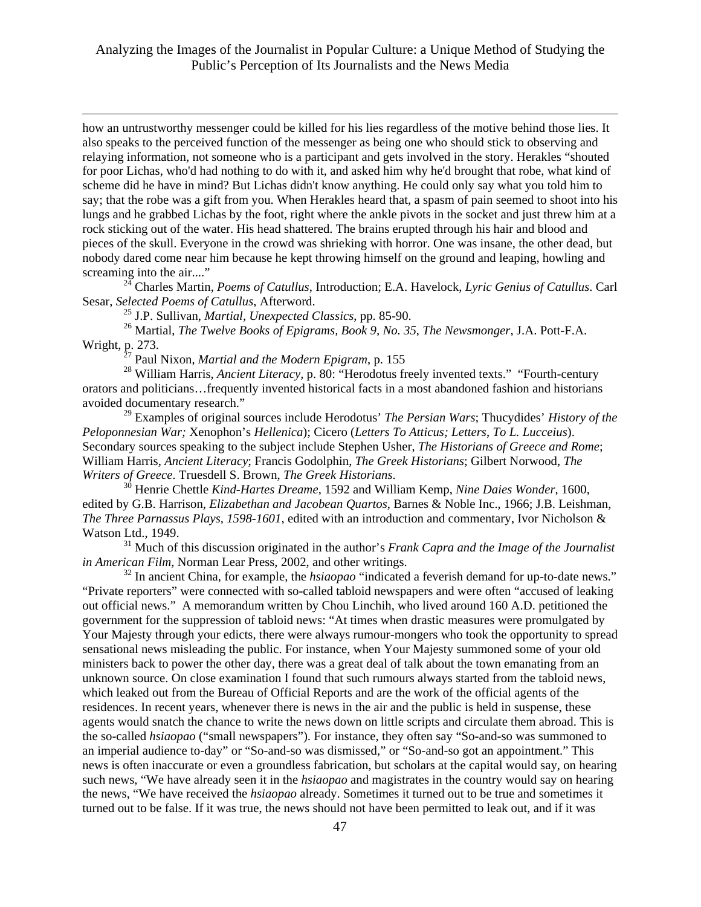how an untrustworthy messenger could be killed for his lies regardless of the motive behind those lies. It also speaks to the perceived function of the messenger as being one who should stick to observing and relaying information, not someone who is a participant and gets involved in the story. Herakles "shouted for poor Lichas, who'd had nothing to do with it, and asked him why he'd brought that robe, what kind of scheme did he have in mind? But Lichas didn't know anything. He could only say what you told him to say; that the robe was a gift from you. When Herakles heard that, a spasm of pain seemed to shoot into his lungs and he grabbed Lichas by the foot, right where the ankle pivots in the socket and just threw him at a rock sticking out of the water. His head shattered. The brains erupted through his hair and blood and pieces of the skull. Everyone in the crowd was shrieking with horror. One was insane, the other dead, but nobody dared come near him because he kept throwing himself on the ground and leaping, howling and screaming into the air...."

[24] Charles Martin, *Poems of Catullus*, Introduction; E.A. Havelock, *Lyric Genius of Catullus*. Carl Sesar, *Selected Poems of Catullus*, Afterword.

[25] J.P. Sullivan, *Martial, Unexpected Classics*, pp. 85-90.

[26] Martial, *The Twelve Books of Epigrams, Book 9, No. 35*, *The Newsmonger*, J.A. Pott-F.A. Wright, p. 273.

[27] Paul Nixon, *Martial and the Modern Epigram*, p. 155

[28] William Harris, *Ancient Literacy*, p. 80: "Herodotus freely invented texts." "Fourth-century orators and politicians…frequently invented historical facts in a most abandoned fashion and historians avoided documentary research."

[29] Examples of original sources include Herodotus' *The Persian Wars*; Thucydides' *History of the Peloponnesian War;* Xenophon's *Hellenica*); Cicero (*Letters To Atticus; Letters*, *To L. Lucceius*). Secondary sources speaking to the subject include Stephen Usher, *The Historians of Greece and Rome*; William Harris, *Ancient Literacy*; Francis Godolphin, *The Greek Historians*; Gilbert Norwood, *The Writers of Greece*. Truesdell S. Brown, *The Greek Historians*.

[30] Henrie Chettle *Kind-Hartes Dreame*, 1592 and William Kemp, *Nine Daies Wonder*, 1600, edited by G.B. Harrison, *Elizabethan and Jacobean Quartos*, Barnes & Noble Inc., 1966; J.B. Leishman, *The Three Parnassus Plays, 1598-1601,* edited with an introduction and commentary, Ivor Nicholson & Watson Ltd., 1949.

[31] Much of this discussion originated in the author's *Frank Capra and the Image of the Journalist in American Film,* Norman Lear Press, 2002, and other writings.

[32] In ancient China, for example, the *hsiaopao* "indicated a feverish demand for up-to-date news." "Private reporters" were connected with so-called tabloid newspapers and were often "accused of leaking out official news." A memorandum written by Chou Linchih, who lived around 160 A.D. petitioned the government for the suppression of tabloid news: "At times when drastic measures were promulgated by Your Majesty through your edicts, there were always rumour-mongers who took the opportunity to spread sensational news misleading the public. For instance, when Your Majesty summoned some of your old ministers back to power the other day, there was a great deal of talk about the town emanating from an unknown source. On close examination I found that such rumours always started from the tabloid news, which leaked out from the Bureau of Official Reports and are the work of the official agents of the residences. In recent years, whenever there is news in the air and the public is held in suspense, these agents would snatch the chance to write the news down on little scripts and circulate them abroad. This is the so-called *hsiaopao* ("small newspapers"). For instance, they often say "So-and-so was summoned to an imperial audience to-day" or "So-and-so was dismissed," or "So-and-so got an appointment." This news is often inaccurate or even a groundless fabrication, but scholars at the capital would say, on hearing such news, "We have already seen it in the *hsiaopao* and magistrates in the country would say on hearing the news, "We have received the *hsiaopao* already. Sometimes it turned out to be true and sometimes it turned out to be false. If it was true, the news should not have been permitted to leak out, and if it was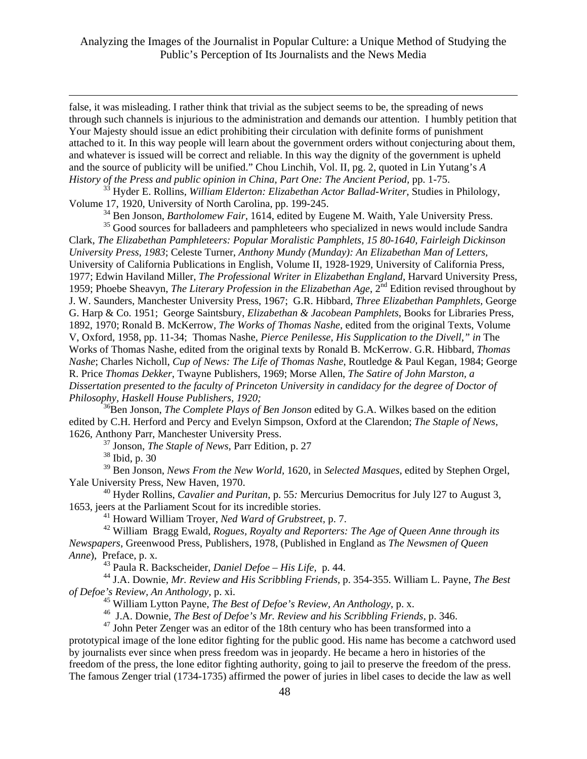false, it was misleading. I rather think that trivial as the subject seems to be, the spreading of news through such channels is injurious to the administration and demands our attention. I humbly petition that Your Majesty should issue an edict prohibiting their circulation with definite forms of punishment attached to it. In this way people will learn about the government orders without conjecturing about them, and whatever is issued will be correct and reliable. In this way the dignity of the government is upheld and the source of publicity will be unified." Chou Linchih, Vol. II, pg. 2, quoted in Lin Yutang's *A History of the Press and public opinion in China, Part One: The Ancient Period,* pp. 1-75.

[33] Hyder E. Rollins, *William Elderton: Elizabethan Actor Ballad-Writer,* Studies in Philology, Volume 17, 1920, University of North Carolina, pp. 199-245.

[34] Ben Jonson, *Bartholomew Fair,* 1614, edited by Eugene M. Waith, Yale University Press.

[35] Good sources for balladeers and pamphleteers who specialized in news would include Sandra Clark, *The Elizabethan Pamphleteers: Popular Moralistic Pamphlets, 15 80-1640, Fairleigh Dickinson University Press, 1983*; Celeste Turner, *Anthony Mundy (Munday): An Elizabethan Man of Letters*, University of California Publications in English, Volume II, 1928-1929, University of California Press, 1977; Edwin Haviland Miller, *The Professional Writer in Elizabethan England*, Harvard University Press, 1959; Phoebe Sheavyn, *The Literary Profession in the Elizabethan Age*, 2nd Edition revised throughout by J. W. Saunders, Manchester University Press, 1967; G.R. Hibbard, *Three Elizabethan Pamphlets*, George G. Harp & Co. 1951; George Saintsbury, *Elizabethan & Jacobean Pamphlets*, Books for Libraries Press, 1892, 1970; Ronald B. McKerrow, *The Works of Thomas Nashe*, edited from the original Texts, Volume V, Oxford, 1958, pp. 11-34; Thomas Nashe, *Pierce Penilesse, His Supplication to the Divell," in* The Works of Thomas Nashe, edited from the original texts by Ronald B. McKerrow. G.R. Hibbard, *Thomas Nashe*; Charles Nicholl, *Cup of News: The Life of Thomas Nashe*, Routledge & Paul Kegan, 1984; George R. Price *Thomas Dekker*, Twayne Publishers, 1969; Morse Allen, *The Satire of John Marston, a Dissertation presented to the faculty of Princeton University in candidacy for the degree of Doctor of Philosophy*, *Haskell House Publishers, 1920;*

[36] Ben Jonson, *The Complete Plays of Ben Jonson* edited by G.A. Wilkes based on the edition edited by C.H. Herford and Percy and Evelyn Simpson, Oxford at the Clarendon; *The Staple of News,* 1626, Anthony Parr, Manchester University Press.

[37] Jonson, *The Staple of News*, Parr Edition, p. 27

[38] Ibid, p. 30

[39] Ben Jonson, *News From the New World*, 1620, in *Selected Masques*, edited by Stephen Orgel, Yale University Press, New Haven, 1970.

[40] Hyder Rollins, *Cavalier and Puritan*, p. 55*:* Mercurius Democritus for July l27 to August 3, 1653, jeers at the Parliament Scout for its incredible stories.

[41] Howard William Troyer, *Ned Ward of Grubstreet*, p. 7.

[42] William Bragg Ewald, *Rogues, Royalty and Reporters: The Age of Queen Anne through its Newspapers*, Greenwood Press, Publishers, 1978, (Published in England as *The Newsmen of Queen Anne*), Preface, p. x.

[43] Paula R. Backscheider, *Daniel Defoe – His Life,* p. 44.

[44] J.A. Downie, *Mr. Review and His Scribbling Friends*, p. 354-355. William L. Payne, *The Best of Defoe's Review, An Anthology*, p. xi.

[45] William Lytton Payne, *The Best of Defoe's Review, An Anthology*, p. x.

[46] J.A. Downie, *The Best of Defoe's Mr. Review and his Scribbling Friends,* p. 346.

[47] John Peter Zenger was an editor of the 18th century who has been transformed into a prototypical image of the lone editor fighting for the public good. His name has become a catchword used by journalists ever since when press freedom was in jeopardy. He became a hero in histories of the freedom of the press, the lone editor fighting authority, going to jail to preserve the freedom of the press. The famous Zenger trial (1734-1735) affirmed the power of juries in libel cases to decide the law as well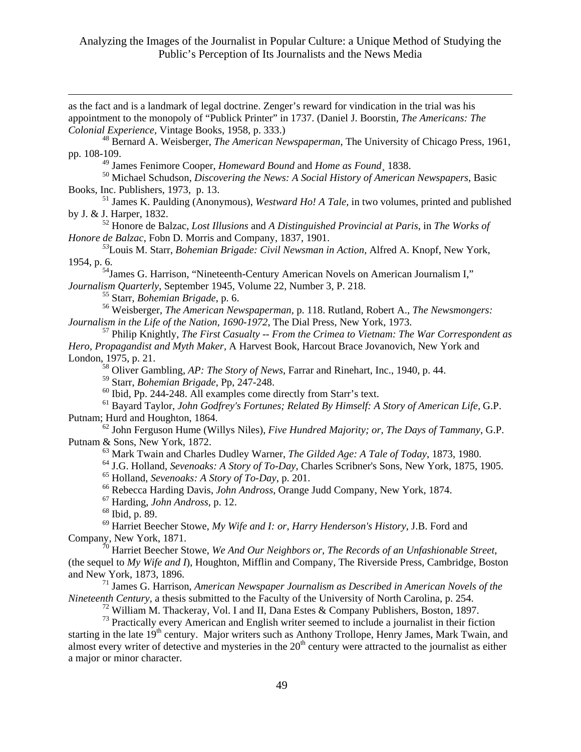as the fact and is a landmark of legal doctrine. Zenger's reward for vindication in the trial was his appointment to the monopoly of "Publick Printer" in 1737. (Daniel J. Boorstin, *The Americans: The Colonial Experience*, Vintage Books, 1958, p. 333.)

[48] Bernard A. Weisberger, *The American Newspaperman*, The University of Chicago Press, 1961, pp. 108-109.

[49] James Fenimore Cooper, *Homeward Bound* and *Home as Found*¸ 1838.

[50] Michael Schudson, *Discovering the News: A Social History of American Newspapers*, Basic Books, Inc. Publishers, 1973, p. 13.

[51] James K. Paulding (Anonymous), *Westward Ho! A Tale*, in two volumes, printed and published by J. & J. Harper, 1832.

[52] Honore de Balzac, *Lost Illusions* and *A Distinguished Provincial at Paris*, in *The Works of Honore de Balzac*, Fobn D. Morris and Company, 1837, 1901.

[53] Louis M. Starr, *Bohemian Brigade: Civil Newsman in Action*, Alfred A. Knopf, New York, 1954, p. 6.

[54] James G. Harrison, "Nineteenth-Century American Novels on American Journalism I," *Journalism Quarterly*, September 1945, Volume 22, Number 3, P. 218.

[55] Starr, *Bohemian Brigade*, p. 6.

[56] Weisberger, *The American Newspaperman*, p. 118. Rutland, Robert A., *The Newsmongers: Journalism in the Life of the Nation, 1690-1972*, The Dial Press, New York, 1973.

[57] Philip Knightly, *The First Casualty -- From the Crimea to Vietnam: The War Correspondent as Hero, Propagandist and Myth Maker*, A Harvest Book, Harcout Brace Jovanovich, New York and London, 1975, p. 21.

[58] Oliver Gambling, *AP: The Story of News*, Farrar and Rinehart, Inc., 1940, p. 44.

[59] Starr, *Bohemian Brigade*, Pp, 247-248.

[60] Ibid, Pp. 244-248. All examples come directly from Starr's text.

[61] Bayard Taylor, *John Godfrey's Fortunes; Related By Himself: A Story of American Life*, G.P. Putnam; Hurd and Houghton, 1864.

[62] John Ferguson Hume (Willys Niles), *Five Hundred Majority; or, The Days of Tammany*, G.P. Putnam & Sons, New York, 1872.

[63] Mark Twain and Charles Dudley Warner, *The Gilded Age: A Tale of Today*, 1873, 1980.

[64] J.G. Holland, *Sevenoaks: A Story of To-Day*, Charles Scribner's Sons, New York, 1875, 1905.

[65] Holland, *Sevenoaks: A Story of To-Day*, p. 201.

[66] Rebecca Harding Davis, *John Andross*, Orange Judd Company, New York, 1874.

[67] Harding, *John Andross*, p. 12.

[68] Ibid, p. 89.

[69] Harriet Beecher Stowe, *My Wife and I: or, Harry Henderson's History*, J.B. Ford and Company, New York, 1871.

[70] Harriet Beecher Stowe, *We And Our Neighbors or, The Records of an Unfashionable Street*, (the sequel to *My Wife and I*), Houghton, Mifflin and Company, The Riverside Press, Cambridge, Boston and New York, 1873, 1896.

[71] James G. Harrison, *American Newspaper Journalism as Described in American Novels of the Nineteenth Century*, a thesis submitted to the Faculty of the University of North Carolina, p. 254.

[72] William M. Thackeray, Vol. I and II, Dana Estes & Company Publishers, Boston, 1897.

[73] Practically every American and English writer seemed to include a journalist in their fiction starting in the late 19th century. Major writers such as Anthony Trollope, Henry James, Mark Twain, and almost every writer of detective and mysteries in the 20th century were attracted to the journalist as either a major or minor character.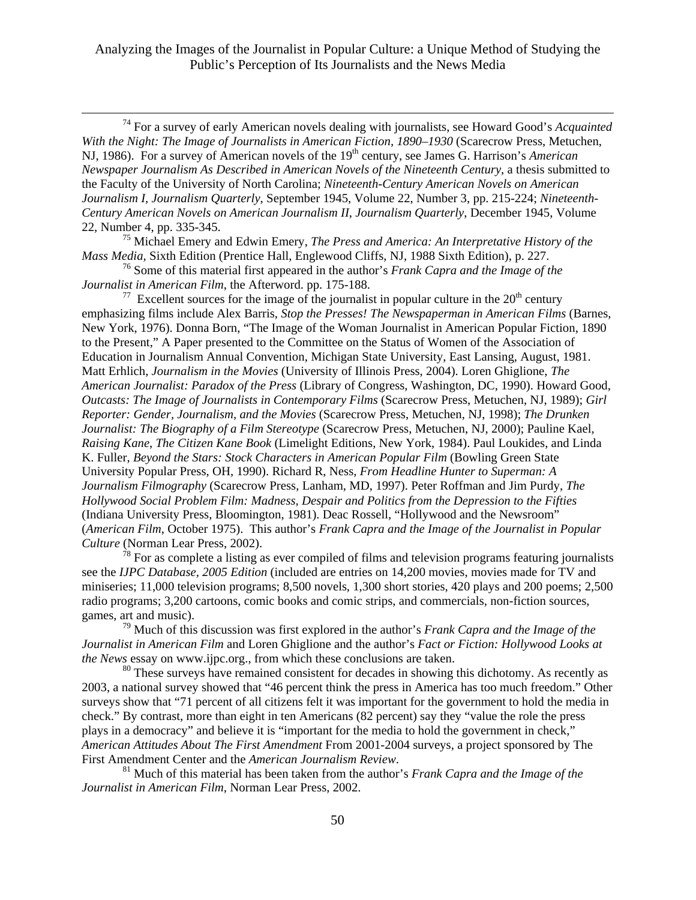[74] For a survey of early American novels dealing with journalists, see Howard Good's *Acquainted With the Night: The Image of Journalists in American Fiction, 1890–1930* (Scarecrow Press, Metuchen, NJ, 1986). For a survey of American novels of the 19th century, see James G. Harrison's *American Newspaper Journalism As Described in American Novels of the Nineteenth Century*, a thesis submitted to the Faculty of the University of North Carolina; *Nineteenth-Century American Novels on American Journalism I, Journalism Quarterly,* September 1945, Volume 22, Number 3, pp. 215-224; *Nineteenth-Century American Novels on American Journalism II, Journalism Quarterly*, December 1945, Volume 22, Number 4, pp. 335-345.

[75] Michael Emery and Edwin Emery, *The Press and America: An Interpretative History of the Mass Media,* Sixth Edition (Prentice Hall, Englewood Cliffs, NJ, 1988 Sixth Edition), p. 227.

[76] Some of this material first appeared in the author's *Frank Capra and the Image of the Journalist in American Film*, the Afterword. pp. 175-188.

[77] Excellent sources for the image of the journalist in popular culture in the 20th century emphasizing films include Alex Barris, *Stop the Presses! The Newspaperman in American Films* (Barnes, New York, 1976). Donna Born, "The Image of the Woman Journalist in American Popular Fiction, 1890 to the Present," A Paper presented to the Committee on the Status of Women of the Association of Education in Journalism Annual Convention, Michigan State University, East Lansing, August, 1981. Matt Erhlich, *Journalism in the Movies* (University of Illinois Press, 2004). Loren Ghiglione, *The American Journalist: Paradox of the Press* (Library of Congress, Washington, DC, 1990). Howard Good, *Outcasts: The Image of Journalists in Contemporary Films* (Scarecrow Press, Metuchen, NJ, 1989); *Girl Reporter: Gender, Journalism, and the Movies* (Scarecrow Press, Metuchen, NJ, 1998); *The Drunken Journalist: The Biography of a Film Stereotype* (Scarecrow Press, Metuchen, NJ, 2000); Pauline Kael, *Raising Kane*, *The Citizen Kane Book* (Limelight Editions, New York, 1984). Paul Loukides, and Linda K. Fuller, *Beyond the Stars: Stock Characters in American Popular Film* (Bowling Green State University Popular Press, OH, 1990). Richard R, Ness, *From Headline Hunter to Superman: A Journalism Filmography* (Scarecrow Press, Lanham, MD, 1997). Peter Roffman and Jim Purdy, *The Hollywood Social Problem Film: Madness, Despair and Politics from the Depression to the Fifties* (Indiana University Press, Bloomington, 1981). Deac Rossell, "Hollywood and the Newsroom" (*American Film*, October 1975). This author's *Frank Capra and the Image of the Journalist in Popular Culture* (Norman Lear Press, 2002).

[78] For as complete a listing as ever compiled of films and television programs featuring journalists see the *IJPC Database, 2005 Edition* (included are entries on 14,200 movies, movies made for TV and miniseries; 11,000 television programs; 8,500 novels, 1,300 short stories, 420 plays and 200 poems; 2,500 radio programs; 3,200 cartoons, comic books and comic strips, and commercials, non-fiction sources, games, art and music).

[79] Much of this discussion was first explored in the author's *Frank Capra and the Image of the Journalist in American Film* and Loren Ghiglione and the author's *Fact or Fiction: Hollywood Looks at the News* essay on www.ijpc.org., from which these conclusions are taken.

[80] These surveys have remained consistent for decades in showing this dichotomy. As recently as 2003, a national survey showed that "46 percent think the press in America has too much freedom." Other surveys show that "71 percent of all citizens felt it was important for the government to hold the media in check." By contrast, more than eight in ten Americans (82 percent) say they "value the role the press plays in a democracy" and believe it is "important for the media to hold the government in check," *American Attitudes About The First Amendment* From 2001-2004 surveys, a project sponsored by The First Amendment Center and the *American Journalism Review*.

[81] Much of this material has been taken from the author's *Frank Capra and the Image of the Journalist in American Film,* Norman Lear Press, 2002.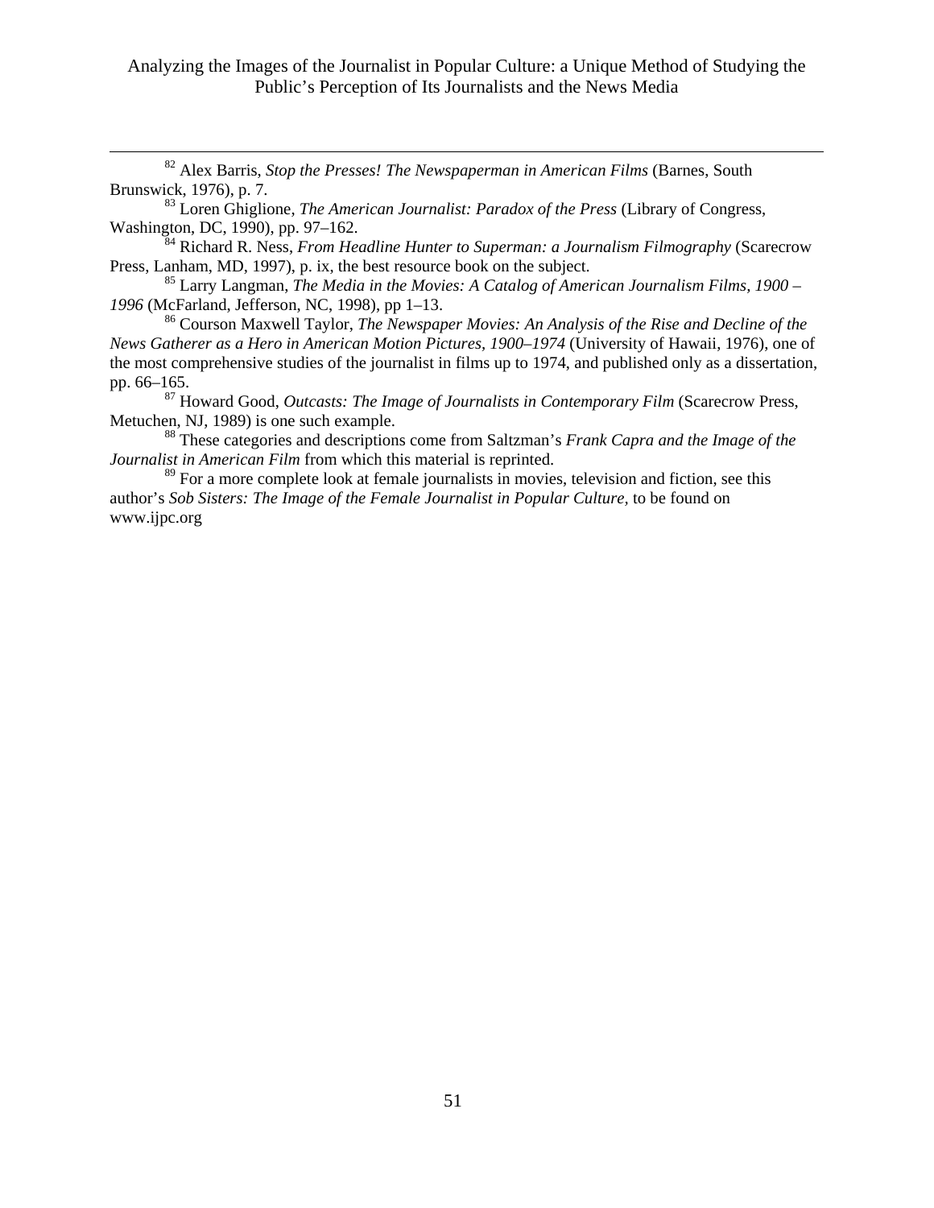[82] Alex Barris, *Stop the Presses! The Newspaperman in American Films* (Barnes, South Brunswick, 1976), p. 7.

[83] Loren Ghiglione, *The American Journalist: Paradox of the Press* (Library of Congress, Washington, DC, 1990), pp. 97–162.

[84] Richard R. Ness, *From Headline Hunter to Superman: a Journalism Filmography* (Scarecrow Press, Lanham, MD, 1997), p. ix, the best resource book on the subject.

[85] Larry Langman, *The Media in the Movies: A Catalog of American Journalism Films, 1900 – 1996* (McFarland, Jefferson, NC, 1998), pp 1–13.

[86] Courson Maxwell Taylor, *The Newspaper Movies: An Analysis of the Rise and Decline of the News Gatherer as a Hero in American Motion Pictures, 1900–1974* (University of Hawaii, 1976), one of the most comprehensive studies of the journalist in films up to 1974, and published only as a dissertation, pp. 66–165.

[87] Howard Good, *Outcasts: The Image of Journalists in Contemporary Film* (Scarecrow Press, Metuchen, NJ, 1989) is one such example.

[88] These categories and descriptions come from Saltzman's *Frank Capra and the Image of the Journalist in American Film* from which this material is reprinted.

[89] For a more complete look at female journalists in movies, television and fiction, see this author's *Sob Sisters: The Image of the Female Journalist in Popular Culture*, to be found on www.ijpc.org